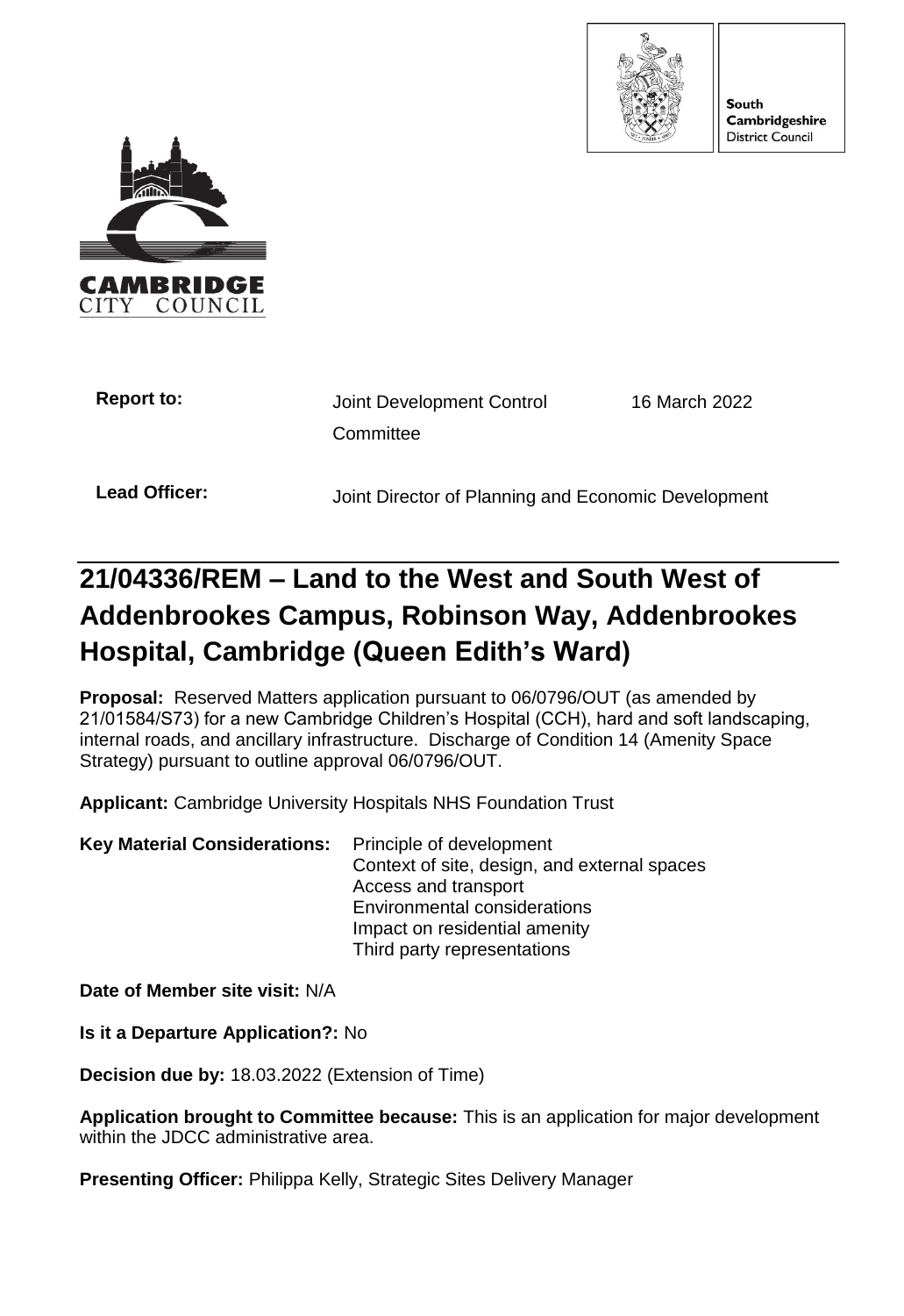South Cambridgeshire District Council

CAMBRIDGE CITY COUNCIL

| | | |
|---|---|---|
| **Report to:** | Joint Development Control Committee | 16 March 2022 |
| **Lead Officer:** | Joint Director of Planning and Economic Development | |

# 21/04336/REM – Land to the West and South West of Addenbrookes Campus, Robinson Way, Addenbrookes Hospital, Cambridge (Queen Edith's Ward)

**Proposal:** Reserved Matters application pursuant to 06/0796/OUT (as amended by 21/01584/S73) for a new Cambridge Children's Hospital (CCH), hard and soft landscaping, internal roads, and ancillary infrastructure. Discharge of Condition 14 (Amenity Space Strategy) pursuant to outline approval 06/0796/OUT.

**Applicant:** Cambridge University Hospitals NHS Foundation Trust

**Key Material Considerations:**
- Principle of development
- Context of site, design, and external spaces
- Access and transport
- Environmental considerations
- Impact on residential amenity
- Third party representations

**Date of Member site visit:** N/A

**Is it a Departure Application?:** No

**Decision due by:** 18.03.2022 (Extension of Time)

**Application brought to Committee because:** This is an application for major development within the JDCC administrative area.

**Presenting Officer:** Philippa Kelly, Strategic Sites Delivery Manager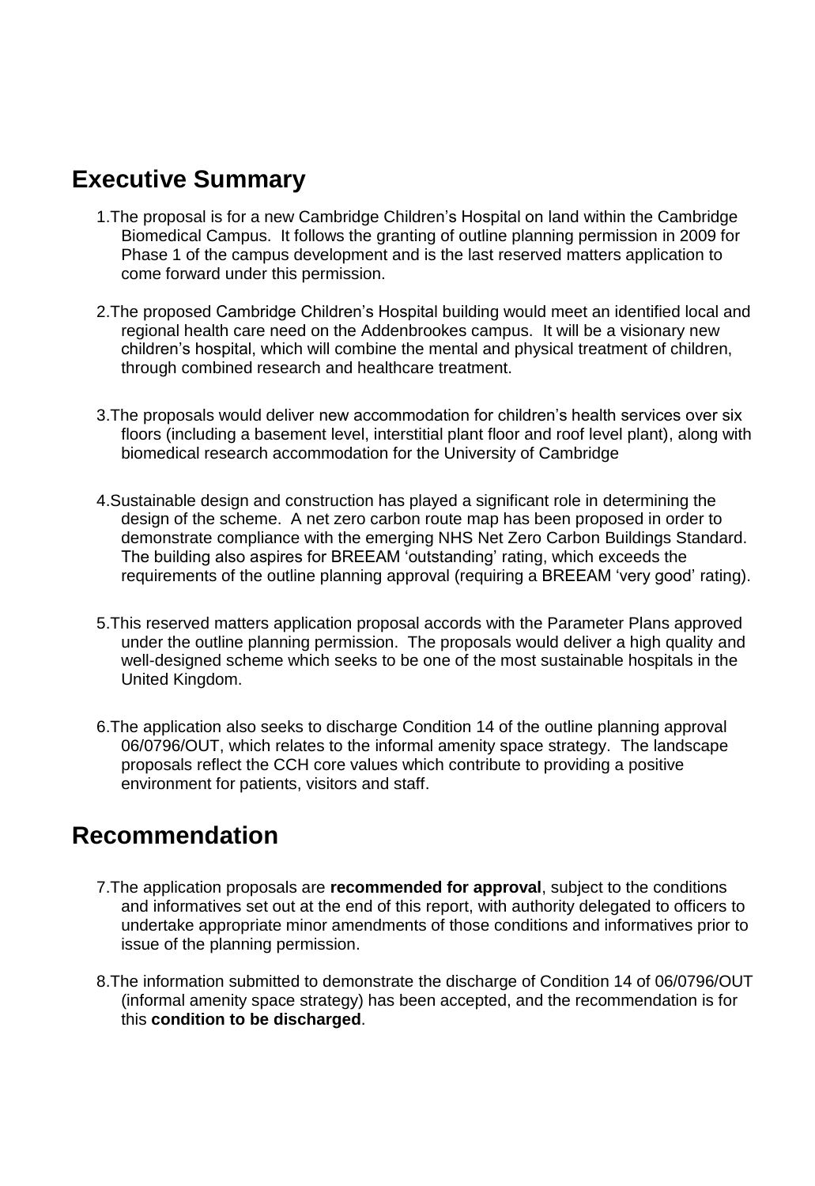## Executive Summary

1. The proposal is for a new Cambridge Children's Hospital on land within the Cambridge Biomedical Campus. It follows the granting of outline planning permission in 2009 for Phase 1 of the campus development and is the last reserved matters application to come forward under this permission.

2. The proposed Cambridge Children's Hospital building would meet an identified local and regional health care need on the Addenbrookes campus. It will be a visionary new children's hospital, which will combine the mental and physical treatment of children, through combined research and healthcare treatment.

3. The proposals would deliver new accommodation for children's health services over six floors (including a basement level, interstitial plant floor and roof level plant), along with biomedical research accommodation for the University of Cambridge

4. Sustainable design and construction has played a significant role in determining the design of the scheme. A net zero carbon route map has been proposed in order to demonstrate compliance with the emerging NHS Net Zero Carbon Buildings Standard. The building also aspires for BREEAM 'outstanding' rating, which exceeds the requirements of the outline planning approval (requiring a BREEAM 'very good' rating).

5. This reserved matters application proposal accords with the Parameter Plans approved under the outline planning permission. The proposals would deliver a high quality and well-designed scheme which seeks to be one of the most sustainable hospitals in the United Kingdom.

6. The application also seeks to discharge Condition 14 of the outline planning approval 06/0796/OUT, which relates to the informal amenity space strategy. The landscape proposals reflect the CCH core values which contribute to providing a positive environment for patients, visitors and staff.

## Recommendation

7. The application proposals are **recommended for approval**, subject to the conditions and informatives set out at the end of this report, with authority delegated to officers to undertake appropriate minor amendments of those conditions and informatives prior to issue of the planning permission.

8. The information submitted to demonstrate the discharge of Condition 14 of 06/0796/OUT (informal amenity space strategy) has been accepted, and the recommendation is for this **condition to be discharged**.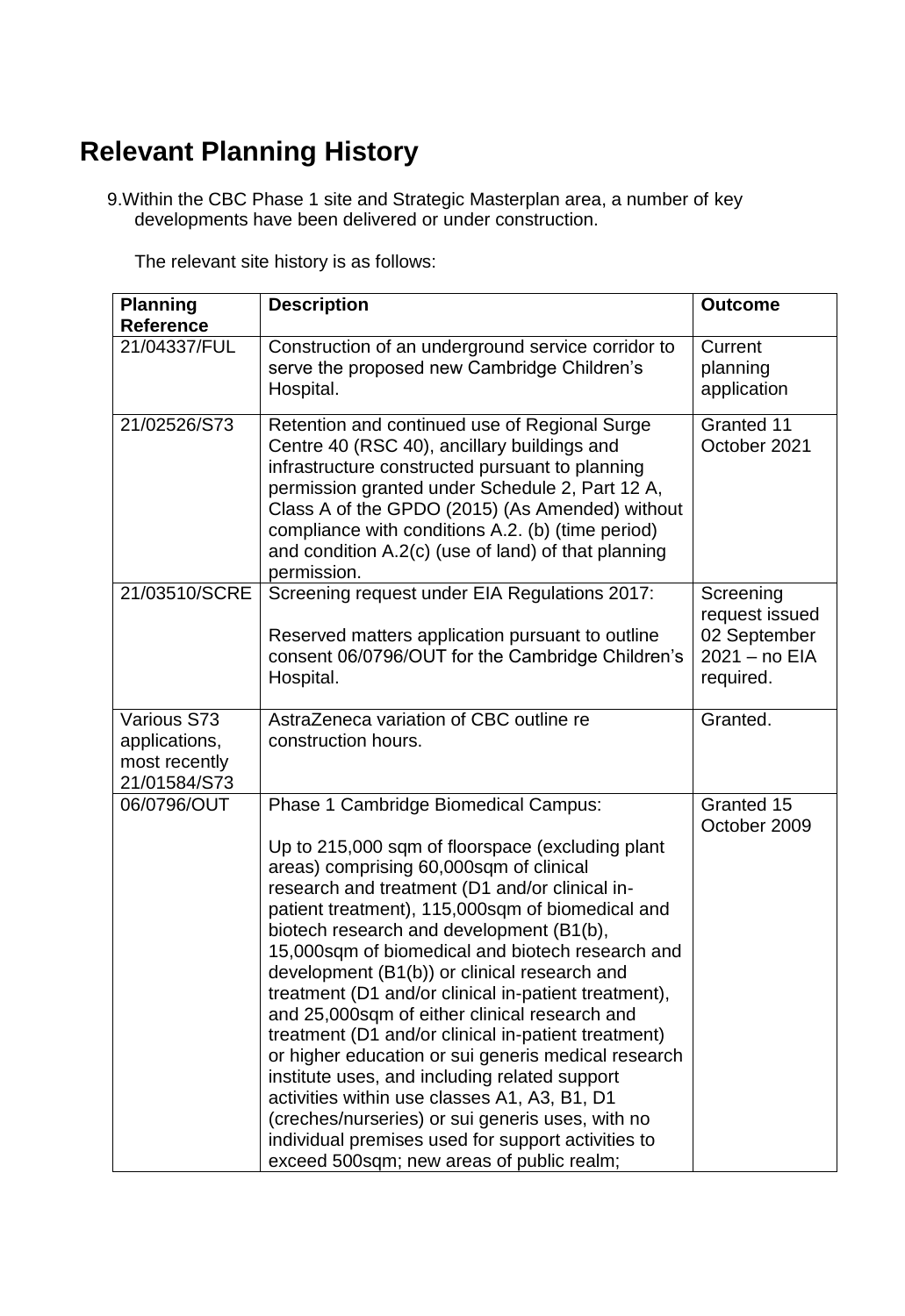## Relevant Planning History

9. Within the CBC Phase 1 site and Strategic Masterplan area, a number of key developments have been delivered or under construction.

   The relevant site history is as follows:

| Planning Reference | Description | Outcome |
|---|---|---|
| 21/04337/FUL | Construction of an underground service corridor to serve the proposed new Cambridge Children's Hospital. | Current planning application |
| 21/02526/S73 | Retention and continued use of Regional Surge Centre 40 (RSC 40), ancillary buildings and infrastructure constructed pursuant to planning permission granted under Schedule 2, Part 12 A, Class A of the GPDO (2015) (As Amended) without compliance with conditions A.2. (b) (time period) and condition A.2(c) (use of land) of that planning permission. | Granted 11 October 2021 |
| 21/03510/SCRE | Screening request under EIA Regulations 2017:<br><br>Reserved matters application pursuant to outline consent 06/0796/OUT for the Cambridge Children's Hospital. | Screening request issued 02 September 2021 – no EIA required. |
| Various S73 applications, most recently 21/01584/S73 | AstraZeneca variation of CBC outline re construction hours. | Granted. |
| 06/0796/OUT | Phase 1 Cambridge Biomedical Campus:<br><br>Up to 215,000 sqm of floorspace (excluding plant areas) comprising 60,000sqm of clinical research and treatment (D1 and/or clinical in-patient treatment), 115,000sqm of biomedical and biotech research and development (B1(b), 15,000sqm of biomedical and biotech research and development (B1(b)) or clinical research and treatment (D1 and/or clinical in-patient treatment), and 25,000sqm of either clinical research and treatment (D1 and/or clinical in-patient treatment) or higher education or sui generis medical research institute uses, and including related support activities within use classes A1, A3, B1, D1 (creches/nurseries) or sui generis uses, with no individual premises used for support activities to exceed 500sqm; new areas of public realm; | Granted 15 October 2009 |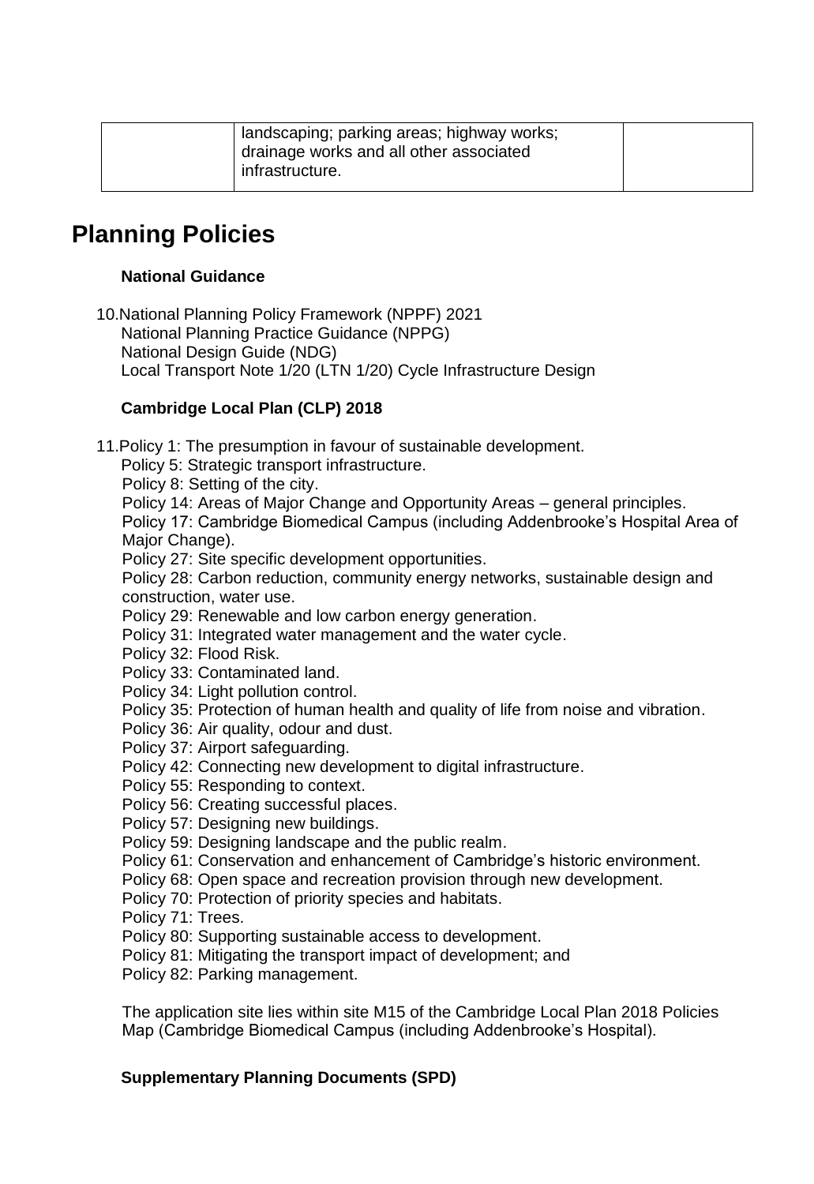|  | landscaping; parking areas; highway works; drainage works and all other associated infrastructure. |  |
|---|---|---|

# Planning Policies

**National Guidance**

10. National Planning Policy Framework (NPPF) 2021
National Planning Practice Guidance (NPPG)
National Design Guide (NDG)
Local Transport Note 1/20 (LTN 1/20) Cycle Infrastructure Design

**Cambridge Local Plan (CLP) 2018**

11. Policy 1: The presumption in favour of sustainable development.
Policy 5: Strategic transport infrastructure.
Policy 8: Setting of the city.
Policy 14: Areas of Major Change and Opportunity Areas – general principles.
Policy 17: Cambridge Biomedical Campus (including Addenbrooke's Hospital Area of Major Change).
Policy 27: Site specific development opportunities.
Policy 28: Carbon reduction, community energy networks, sustainable design and construction, water use.
Policy 29: Renewable and low carbon energy generation.
Policy 31: Integrated water management and the water cycle.
Policy 32: Flood Risk.
Policy 33: Contaminated land.
Policy 34: Light pollution control.
Policy 35: Protection of human health and quality of life from noise and vibration.
Policy 36: Air quality, odour and dust.
Policy 37: Airport safeguarding.
Policy 42: Connecting new development to digital infrastructure.
Policy 55: Responding to context.
Policy 56: Creating successful places.
Policy 57: Designing new buildings.
Policy 59: Designing landscape and the public realm.
Policy 61: Conservation and enhancement of Cambridge's historic environment.
Policy 68: Open space and recreation provision through new development.
Policy 70: Protection of priority species and habitats.
Policy 71: Trees.
Policy 80: Supporting sustainable access to development.
Policy 81: Mitigating the transport impact of development; and
Policy 82: Parking management.

The application site lies within site M15 of the Cambridge Local Plan 2018 Policies Map (Cambridge Biomedical Campus (including Addenbrooke's Hospital).

**Supplementary Planning Documents (SPD)**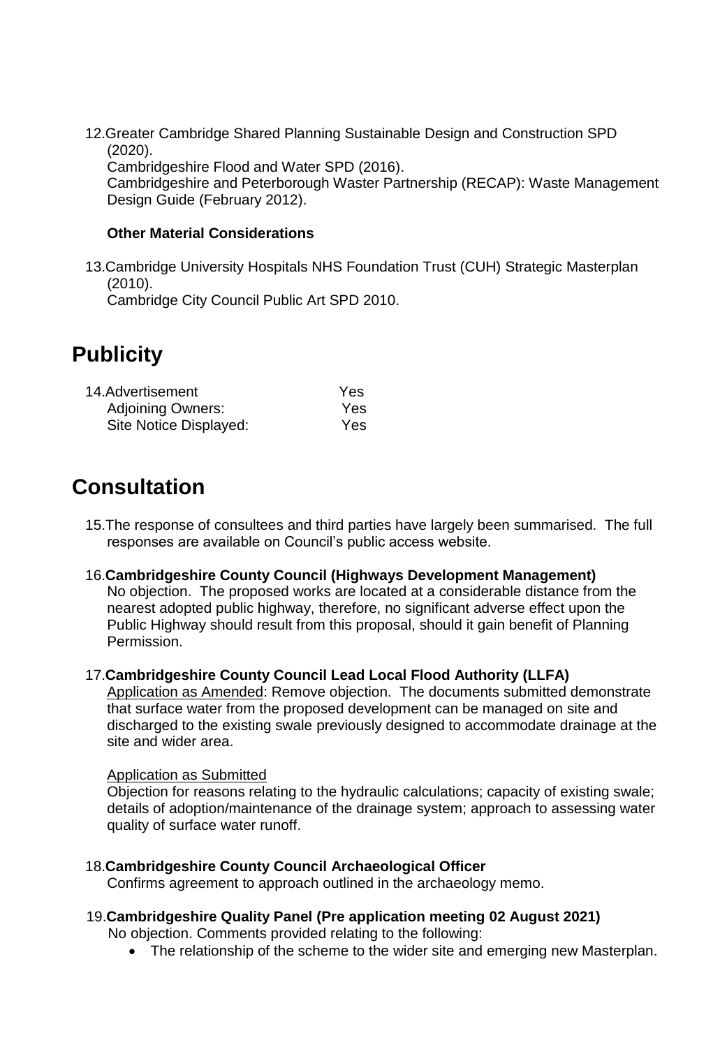12. Greater Cambridge Shared Planning Sustainable Design and Construction SPD (2020).
    Cambridgeshire Flood and Water SPD (2016).
    Cambridgeshire and Peterborough Waster Partnership (RECAP): Waste Management Design Guide (February 2012).

**Other Material Considerations**

13. Cambridge University Hospitals NHS Foundation Trust (CUH) Strategic Masterplan (2010).
    Cambridge City Council Public Art SPD 2010.

# Publicity

| 14. Advertisement | Yes |
|---|---|
| Adjoining Owners: | Yes |
| Site Notice Displayed: | Yes |

# Consultation

15. The response of consultees and third parties have largely been summarised. The full responses are available on Council's public access website.

16. **Cambridgeshire County Council (Highways Development Management)**
    No objection. The proposed works are located at a considerable distance from the nearest adopted public highway, therefore, no significant adverse effect upon the Public Highway should result from this proposal, should it gain benefit of Planning Permission.

17. **Cambridgeshire County Council Lead Local Flood Authority (LLFA)**
    Application as Amended: Remove objection. The documents submitted demonstrate that surface water from the proposed development can be managed on site and discharged to the existing swale previously designed to accommodate drainage at the site and wider area.

    Application as Submitted
    Objection for reasons relating to the hydraulic calculations; capacity of existing swale; details of adoption/maintenance of the drainage system; approach to assessing water quality of surface water runoff.

18. **Cambridgeshire County Council Archaeological Officer**
    Confirms agreement to approach outlined in the archaeology memo.

19. **Cambridgeshire Quality Panel (Pre application meeting 02 August 2021)**
    No objection. Comments provided relating to the following:
    - The relationship of the scheme to the wider site and emerging new Masterplan.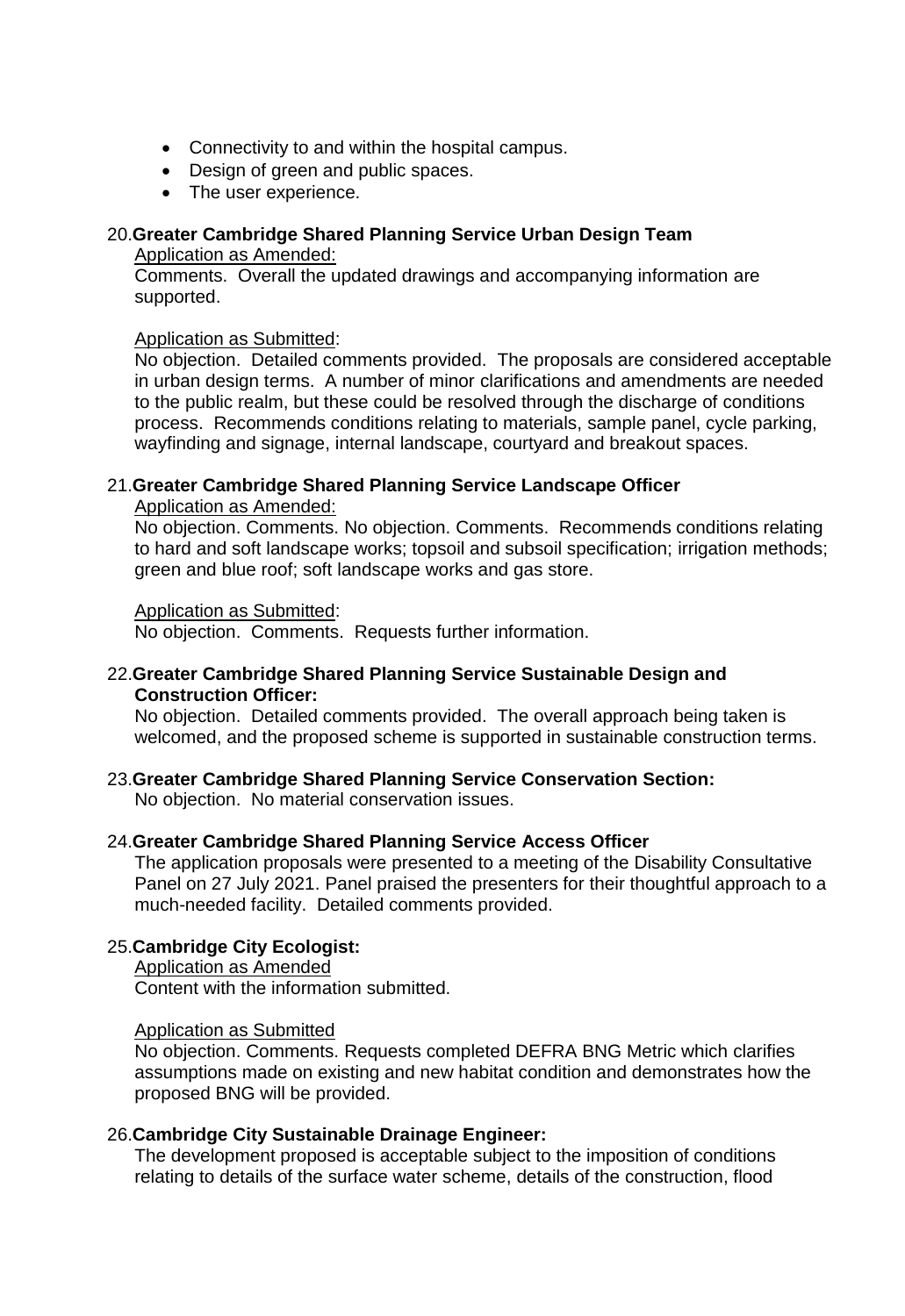- Connectivity to and within the hospital campus.
- Design of green and public spaces.
- The user experience.

20. **Greater Cambridge Shared Planning Service Urban Design Team**

    Application as Amended:

    Comments. Overall the updated drawings and accompanying information are supported.

    Application as Submitted:

    No objection. Detailed comments provided. The proposals are considered acceptable in urban design terms. A number of minor clarifications and amendments are needed to the public realm, but these could be resolved through the discharge of conditions process. Recommends conditions relating to materials, sample panel, cycle parking, wayfinding and signage, internal landscape, courtyard and breakout spaces.

21. **Greater Cambridge Shared Planning Service Landscape Officer**

    Application as Amended:

    No objection. Comments. No objection. Comments. Recommends conditions relating to hard and soft landscape works; topsoil and subsoil specification; irrigation methods; green and blue roof; soft landscape works and gas store.

    Application as Submitted:

    No objection. Comments. Requests further information.

22. **Greater Cambridge Shared Planning Service Sustainable Design and Construction Officer:**

    No objection. Detailed comments provided. The overall approach being taken is welcomed, and the proposed scheme is supported in sustainable construction terms.

23. **Greater Cambridge Shared Planning Service Conservation Section:**

    No objection. No material conservation issues.

24. **Greater Cambridge Shared Planning Service Access Officer**

    The application proposals were presented to a meeting of the Disability Consultative Panel on 27 July 2021. Panel praised the presenters for their thoughtful approach to a much-needed facility. Detailed comments provided.

25. **Cambridge City Ecologist:**

    Application as Amended

    Content with the information submitted.

    Application as Submitted

    No objection. Comments. Requests completed DEFRA BNG Metric which clarifies assumptions made on existing and new habitat condition and demonstrates how the proposed BNG will be provided.

26. **Cambridge City Sustainable Drainage Engineer:**

    The development proposed is acceptable subject to the imposition of conditions relating to details of the surface water scheme, details of the construction, flood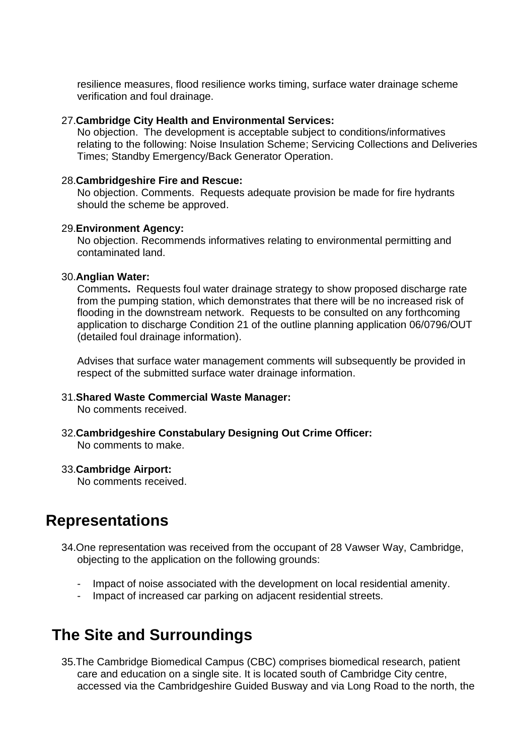resilience measures, flood resilience works timing, surface water drainage scheme verification and foul drainage.

27. **Cambridge City Health and Environmental Services:**
    No objection. The development is acceptable subject to conditions/informatives relating to the following: Noise Insulation Scheme; Servicing Collections and Deliveries Times; Standby Emergency/Back Generator Operation.

28. **Cambridgeshire Fire and Rescue:**
    No objection. Comments. Requests adequate provision be made for fire hydrants should the scheme be approved.

29. **Environment Agency:**
    No objection. Recommends informatives relating to environmental permitting and contaminated land.

30. **Anglian Water:**
    Comments**.** Requests foul water drainage strategy to show proposed discharge rate from the pumping station, which demonstrates that there will be no increased risk of flooding in the downstream network. Requests to be consulted on any forthcoming application to discharge Condition 21 of the outline planning application 06/0796/OUT (detailed foul drainage information).

    Advises that surface water management comments will subsequently be provided in respect of the submitted surface water drainage information.

31. **Shared Waste Commercial Waste Manager:**
    No comments received.

32. **Cambridgeshire Constabulary Designing Out Crime Officer:**
    No comments to make.

33. **Cambridge Airport:**
    No comments received.

# Representations

34. One representation was received from the occupant of 28 Vawser Way, Cambridge, objecting to the application on the following grounds:

    - Impact of noise associated with the development on local residential amenity.
    - Impact of increased car parking on adjacent residential streets.

# The Site and Surroundings

35. The Cambridge Biomedical Campus (CBC) comprises biomedical research, patient care and education on a single site. It is located south of Cambridge City centre, accessed via the Cambridgeshire Guided Busway and via Long Road to the north, the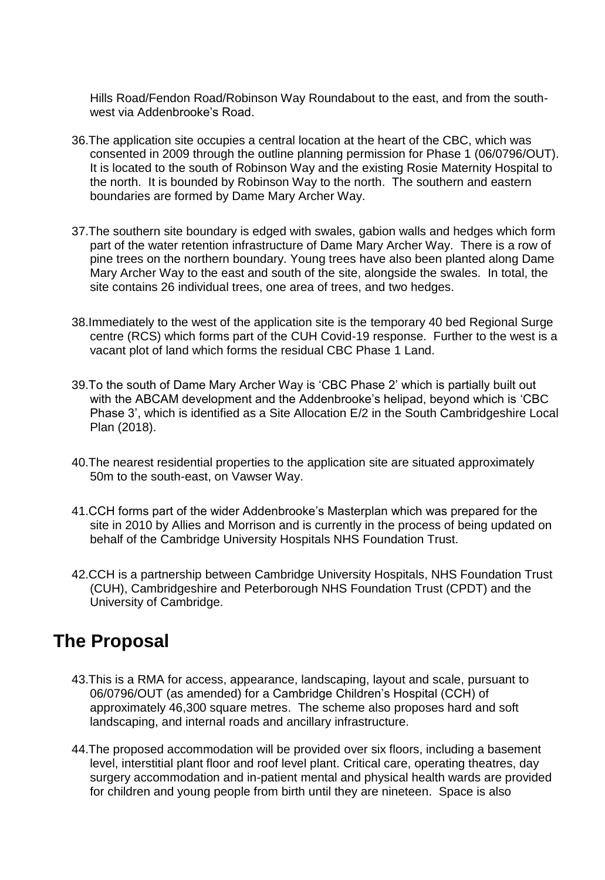Hills Road/Fendon Road/Robinson Way Roundabout to the east, and from the south-west via Addenbrooke's Road.

36. The application site occupies a central location at the heart of the CBC, which was consented in 2009 through the outline planning permission for Phase 1 (06/0796/OUT). It is located to the south of Robinson Way and the existing Rosie Maternity Hospital to the north. It is bounded by Robinson Way to the north. The southern and eastern boundaries are formed by Dame Mary Archer Way.

37. The southern site boundary is edged with swales, gabion walls and hedges which form part of the water retention infrastructure of Dame Mary Archer Way. There is a row of pine trees on the northern boundary. Young trees have also been planted along Dame Mary Archer Way to the east and south of the site, alongside the swales. In total, the site contains 26 individual trees, one area of trees, and two hedges.

38. Immediately to the west of the application site is the temporary 40 bed Regional Surge centre (RCS) which forms part of the CUH Covid-19 response. Further to the west is a vacant plot of land which forms the residual CBC Phase 1 Land.

39. To the south of Dame Mary Archer Way is 'CBC Phase 2' which is partially built out with the ABCAM development and the Addenbrooke's helipad, beyond which is 'CBC Phase 3', which is identified as a Site Allocation E/2 in the South Cambridgeshire Local Plan (2018).

40. The nearest residential properties to the application site are situated approximately 50m to the south-east, on Vawser Way.

41. CCH forms part of the wider Addenbrooke's Masterplan which was prepared for the site in 2010 by Allies and Morrison and is currently in the process of being updated on behalf of the Cambridge University Hospitals NHS Foundation Trust.

42. CCH is a partnership between Cambridge University Hospitals, NHS Foundation Trust (CUH), Cambridgeshire and Peterborough NHS Foundation Trust (CPDT) and the University of Cambridge.

## The Proposal

43. This is a RMA for access, appearance, landscaping, layout and scale, pursuant to 06/0796/OUT (as amended) for a Cambridge Children's Hospital (CCH) of approximately 46,300 square metres. The scheme also proposes hard and soft landscaping, and internal roads and ancillary infrastructure.

44. The proposed accommodation will be provided over six floors, including a basement level, interstitial plant floor and roof level plant. Critical care, operating theatres, day surgery accommodation and in-patient mental and physical health wards are provided for children and young people from birth until they are nineteen. Space is also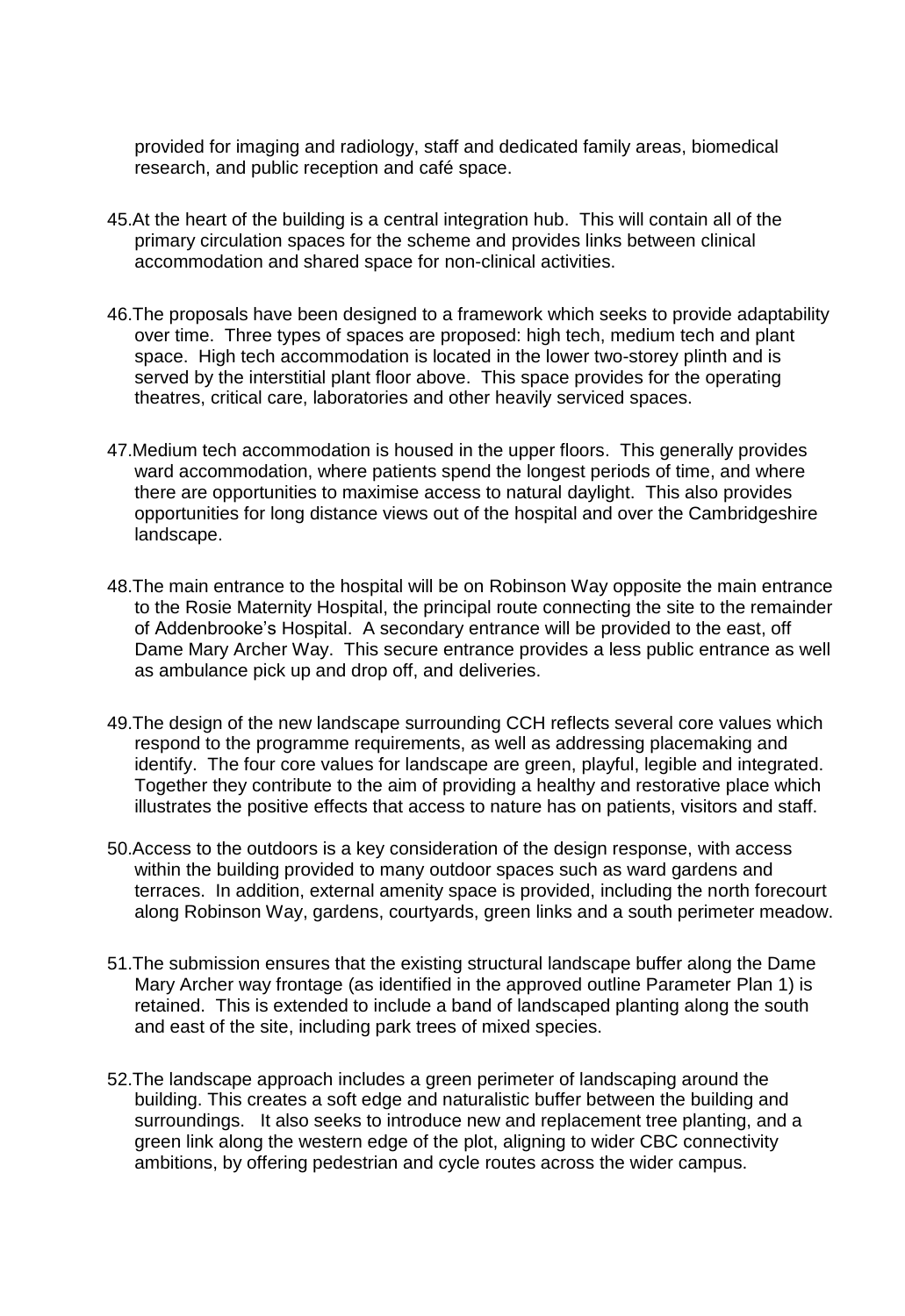provided for imaging and radiology, staff and dedicated family areas, biomedical research, and public reception and café space.

45. At the heart of the building is a central integration hub. This will contain all of the primary circulation spaces for the scheme and provides links between clinical accommodation and shared space for non-clinical activities.

46. The proposals have been designed to a framework which seeks to provide adaptability over time. Three types of spaces are proposed: high tech, medium tech and plant space. High tech accommodation is located in the lower two-storey plinth and is served by the interstitial plant floor above. This space provides for the operating theatres, critical care, laboratories and other heavily serviced spaces.

47. Medium tech accommodation is housed in the upper floors. This generally provides ward accommodation, where patients spend the longest periods of time, and where there are opportunities to maximise access to natural daylight. This also provides opportunities for long distance views out of the hospital and over the Cambridgeshire landscape.

48. The main entrance to the hospital will be on Robinson Way opposite the main entrance to the Rosie Maternity Hospital, the principal route connecting the site to the remainder of Addenbrooke's Hospital. A secondary entrance will be provided to the east, off Dame Mary Archer Way. This secure entrance provides a less public entrance as well as ambulance pick up and drop off, and deliveries.

49. The design of the new landscape surrounding CCH reflects several core values which respond to the programme requirements, as well as addressing placemaking and identify. The four core values for landscape are green, playful, legible and integrated. Together they contribute to the aim of providing a healthy and restorative place which illustrates the positive effects that access to nature has on patients, visitors and staff.

50. Access to the outdoors is a key consideration of the design response, with access within the building provided to many outdoor spaces such as ward gardens and terraces. In addition, external amenity space is provided, including the north forecourt along Robinson Way, gardens, courtyards, green links and a south perimeter meadow.

51. The submission ensures that the existing structural landscape buffer along the Dame Mary Archer way frontage (as identified in the approved outline Parameter Plan 1) is retained. This is extended to include a band of landscaped planting along the south and east of the site, including park trees of mixed species.

52. The landscape approach includes a green perimeter of landscaping around the building. This creates a soft edge and naturalistic buffer between the building and surroundings. It also seeks to introduce new and replacement tree planting, and a green link along the western edge of the plot, aligning to wider CBC connectivity ambitions, by offering pedestrian and cycle routes across the wider campus.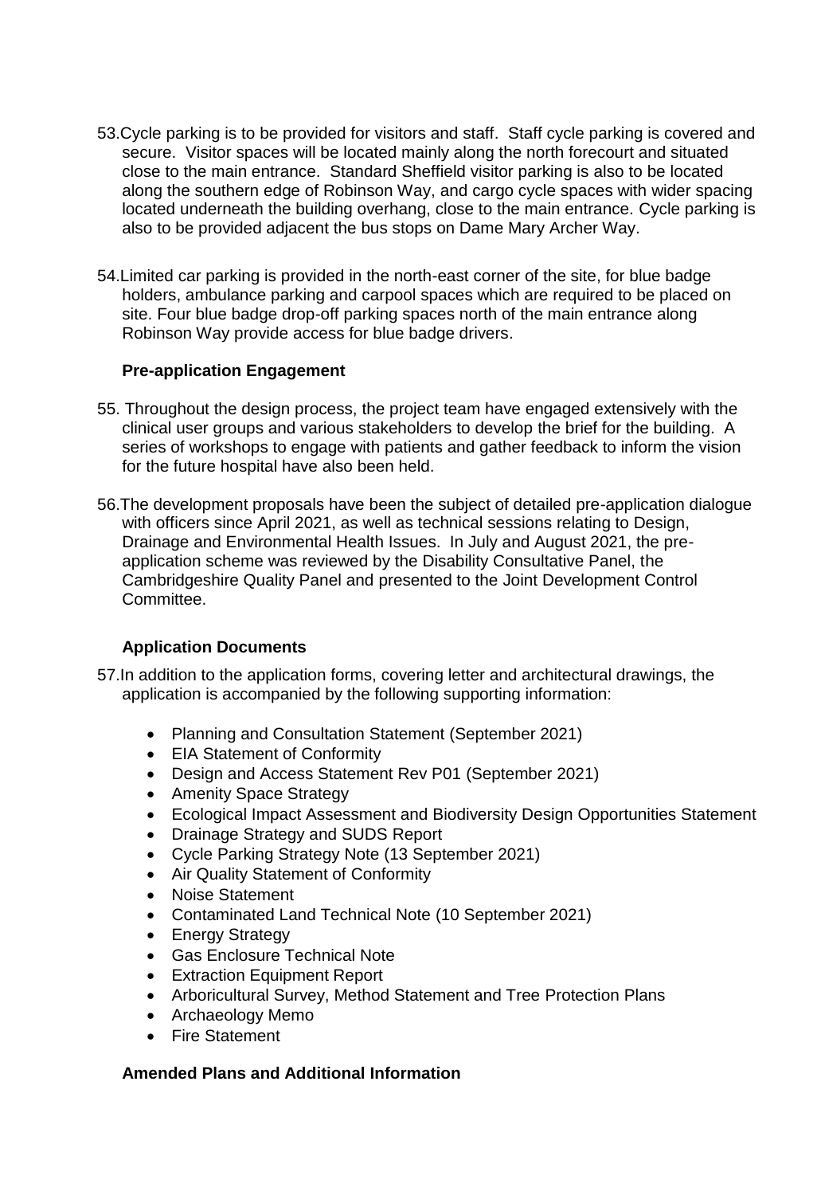53. Cycle parking is to be provided for visitors and staff. Staff cycle parking is covered and secure. Visitor spaces will be located mainly along the north forecourt and situated close to the main entrance. Standard Sheffield visitor parking is also to be located along the southern edge of Robinson Way, and cargo cycle spaces with wider spacing located underneath the building overhang, close to the main entrance. Cycle parking is also to be provided adjacent the bus stops on Dame Mary Archer Way.

54. Limited car parking is provided in the north-east corner of the site, for blue badge holders, ambulance parking and carpool spaces which are required to be placed on site. Four blue badge drop-off parking spaces north of the main entrance along Robinson Way provide access for blue badge drivers.

**Pre-application Engagement**

55. Throughout the design process, the project team have engaged extensively with the clinical user groups and various stakeholders to develop the brief for the building. A series of workshops to engage with patients and gather feedback to inform the vision for the future hospital have also been held.

56. The development proposals have been the subject of detailed pre-application dialogue with officers since April 2021, as well as technical sessions relating to Design, Drainage and Environmental Health Issues. In July and August 2021, the pre-application scheme was reviewed by the Disability Consultative Panel, the Cambridgeshire Quality Panel and presented to the Joint Development Control Committee.

**Application Documents**

57. In addition to the application forms, covering letter and architectural drawings, the application is accompanied by the following supporting information:

- Planning and Consultation Statement (September 2021)
- EIA Statement of Conformity
- Design and Access Statement Rev P01 (September 2021)
- Amenity Space Strategy
- Ecological Impact Assessment and Biodiversity Design Opportunities Statement
- Drainage Strategy and SUDS Report
- Cycle Parking Strategy Note (13 September 2021)
- Air Quality Statement of Conformity
- Noise Statement
- Contaminated Land Technical Note (10 September 2021)
- Energy Strategy
- Gas Enclosure Technical Note
- Extraction Equipment Report
- Arboricultural Survey, Method Statement and Tree Protection Plans
- Archaeology Memo
- Fire Statement

**Amended Plans and Additional Information**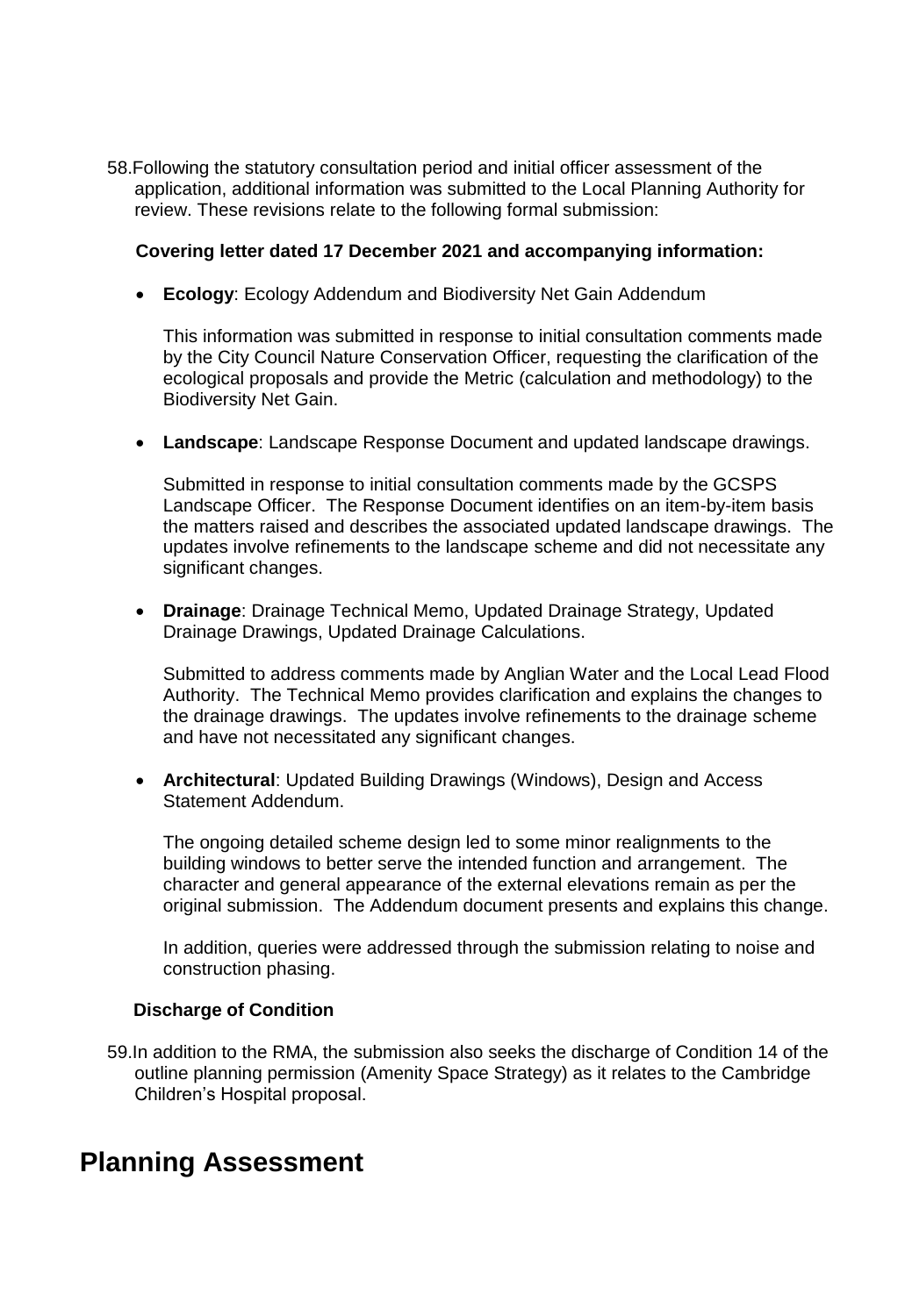58. Following the statutory consultation period and initial officer assessment of the application, additional information was submitted to the Local Planning Authority for review. These revisions relate to the following formal submission:

**Covering letter dated 17 December 2021 and accompanying information:**

- **Ecology**: Ecology Addendum and Biodiversity Net Gain Addendum

  This information was submitted in response to initial consultation comments made by the City Council Nature Conservation Officer, requesting the clarification of the ecological proposals and provide the Metric (calculation and methodology) to the Biodiversity Net Gain.

- **Landscape**: Landscape Response Document and updated landscape drawings.

  Submitted in response to initial consultation comments made by the GCSPS Landscape Officer. The Response Document identifies on an item-by-item basis the matters raised and describes the associated updated landscape drawings. The updates involve refinements to the landscape scheme and did not necessitate any significant changes.

- **Drainage**: Drainage Technical Memo, Updated Drainage Strategy, Updated Drainage Drawings, Updated Drainage Calculations.

  Submitted to address comments made by Anglian Water and the Local Lead Flood Authority. The Technical Memo provides clarification and explains the changes to the drainage drawings. The updates involve refinements to the drainage scheme and have not necessitated any significant changes.

- **Architectural**: Updated Building Drawings (Windows), Design and Access Statement Addendum.

  The ongoing detailed scheme design led to some minor realignments to the building windows to better serve the intended function and arrangement. The character and general appearance of the external elevations remain as per the original submission. The Addendum document presents and explains this change.

  In addition, queries were addressed through the submission relating to noise and construction phasing.

**Discharge of Condition**

59. In addition to the RMA, the submission also seeks the discharge of Condition 14 of the outline planning permission (Amenity Space Strategy) as it relates to the Cambridge Children's Hospital proposal.

# Planning Assessment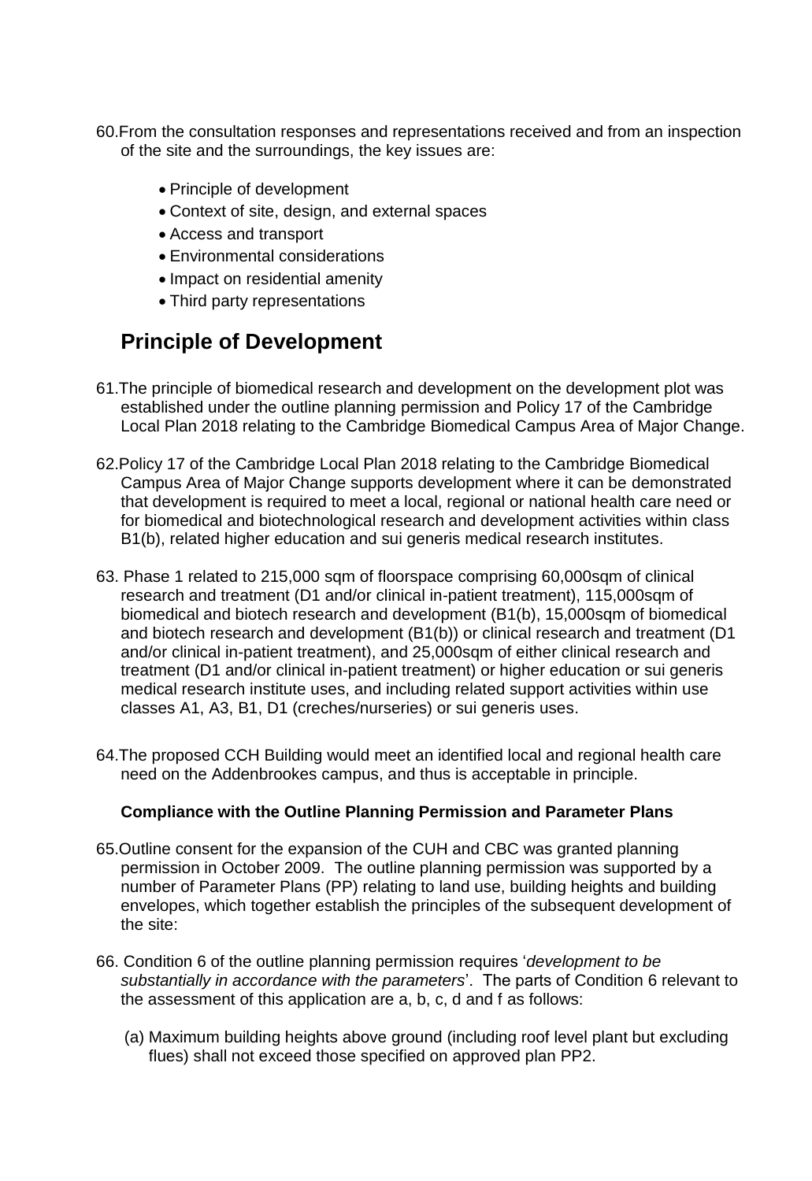60. From the consultation responses and representations received and from an inspection of the site and the surroundings, the key issues are:

- Principle of development
- Context of site, design, and external spaces
- Access and transport
- Environmental considerations
- Impact on residential amenity
- Third party representations

## Principle of Development

61. The principle of biomedical research and development on the development plot was established under the outline planning permission and Policy 17 of the Cambridge Local Plan 2018 relating to the Cambridge Biomedical Campus Area of Major Change.

62. Policy 17 of the Cambridge Local Plan 2018 relating to the Cambridge Biomedical Campus Area of Major Change supports development where it can be demonstrated that development is required to meet a local, regional or national health care need or for biomedical and biotechnological research and development activities within class B1(b), related higher education and sui generis medical research institutes.

63. Phase 1 related to 215,000 sqm of floorspace comprising 60,000sqm of clinical research and treatment (D1 and/or clinical in-patient treatment), 115,000sqm of biomedical and biotech research and development (B1(b), 15,000sqm of biomedical and biotech research and development (B1(b)) or clinical research and treatment (D1 and/or clinical in-patient treatment), and 25,000sqm of either clinical research and treatment (D1 and/or clinical in-patient treatment) or higher education or sui generis medical research institute uses, and including related support activities within use classes A1, A3, B1, D1 (creches/nurseries) or sui generis uses.

64. The proposed CCH Building would meet an identified local and regional health care need on the Addenbrookes campus, and thus is acceptable in principle.

**Compliance with the Outline Planning Permission and Parameter Plans**

65. Outline consent for the expansion of the CUH and CBC was granted planning permission in October 2009. The outline planning permission was supported by a number of Parameter Plans (PP) relating to land use, building heights and building envelopes, which together establish the principles of the subsequent development of the site:

66. Condition 6 of the outline planning permission requires '*development to be substantially in accordance with the parameters*'. The parts of Condition 6 relevant to the assessment of this application are a, b, c, d and f as follows:

(a) Maximum building heights above ground (including roof level plant but excluding flues) shall not exceed those specified on approved plan PP2.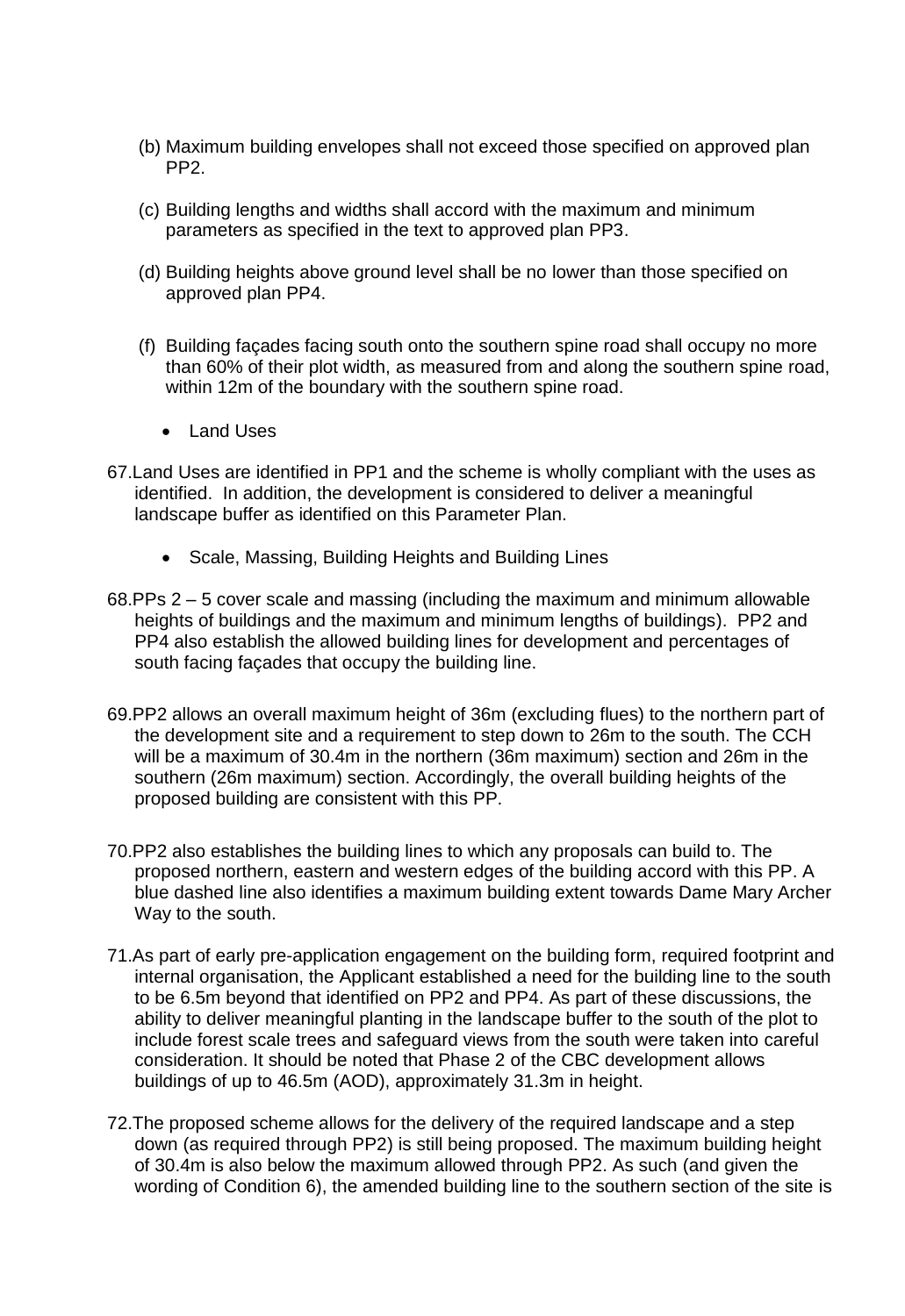(b) Maximum building envelopes shall not exceed those specified on approved plan PP2.

(c) Building lengths and widths shall accord with the maximum and minimum parameters as specified in the text to approved plan PP3.

(d) Building heights above ground level shall be no lower than those specified on approved plan PP4.

(f) Building façades facing south onto the southern spine road shall occupy no more than 60% of their plot width, as measured from and along the southern spine road, within 12m of the boundary with the southern spine road.

- Land Uses

67. Land Uses are identified in PP1 and the scheme is wholly compliant with the uses as identified. In addition, the development is considered to deliver a meaningful landscape buffer as identified on this Parameter Plan.

- Scale, Massing, Building Heights and Building Lines

68. PPs 2 – 5 cover scale and massing (including the maximum and minimum allowable heights of buildings and the maximum and minimum lengths of buildings). PP2 and PP4 also establish the allowed building lines for development and percentages of south facing façades that occupy the building line.

69. PP2 allows an overall maximum height of 36m (excluding flues) to the northern part of the development site and a requirement to step down to 26m to the south. The CCH will be a maximum of 30.4m in the northern (36m maximum) section and 26m in the southern (26m maximum) section. Accordingly, the overall building heights of the proposed building are consistent with this PP.

70. PP2 also establishes the building lines to which any proposals can build to. The proposed northern, eastern and western edges of the building accord with this PP. A blue dashed line also identifies a maximum building extent towards Dame Mary Archer Way to the south.

71. As part of early pre-application engagement on the building form, required footprint and internal organisation, the Applicant established a need for the building line to the south to be 6.5m beyond that identified on PP2 and PP4. As part of these discussions, the ability to deliver meaningful planting in the landscape buffer to the south of the plot to include forest scale trees and safeguard views from the south were taken into careful consideration. It should be noted that Phase 2 of the CBC development allows buildings of up to 46.5m (AOD), approximately 31.3m in height.

72. The proposed scheme allows for the delivery of the required landscape and a step down (as required through PP2) is still being proposed. The maximum building height of 30.4m is also below the maximum allowed through PP2. As such (and given the wording of Condition 6), the amended building line to the southern section of the site is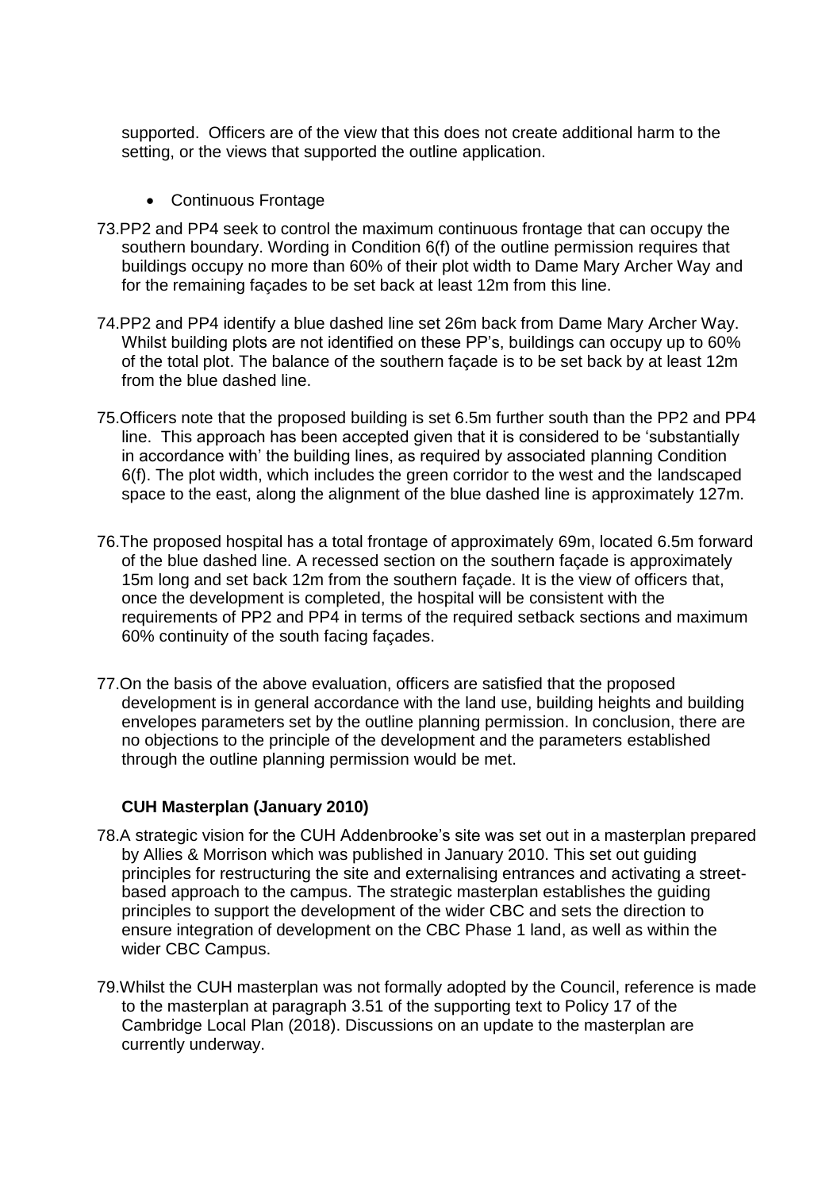supported. Officers are of the view that this does not create additional harm to the setting, or the views that supported the outline application.

- Continuous Frontage

73. PP2 and PP4 seek to control the maximum continuous frontage that can occupy the southern boundary. Wording in Condition 6(f) of the outline permission requires that buildings occupy no more than 60% of their plot width to Dame Mary Archer Way and for the remaining façades to be set back at least 12m from this line.

74. PP2 and PP4 identify a blue dashed line set 26m back from Dame Mary Archer Way. Whilst building plots are not identified on these PP's, buildings can occupy up to 60% of the total plot. The balance of the southern façade is to be set back by at least 12m from the blue dashed line.

75. Officers note that the proposed building is set 6.5m further south than the PP2 and PP4 line. This approach has been accepted given that it is considered to be 'substantially in accordance with' the building lines, as required by associated planning Condition 6(f). The plot width, which includes the green corridor to the west and the landscaped space to the east, along the alignment of the blue dashed line is approximately 127m.

76. The proposed hospital has a total frontage of approximately 69m, located 6.5m forward of the blue dashed line. A recessed section on the southern façade is approximately 15m long and set back 12m from the southern façade. It is the view of officers that, once the development is completed, the hospital will be consistent with the requirements of PP2 and PP4 in terms of the required setback sections and maximum 60% continuity of the south facing façades.

77. On the basis of the above evaluation, officers are satisfied that the proposed development is in general accordance with the land use, building heights and building envelopes parameters set by the outline planning permission. In conclusion, there are no objections to the principle of the development and the parameters established through the outline planning permission would be met.

**CUH Masterplan (January 2010)**

78. A strategic vision for the CUH Addenbrooke's site was set out in a masterplan prepared by Allies & Morrison which was published in January 2010. This set out guiding principles for restructuring the site and externalising entrances and activating a street-based approach to the campus. The strategic masterplan establishes the guiding principles to support the development of the wider CBC and sets the direction to ensure integration of development on the CBC Phase 1 land, as well as within the wider CBC Campus.

79. Whilst the CUH masterplan was not formally adopted by the Council, reference is made to the masterplan at paragraph 3.51 of the supporting text to Policy 17 of the Cambridge Local Plan (2018). Discussions on an update to the masterplan are currently underway.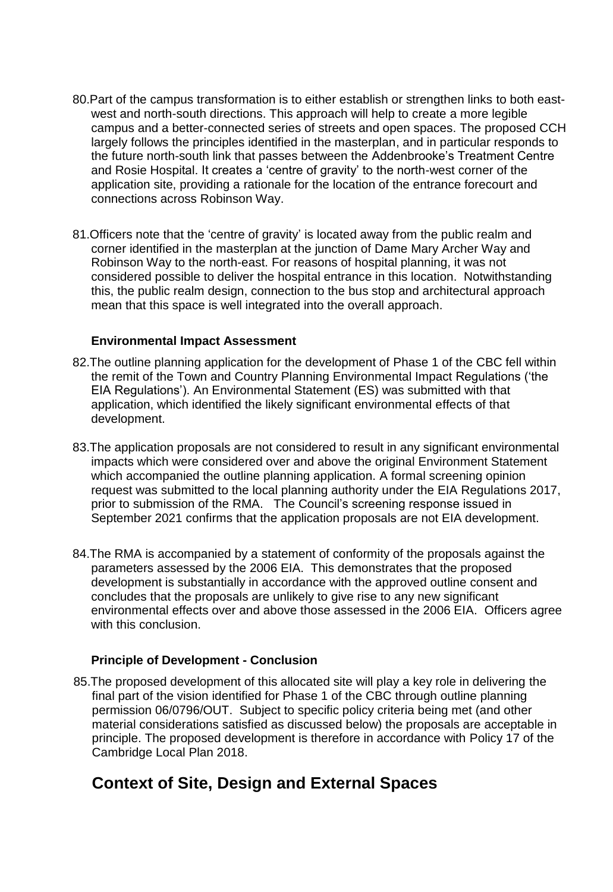80. Part of the campus transformation is to either establish or strengthen links to both east-west and north-south directions. This approach will help to create a more legible campus and a better-connected series of streets and open spaces. The proposed CCH largely follows the principles identified in the masterplan, and in particular responds to the future north-south link that passes between the Addenbrooke's Treatment Centre and Rosie Hospital. It creates a 'centre of gravity' to the north-west corner of the application site, providing a rationale for the location of the entrance forecourt and connections across Robinson Way.

81. Officers note that the 'centre of gravity' is located away from the public realm and corner identified in the masterplan at the junction of Dame Mary Archer Way and Robinson Way to the north-east. For reasons of hospital planning, it was not considered possible to deliver the hospital entrance in this location. Notwithstanding this, the public realm design, connection to the bus stop and architectural approach mean that this space is well integrated into the overall approach.

### Environmental Impact Assessment

82. The outline planning application for the development of Phase 1 of the CBC fell within the remit of the Town and Country Planning Environmental Impact Regulations ('the EIA Regulations'). An Environmental Statement (ES) was submitted with that application, which identified the likely significant environmental effects of that development.

83. The application proposals are not considered to result in any significant environmental impacts which were considered over and above the original Environment Statement which accompanied the outline planning application. A formal screening opinion request was submitted to the local planning authority under the EIA Regulations 2017, prior to submission of the RMA. The Council's screening response issued in September 2021 confirms that the application proposals are not EIA development.

84. The RMA is accompanied by a statement of conformity of the proposals against the parameters assessed by the 2006 EIA. This demonstrates that the proposed development is substantially in accordance with the approved outline consent and concludes that the proposals are unlikely to give rise to any new significant environmental effects over and above those assessed in the 2006 EIA. Officers agree with this conclusion.

### Principle of Development - Conclusion

85. The proposed development of this allocated site will play a key role in delivering the final part of the vision identified for Phase 1 of the CBC through outline planning permission 06/0796/OUT. Subject to specific policy criteria being met (and other material considerations satisfied as discussed below) the proposals are acceptable in principle. The proposed development is therefore in accordance with Policy 17 of the Cambridge Local Plan 2018.

## Context of Site, Design and External Spaces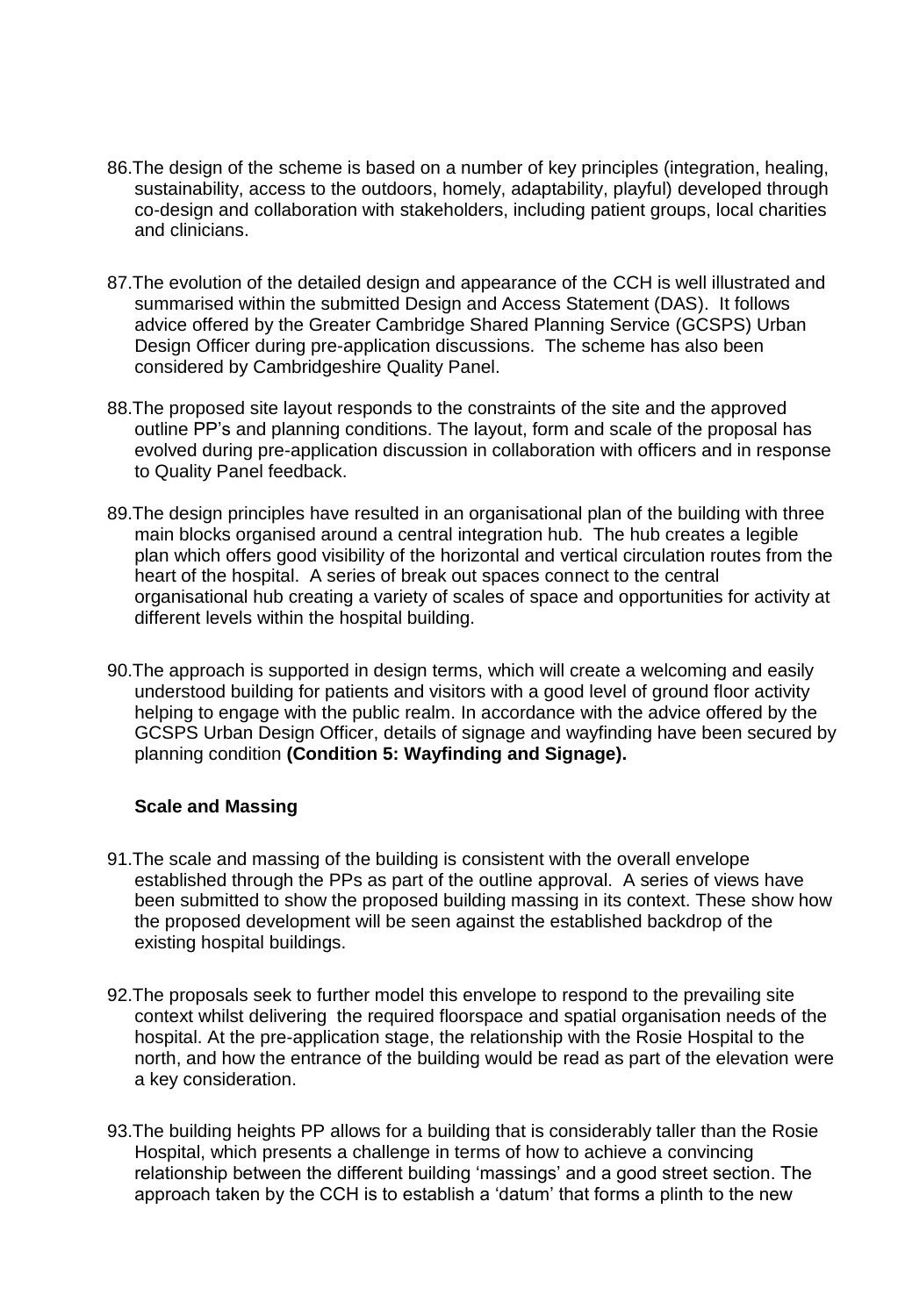86. The design of the scheme is based on a number of key principles (integration, healing, sustainability, access to the outdoors, homely, adaptability, playful) developed through co-design and collaboration with stakeholders, including patient groups, local charities and clinicians.

87. The evolution of the detailed design and appearance of the CCH is well illustrated and summarised within the submitted Design and Access Statement (DAS). It follows advice offered by the Greater Cambridge Shared Planning Service (GCSPS) Urban Design Officer during pre-application discussions. The scheme has also been considered by Cambridgeshire Quality Panel.

88. The proposed site layout responds to the constraints of the site and the approved outline PP's and planning conditions. The layout, form and scale of the proposal has evolved during pre-application discussion in collaboration with officers and in response to Quality Panel feedback.

89. The design principles have resulted in an organisational plan of the building with three main blocks organised around a central integration hub. The hub creates a legible plan which offers good visibility of the horizontal and vertical circulation routes from the heart of the hospital. A series of break out spaces connect to the central organisational hub creating a variety of scales of space and opportunities for activity at different levels within the hospital building.

90. The approach is supported in design terms, which will create a welcoming and easily understood building for patients and visitors with a good level of ground floor activity helping to engage with the public realm. In accordance with the advice offered by the GCSPS Urban Design Officer, details of signage and wayfinding have been secured by planning condition **(Condition 5: Wayfinding and Signage).**

**Scale and Massing**

91. The scale and massing of the building is consistent with the overall envelope established through the PPs as part of the outline approval. A series of views have been submitted to show the proposed building massing in its context. These show how the proposed development will be seen against the established backdrop of the existing hospital buildings.

92. The proposals seek to further model this envelope to respond to the prevailing site context whilst delivering the required floorspace and spatial organisation needs of the hospital. At the pre-application stage, the relationship with the Rosie Hospital to the north, and how the entrance of the building would be read as part of the elevation were a key consideration.

93. The building heights PP allows for a building that is considerably taller than the Rosie Hospital, which presents a challenge in terms of how to achieve a convincing relationship between the different building 'massings' and a good street section. The approach taken by the CCH is to establish a 'datum' that forms a plinth to the new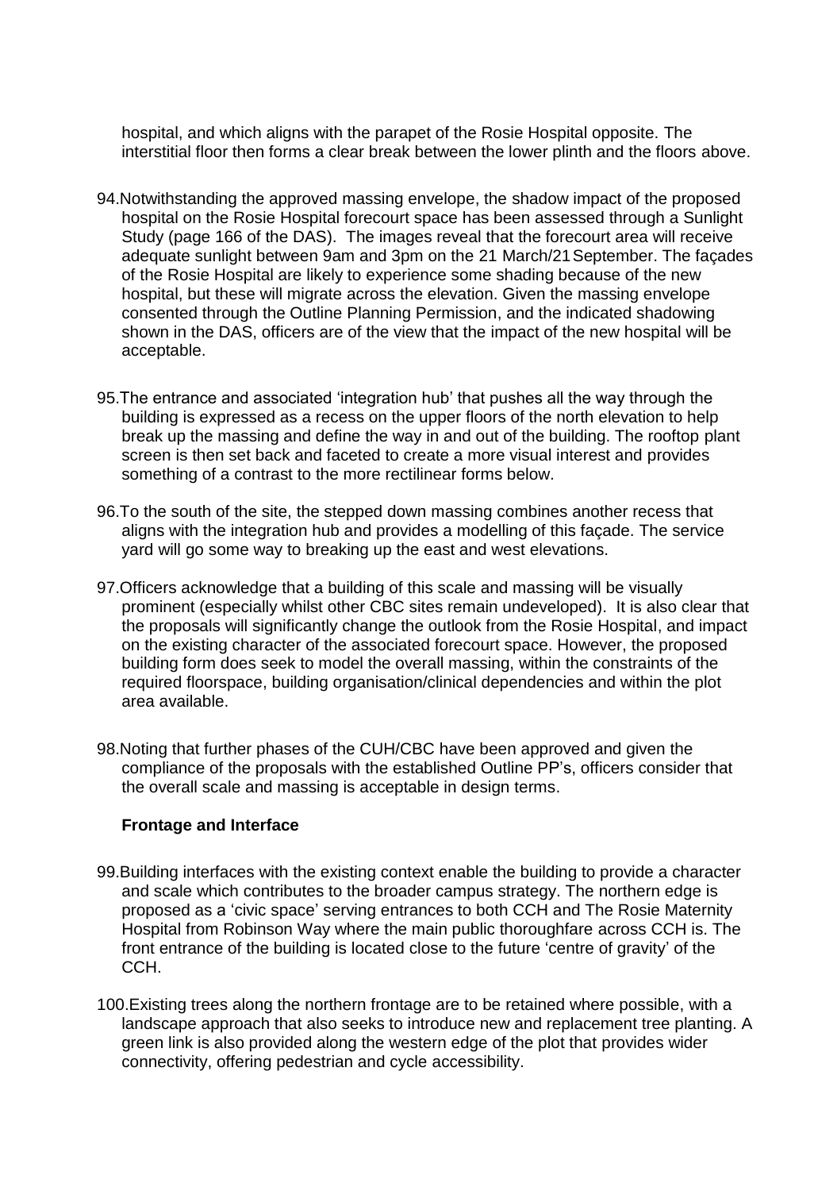hospital, and which aligns with the parapet of the Rosie Hospital opposite. The interstitial floor then forms a clear break between the lower plinth and the floors above.

94. Notwithstanding the approved massing envelope, the shadow impact of the proposed hospital on the Rosie Hospital forecourt space has been assessed through a Sunlight Study (page 166 of the DAS). The images reveal that the forecourt area will receive adequate sunlight between 9am and 3pm on the 21 March/21 September. The façades of the Rosie Hospital are likely to experience some shading because of the new hospital, but these will migrate across the elevation. Given the massing envelope consented through the Outline Planning Permission, and the indicated shadowing shown in the DAS, officers are of the view that the impact of the new hospital will be acceptable.

95. The entrance and associated 'integration hub' that pushes all the way through the building is expressed as a recess on the upper floors of the north elevation to help break up the massing and define the way in and out of the building. The rooftop plant screen is then set back and faceted to create a more visual interest and provides something of a contrast to the more rectilinear forms below.

96. To the south of the site, the stepped down massing combines another recess that aligns with the integration hub and provides a modelling of this façade. The service yard will go some way to breaking up the east and west elevations.

97. Officers acknowledge that a building of this scale and massing will be visually prominent (especially whilst other CBC sites remain undeveloped). It is also clear that the proposals will significantly change the outlook from the Rosie Hospital, and impact on the existing character of the associated forecourt space. However, the proposed building form does seek to model the overall massing, within the constraints of the required floorspace, building organisation/clinical dependencies and within the plot area available.

98. Noting that further phases of the CUH/CBC have been approved and given the compliance of the proposals with the established Outline PP's, officers consider that the overall scale and massing is acceptable in design terms.

**Frontage and Interface**

99. Building interfaces with the existing context enable the building to provide a character and scale which contributes to the broader campus strategy. The northern edge is proposed as a 'civic space' serving entrances to both CCH and The Rosie Maternity Hospital from Robinson Way where the main public thoroughfare across CCH is. The front entrance of the building is located close to the future 'centre of gravity' of the CCH.

100. Existing trees along the northern frontage are to be retained where possible, with a landscape approach that also seeks to introduce new and replacement tree planting. A green link is also provided along the western edge of the plot that provides wider connectivity, offering pedestrian and cycle accessibility.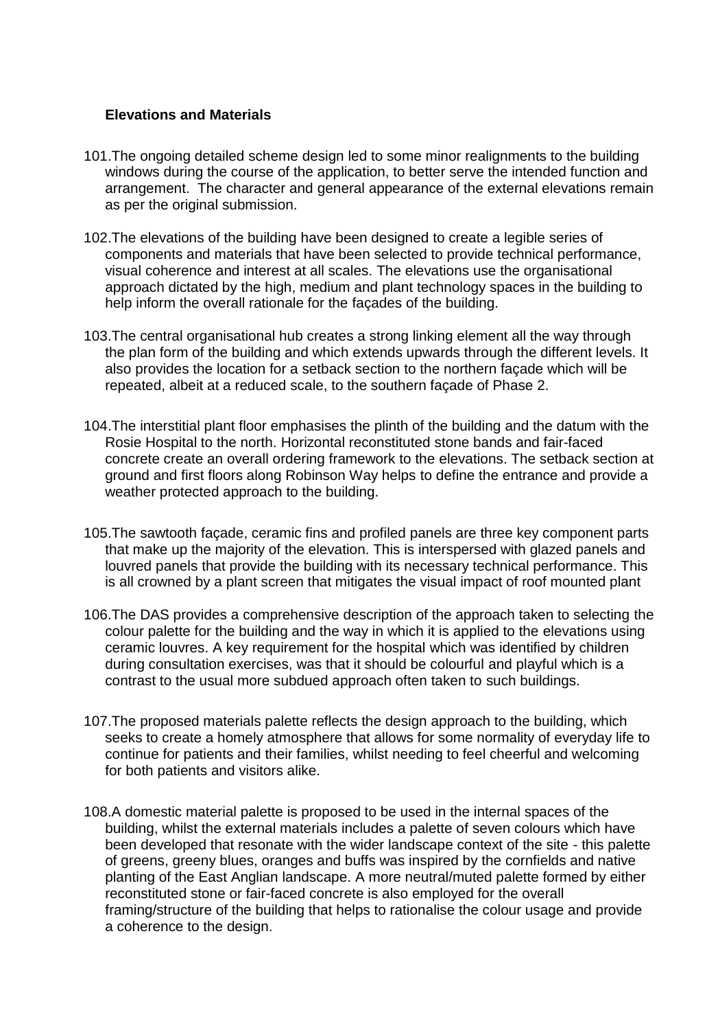**Elevations and Materials**

101. The ongoing detailed scheme design led to some minor realignments to the building windows during the course of the application, to better serve the intended function and arrangement. The character and general appearance of the external elevations remain as per the original submission.

102. The elevations of the building have been designed to create a legible series of components and materials that have been selected to provide technical performance, visual coherence and interest at all scales. The elevations use the organisational approach dictated by the high, medium and plant technology spaces in the building to help inform the overall rationale for the façades of the building.

103. The central organisational hub creates a strong linking element all the way through the plan form of the building and which extends upwards through the different levels. It also provides the location for a setback section to the northern façade which will be repeated, albeit at a reduced scale, to the southern façade of Phase 2.

104. The interstitial plant floor emphasises the plinth of the building and the datum with the Rosie Hospital to the north. Horizontal reconstituted stone bands and fair-faced concrete create an overall ordering framework to the elevations. The setback section at ground and first floors along Robinson Way helps to define the entrance and provide a weather protected approach to the building.

105. The sawtooth façade, ceramic fins and profiled panels are three key component parts that make up the majority of the elevation. This is interspersed with glazed panels and louvred panels that provide the building with its necessary technical performance. This is all crowned by a plant screen that mitigates the visual impact of roof mounted plant

106. The DAS provides a comprehensive description of the approach taken to selecting the colour palette for the building and the way in which it is applied to the elevations using ceramic louvres. A key requirement for the hospital which was identified by children during consultation exercises, was that it should be colourful and playful which is a contrast to the usual more subdued approach often taken to such buildings.

107. The proposed materials palette reflects the design approach to the building, which seeks to create a homely atmosphere that allows for some normality of everyday life to continue for patients and their families, whilst needing to feel cheerful and welcoming for both patients and visitors alike.

108. A domestic material palette is proposed to be used in the internal spaces of the building, whilst the external materials includes a palette of seven colours which have been developed that resonate with the wider landscape context of the site - this palette of greens, greeny blues, oranges and buffs was inspired by the cornfields and native planting of the East Anglian landscape. A more neutral/muted palette formed by either reconstituted stone or fair-faced concrete is also employed for the overall framing/structure of the building that helps to rationalise the colour usage and provide a coherence to the design.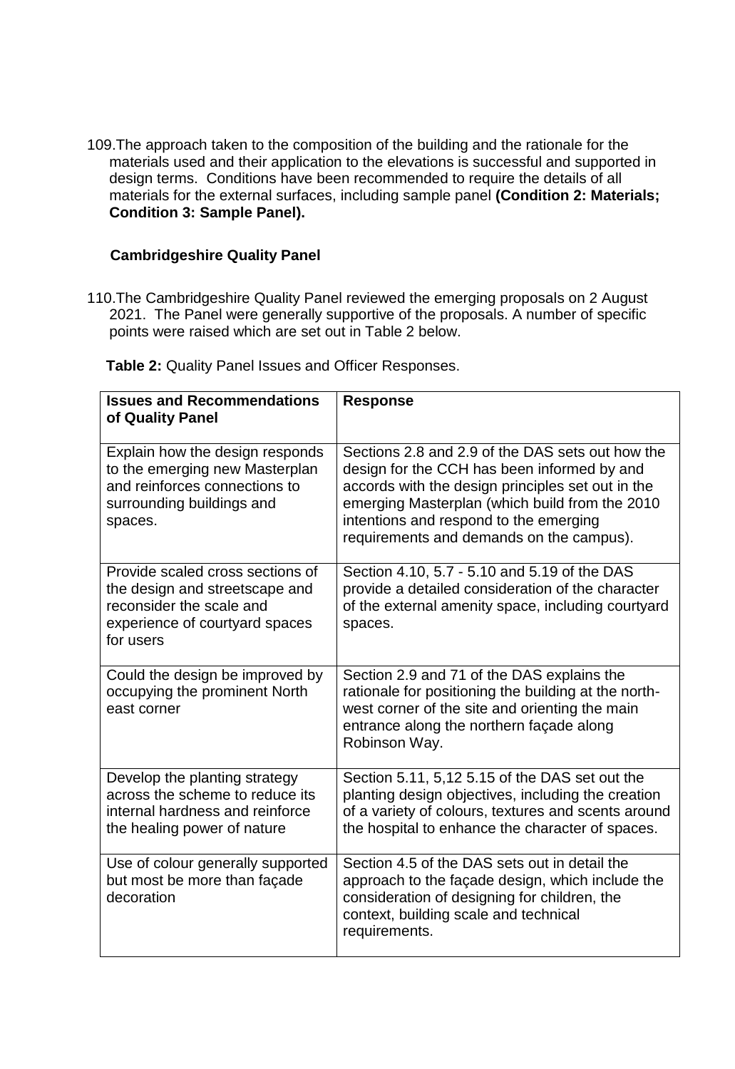109. The approach taken to the composition of the building and the rationale for the materials used and their application to the elevations is successful and supported in design terms. Conditions have been recommended to require the details of all materials for the external surfaces, including sample panel **(Condition 2: Materials; Condition 3: Sample Panel).**

**Cambridgeshire Quality Panel**

110. The Cambridgeshire Quality Panel reviewed the emerging proposals on 2 August 2021. The Panel were generally supportive of the proposals. A number of specific points were raised which are set out in Table 2 below.

**Table 2:** Quality Panel Issues and Officer Responses.

| Issues and Recommendations of Quality Panel | Response |
| --- | --- |
| Explain how the design responds to the emerging new Masterplan and reinforces connections to surrounding buildings and spaces. | Sections 2.8 and 2.9 of the DAS sets out how the design for the CCH has been informed by and accords with the design principles set out in the emerging Masterplan (which build from the 2010 intentions and respond to the emerging requirements and demands on the campus). |
| Provide scaled cross sections of the design and streetscape and reconsider the scale and experience of courtyard spaces for users | Section 4.10, 5.7 - 5.10 and 5.19 of the DAS provide a detailed consideration of the character of the external amenity space, including courtyard spaces. |
| Could the design be improved by occupying the prominent North east corner | Section 2.9 and 71 of the DAS explains the rationale for positioning the building at the north-west corner of the site and orienting the main entrance along the northern façade along Robinson Way. |
| Develop the planting strategy across the scheme to reduce its internal hardness and reinforce the healing power of nature | Section 5.11, 5,12 5.15 of the DAS set out the planting design objectives, including the creation of a variety of colours, textures and scents around the hospital to enhance the character of spaces. |
| Use of colour generally supported but most be more than façade decoration | Section 4.5 of the DAS sets out in detail the approach to the façade design, which include the consideration of designing for children, the context, building scale and technical requirements. |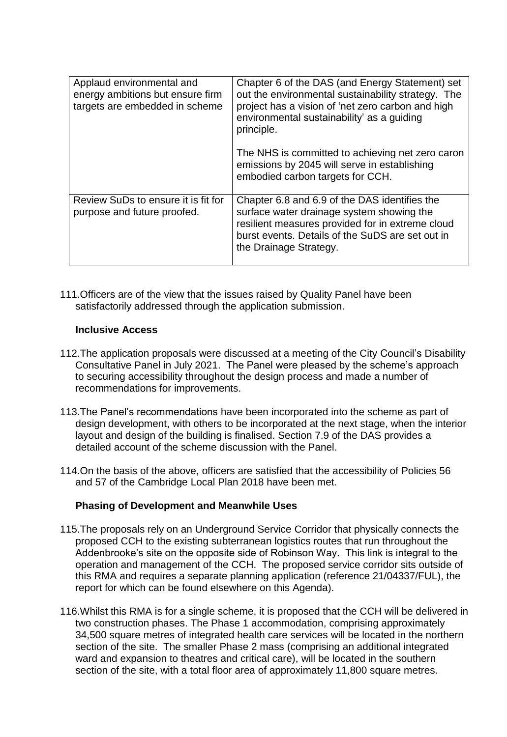| Applaud environmental and energy ambitions but ensure firm targets are embedded in scheme | Chapter 6 of the DAS (and Energy Statement) set out the environmental sustainability strategy. The project has a vision of 'net zero carbon and high environmental sustainability' as a guiding principle.<br><br>The NHS is committed to achieving net zero caron emissions by 2045 will serve in establishing embodied carbon targets for CCH. |
|---|---|
| Review SuDs to ensure it is fit for purpose and future proofed. | Chapter 6.8 and 6.9 of the DAS identifies the surface water drainage system showing the resilient measures provided for in extreme cloud burst events. Details of the SuDS are set out in the Drainage Strategy. |

111. Officers are of the view that the issues raised by Quality Panel have been satisfactorily addressed through the application submission.

**Inclusive Access**

112. The application proposals were discussed at a meeting of the City Council's Disability Consultative Panel in July 2021. The Panel were pleased by the scheme's approach to securing accessibility throughout the design process and made a number of recommendations for improvements.

113. The Panel's recommendations have been incorporated into the scheme as part of design development, with others to be incorporated at the next stage, when the interior layout and design of the building is finalised. Section 7.9 of the DAS provides a detailed account of the scheme discussion with the Panel.

114. On the basis of the above, officers are satisfied that the accessibility of Policies 56 and 57 of the Cambridge Local Plan 2018 have been met.

**Phasing of Development and Meanwhile Uses**

115. The proposals rely on an Underground Service Corridor that physically connects the proposed CCH to the existing subterranean logistics routes that run throughout the Addenbrooke's site on the opposite side of Robinson Way. This link is integral to the operation and management of the CCH. The proposed service corridor sits outside of this RMA and requires a separate planning application (reference 21/04337/FUL), the report for which can be found elsewhere on this Agenda).

116. Whilst this RMA is for a single scheme, it is proposed that the CCH will be delivered in two construction phases. The Phase 1 accommodation, comprising approximately 34,500 square metres of integrated health care services will be located in the northern section of the site. The smaller Phase 2 mass (comprising an additional integrated ward and expansion to theatres and critical care), will be located in the southern section of the site, with a total floor area of approximately 11,800 square metres.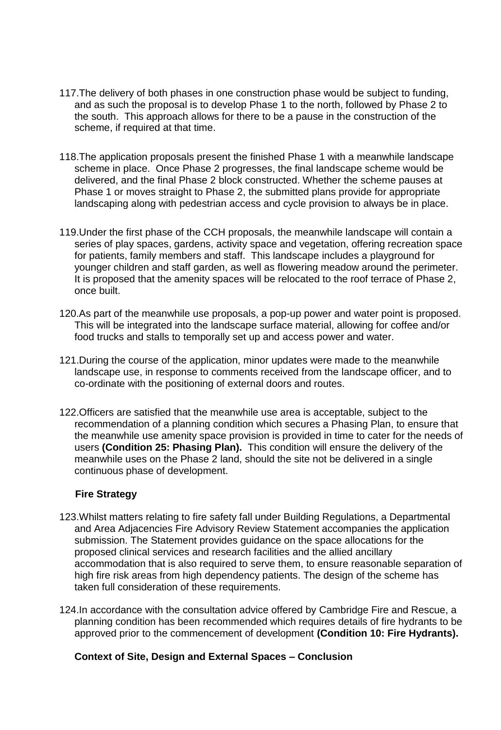117. The delivery of both phases in one construction phase would be subject to funding, and as such the proposal is to develop Phase 1 to the north, followed by Phase 2 to the south. This approach allows for there to be a pause in the construction of the scheme, if required at that time.

118. The application proposals present the finished Phase 1 with a meanwhile landscape scheme in place. Once Phase 2 progresses, the final landscape scheme would be delivered, and the final Phase 2 block constructed. Whether the scheme pauses at Phase 1 or moves straight to Phase 2, the submitted plans provide for appropriate landscaping along with pedestrian access and cycle provision to always be in place.

119. Under the first phase of the CCH proposals, the meanwhile landscape will contain a series of play spaces, gardens, activity space and vegetation, offering recreation space for patients, family members and staff. This landscape includes a playground for younger children and staff garden, as well as flowering meadow around the perimeter. It is proposed that the amenity spaces will be relocated to the roof terrace of Phase 2, once built.

120. As part of the meanwhile use proposals, a pop-up power and water point is proposed. This will be integrated into the landscape surface material, allowing for coffee and/or food trucks and stalls to temporally set up and access power and water.

121. During the course of the application, minor updates were made to the meanwhile landscape use, in response to comments received from the landscape officer, and to co-ordinate with the positioning of external doors and routes.

122. Officers are satisfied that the meanwhile use area is acceptable, subject to the recommendation of a planning condition which secures a Phasing Plan, to ensure that the meanwhile use amenity space provision is provided in time to cater for the needs of users **(Condition 25: Phasing Plan).** This condition will ensure the delivery of the meanwhile uses on the Phase 2 land, should the site not be delivered in a single continuous phase of development.

**Fire Strategy**

123. Whilst matters relating to fire safety fall under Building Regulations, a Departmental and Area Adjacencies Fire Advisory Review Statement accompanies the application submission. The Statement provides guidance on the space allocations for the proposed clinical services and research facilities and the allied ancillary accommodation that is also required to serve them, to ensure reasonable separation of high fire risk areas from high dependency patients. The design of the scheme has taken full consideration of these requirements.

124. In accordance with the consultation advice offered by Cambridge Fire and Rescue, a planning condition has been recommended which requires details of fire hydrants to be approved prior to the commencement of development **(Condition 10: Fire Hydrants).**

**Context of Site, Design and External Spaces – Conclusion**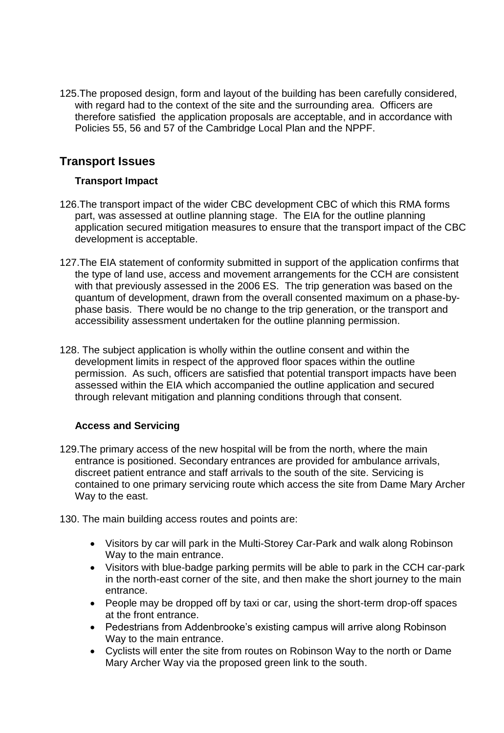125. The proposed design, form and layout of the building has been carefully considered, with regard had to the context of the site and the surrounding area. Officers are therefore satisfied the application proposals are acceptable, and in accordance with Policies 55, 56 and 57 of the Cambridge Local Plan and the NPPF.

## Transport Issues

### Transport Impact

126. The transport impact of the wider CBC development CBC of which this RMA forms part, was assessed at outline planning stage. The EIA for the outline planning application secured mitigation measures to ensure that the transport impact of the CBC development is acceptable.

127. The EIA statement of conformity submitted in support of the application confirms that the type of land use, access and movement arrangements for the CCH are consistent with that previously assessed in the 2006 ES. The trip generation was based on the quantum of development, drawn from the overall consented maximum on a phase-by-phase basis. There would be no change to the trip generation, or the transport and accessibility assessment undertaken for the outline planning permission.

128. The subject application is wholly within the outline consent and within the development limits in respect of the approved floor spaces within the outline permission. As such, officers are satisfied that potential transport impacts have been assessed within the EIA which accompanied the outline application and secured through relevant mitigation and planning conditions through that consent.

### Access and Servicing

129. The primary access of the new hospital will be from the north, where the main entrance is positioned. Secondary entrances are provided for ambulance arrivals, discreet patient entrance and staff arrivals to the south of the site. Servicing is contained to one primary servicing route which access the site from Dame Mary Archer Way to the east.

130. The main building access routes and points are:

- Visitors by car will park in the Multi-Storey Car-Park and walk along Robinson Way to the main entrance.
- Visitors with blue-badge parking permits will be able to park in the CCH car-park in the north-east corner of the site, and then make the short journey to the main entrance.
- People may be dropped off by taxi or car, using the short-term drop-off spaces at the front entrance.
- Pedestrians from Addenbrooke's existing campus will arrive along Robinson Way to the main entrance.
- Cyclists will enter the site from routes on Robinson Way to the north or Dame Mary Archer Way via the proposed green link to the south.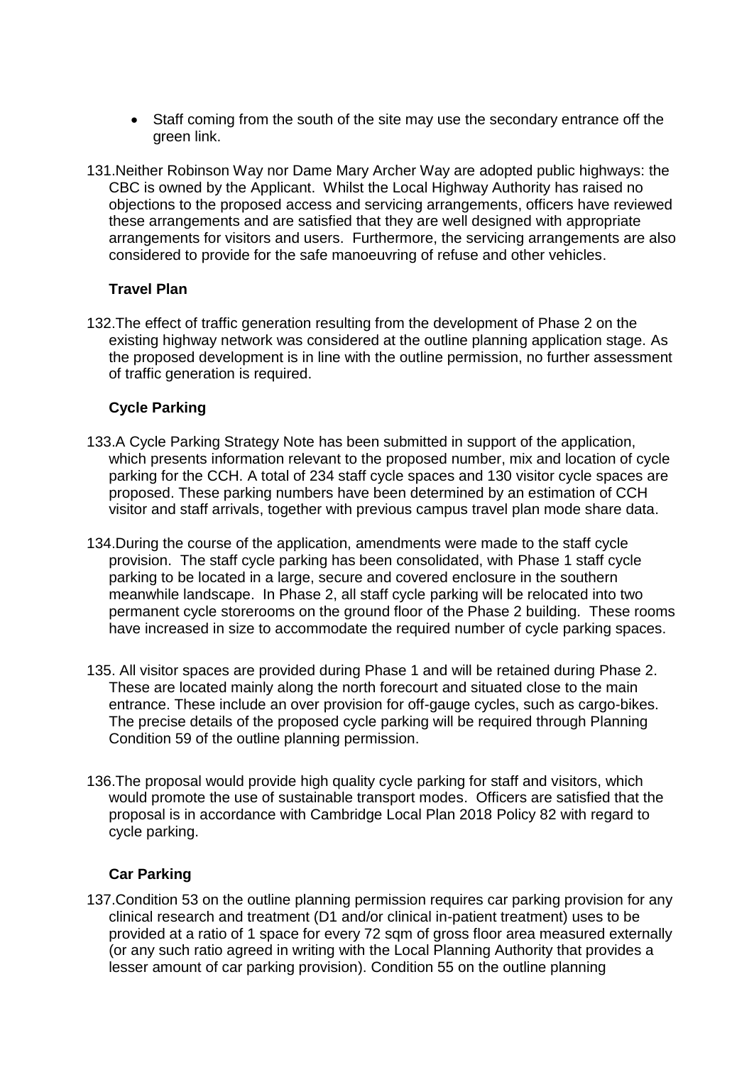- Staff coming from the south of the site may use the secondary entrance off the green link.

131.Neither Robinson Way nor Dame Mary Archer Way are adopted public highways: the CBC is owned by the Applicant. Whilst the Local Highway Authority has raised no objections to the proposed access and servicing arrangements, officers have reviewed these arrangements and are satisfied that they are well designed with appropriate arrangements for visitors and users. Furthermore, the servicing arrangements are also considered to provide for the safe manoeuvring of refuse and other vehicles.

**Travel Plan**

132.The effect of traffic generation resulting from the development of Phase 2 on the existing highway network was considered at the outline planning application stage. As the proposed development is in line with the outline permission, no further assessment of traffic generation is required.

**Cycle Parking**

133.A Cycle Parking Strategy Note has been submitted in support of the application, which presents information relevant to the proposed number, mix and location of cycle parking for the CCH. A total of 234 staff cycle spaces and 130 visitor cycle spaces are proposed. These parking numbers have been determined by an estimation of CCH visitor and staff arrivals, together with previous campus travel plan mode share data.

134.During the course of the application, amendments were made to the staff cycle provision. The staff cycle parking has been consolidated, with Phase 1 staff cycle parking to be located in a large, secure and covered enclosure in the southern meanwhile landscape. In Phase 2, all staff cycle parking will be relocated into two permanent cycle storerooms on the ground floor of the Phase 2 building. These rooms have increased in size to accommodate the required number of cycle parking spaces.

135. All visitor spaces are provided during Phase 1 and will be retained during Phase 2. These are located mainly along the north forecourt and situated close to the main entrance. These include an over provision for off-gauge cycles, such as cargo-bikes. The precise details of the proposed cycle parking will be required through Planning Condition 59 of the outline planning permission.

136.The proposal would provide high quality cycle parking for staff and visitors, which would promote the use of sustainable transport modes. Officers are satisfied that the proposal is in accordance with Cambridge Local Plan 2018 Policy 82 with regard to cycle parking.

**Car Parking**

137.Condition 53 on the outline planning permission requires car parking provision for any clinical research and treatment (D1 and/or clinical in-patient treatment) uses to be provided at a ratio of 1 space for every 72 sqm of gross floor area measured externally (or any such ratio agreed in writing with the Local Planning Authority that provides a lesser amount of car parking provision). Condition 55 on the outline planning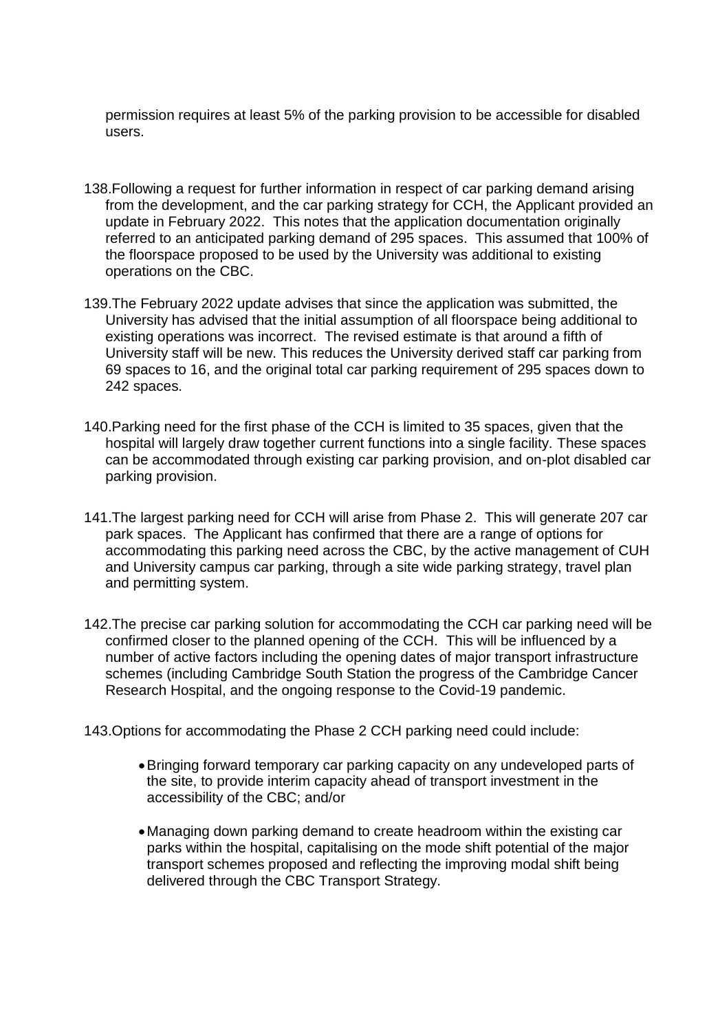permission requires at least 5% of the parking provision to be accessible for disabled users.

138. Following a request for further information in respect of car parking demand arising from the development, and the car parking strategy for CCH, the Applicant provided an update in February 2022. This notes that the application documentation originally referred to an anticipated parking demand of 295 spaces. This assumed that 100% of the floorspace proposed to be used by the University was additional to existing operations on the CBC.

139. The February 2022 update advises that since the application was submitted, the University has advised that the initial assumption of all floorspace being additional to existing operations was incorrect. The revised estimate is that around a fifth of University staff will be new. This reduces the University derived staff car parking from 69 spaces to 16, and the original total car parking requirement of 295 spaces down to 242 spaces.

140. Parking need for the first phase of the CCH is limited to 35 spaces, given that the hospital will largely draw together current functions into a single facility. These spaces can be accommodated through existing car parking provision, and on-plot disabled car parking provision.

141. The largest parking need for CCH will arise from Phase 2. This will generate 207 car park spaces. The Applicant has confirmed that there are a range of options for accommodating this parking need across the CBC, by the active management of CUH and University campus car parking, through a site wide parking strategy, travel plan and permitting system.

142. The precise car parking solution for accommodating the CCH car parking need will be confirmed closer to the planned opening of the CCH. This will be influenced by a number of active factors including the opening dates of major transport infrastructure schemes (including Cambridge South Station the progress of the Cambridge Cancer Research Hospital, and the ongoing response to the Covid-19 pandemic.

143. Options for accommodating the Phase 2 CCH parking need could include:

- Bringing forward temporary car parking capacity on any undeveloped parts of the site, to provide interim capacity ahead of transport investment in the accessibility of the CBC; and/or
- Managing down parking demand to create headroom within the existing car parks within the hospital, capitalising on the mode shift potential of the major transport schemes proposed and reflecting the improving modal shift being delivered through the CBC Transport Strategy.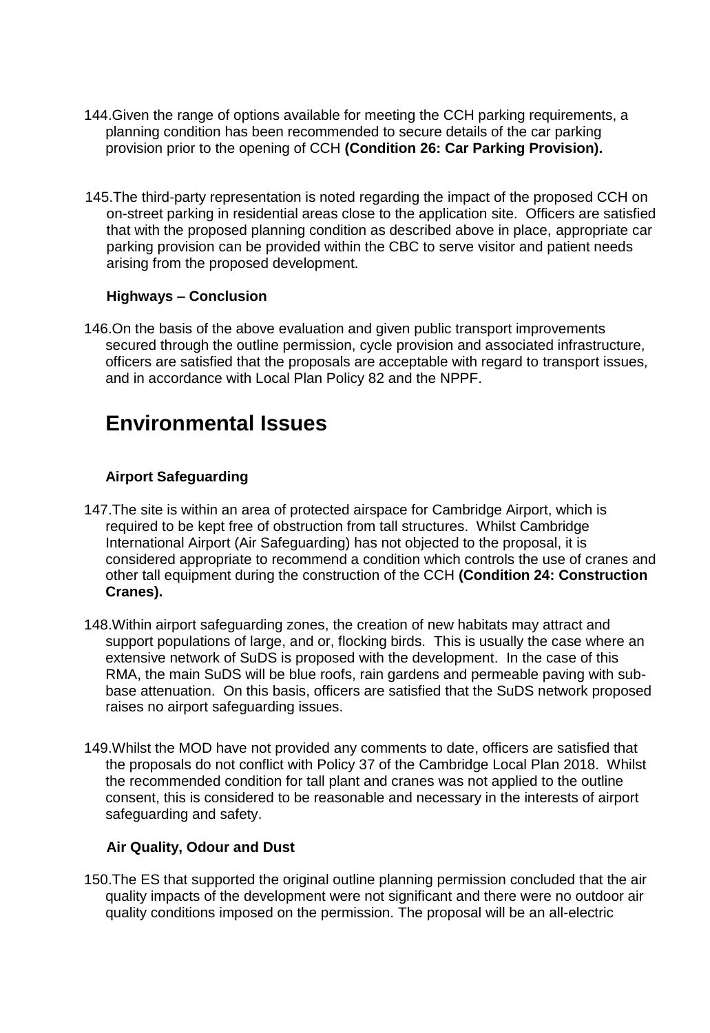144.Given the range of options available for meeting the CCH parking requirements, a planning condition has been recommended to secure details of the car parking provision prior to the opening of CCH **(Condition 26: Car Parking Provision).**

145.The third-party representation is noted regarding the impact of the proposed CCH on on-street parking in residential areas close to the application site. Officers are satisfied that with the proposed planning condition as described above in place, appropriate car parking provision can be provided within the CBC to serve visitor and patient needs arising from the proposed development.

**Highways – Conclusion**

146.On the basis of the above evaluation and given public transport improvements secured through the outline permission, cycle provision and associated infrastructure, officers are satisfied that the proposals are acceptable with regard to transport issues, and in accordance with Local Plan Policy 82 and the NPPF.

# Environmental Issues

**Airport Safeguarding**

147.The site is within an area of protected airspace for Cambridge Airport, which is required to be kept free of obstruction from tall structures. Whilst Cambridge International Airport (Air Safeguarding) has not objected to the proposal, it is considered appropriate to recommend a condition which controls the use of cranes and other tall equipment during the construction of the CCH **(Condition 24: Construction Cranes).**

148.Within airport safeguarding zones, the creation of new habitats may attract and support populations of large, and or, flocking birds. This is usually the case where an extensive network of SuDS is proposed with the development. In the case of this RMA, the main SuDS will be blue roofs, rain gardens and permeable paving with sub-base attenuation. On this basis, officers are satisfied that the SuDS network proposed raises no airport safeguarding issues.

149.Whilst the MOD have not provided any comments to date, officers are satisfied that the proposals do not conflict with Policy 37 of the Cambridge Local Plan 2018. Whilst the recommended condition for tall plant and cranes was not applied to the outline consent, this is considered to be reasonable and necessary in the interests of airport safeguarding and safety.

**Air Quality, Odour and Dust**

150.The ES that supported the original outline planning permission concluded that the air quality impacts of the development were not significant and there were no outdoor air quality conditions imposed on the permission. The proposal will be an all-electric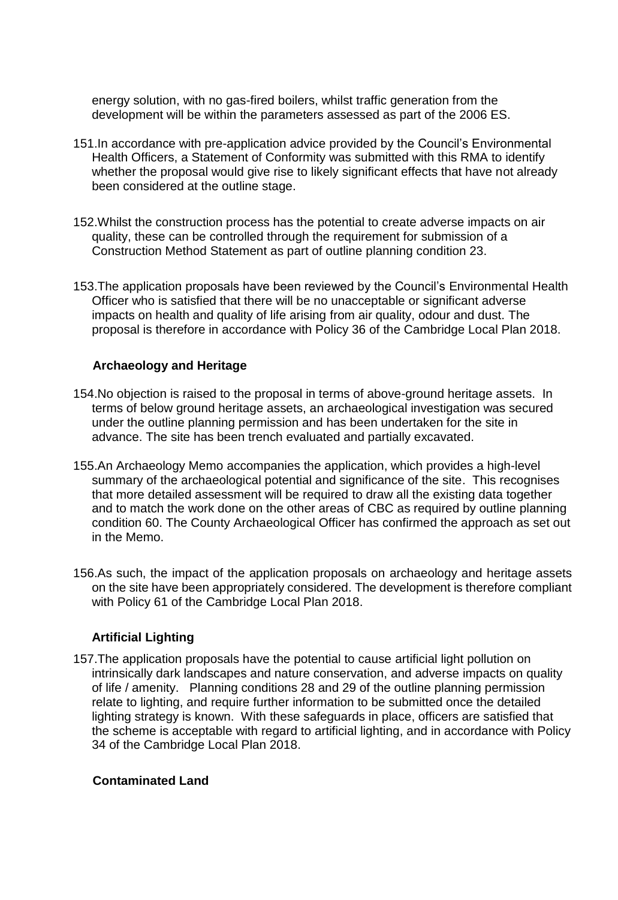energy solution, with no gas-fired boilers, whilst traffic generation from the development will be within the parameters assessed as part of the 2006 ES.

151. In accordance with pre-application advice provided by the Council's Environmental Health Officers, a Statement of Conformity was submitted with this RMA to identify whether the proposal would give rise to likely significant effects that have not already been considered at the outline stage.

152. Whilst the construction process has the potential to create adverse impacts on air quality, these can be controlled through the requirement for submission of a Construction Method Statement as part of outline planning condition 23.

153. The application proposals have been reviewed by the Council's Environmental Health Officer who is satisfied that there will be no unacceptable or significant adverse impacts on health and quality of life arising from air quality, odour and dust. The proposal is therefore in accordance with Policy 36 of the Cambridge Local Plan 2018.

**Archaeology and Heritage**

154. No objection is raised to the proposal in terms of above-ground heritage assets. In terms of below ground heritage assets, an archaeological investigation was secured under the outline planning permission and has been undertaken for the site in advance. The site has been trench evaluated and partially excavated.

155. An Archaeology Memo accompanies the application, which provides a high-level summary of the archaeological potential and significance of the site. This recognises that more detailed assessment will be required to draw all the existing data together and to match the work done on the other areas of CBC as required by outline planning condition 60. The County Archaeological Officer has confirmed the approach as set out in the Memo.

156. As such, the impact of the application proposals on archaeology and heritage assets on the site have been appropriately considered. The development is therefore compliant with Policy 61 of the Cambridge Local Plan 2018.

**Artificial Lighting**

157. The application proposals have the potential to cause artificial light pollution on intrinsically dark landscapes and nature conservation, and adverse impacts on quality of life / amenity. Planning conditions 28 and 29 of the outline planning permission relate to lighting, and require further information to be submitted once the detailed lighting strategy is known. With these safeguards in place, officers are satisfied that the scheme is acceptable with regard to artificial lighting, and in accordance with Policy 34 of the Cambridge Local Plan 2018.

**Contaminated Land**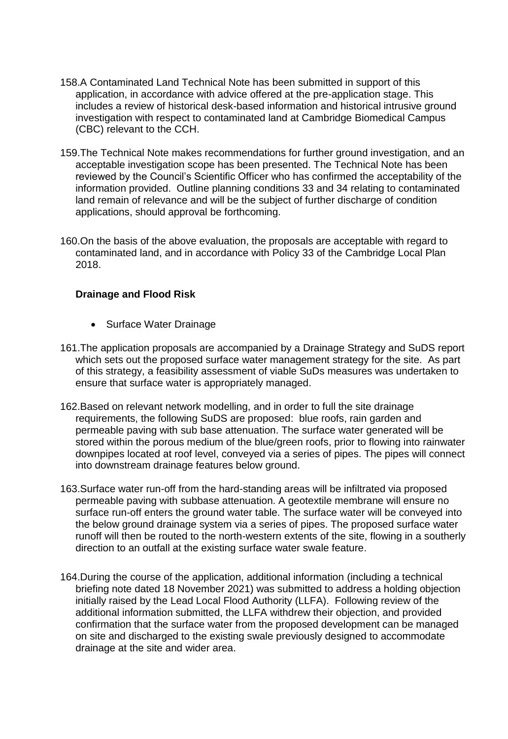158. A Contaminated Land Technical Note has been submitted in support of this application, in accordance with advice offered at the pre-application stage. This includes a review of historical desk-based information and historical intrusive ground investigation with respect to contaminated land at Cambridge Biomedical Campus (CBC) relevant to the CCH.

159. The Technical Note makes recommendations for further ground investigation, and an acceptable investigation scope has been presented. The Technical Note has been reviewed by the Council's Scientific Officer who has confirmed the acceptability of the information provided. Outline planning conditions 33 and 34 relating to contaminated land remain of relevance and will be the subject of further discharge of condition applications, should approval be forthcoming.

160. On the basis of the above evaluation, the proposals are acceptable with regard to contaminated land, and in accordance with Policy 33 of the Cambridge Local Plan 2018.

**Drainage and Flood Risk**

- Surface Water Drainage

161. The application proposals are accompanied by a Drainage Strategy and SuDS report which sets out the proposed surface water management strategy for the site. As part of this strategy, a feasibility assessment of viable SuDs measures was undertaken to ensure that surface water is appropriately managed.

162. Based on relevant network modelling, and in order to full the site drainage requirements, the following SuDS are proposed: blue roofs, rain garden and permeable paving with sub base attenuation. The surface water generated will be stored within the porous medium of the blue/green roofs, prior to flowing into rainwater downpipes located at roof level, conveyed via a series of pipes. The pipes will connect into downstream drainage features below ground.

163. Surface water run-off from the hard-standing areas will be infiltrated via proposed permeable paving with subbase attenuation. A geotextile membrane will ensure no surface run-off enters the ground water table. The surface water will be conveyed into the below ground drainage system via a series of pipes. The proposed surface water runoff will then be routed to the north-western extents of the site, flowing in a southerly direction to an outfall at the existing surface water swale feature.

164. During the course of the application, additional information (including a technical briefing note dated 18 November 2021) was submitted to address a holding objection initially raised by the Lead Local Flood Authority (LLFA). Following review of the additional information submitted, the LLFA withdrew their objection, and provided confirmation that the surface water from the proposed development can be managed on site and discharged to the existing swale previously designed to accommodate drainage at the site and wider area.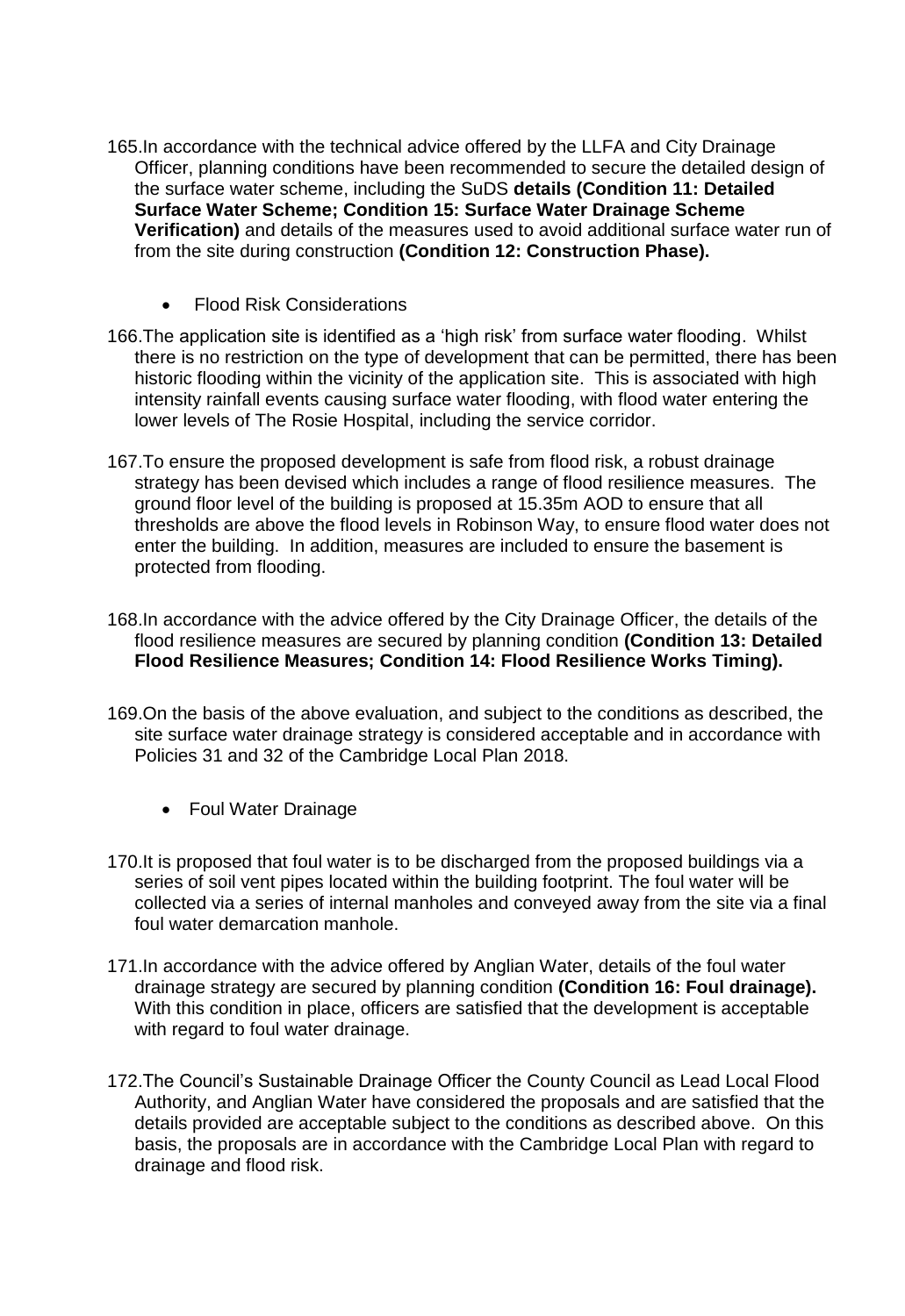165.In accordance with the technical advice offered by the LLFA and City Drainage Officer, planning conditions have been recommended to secure the detailed design of the surface water scheme, including the SuDS **details (Condition 11: Detailed Surface Water Scheme; Condition 15: Surface Water Drainage Scheme Verification)** and details of the measures used to avoid additional surface water run of from the site during construction **(Condition 12: Construction Phase).**

- Flood Risk Considerations

166.The application site is identified as a 'high risk' from surface water flooding. Whilst there is no restriction on the type of development that can be permitted, there has been historic flooding within the vicinity of the application site. This is associated with high intensity rainfall events causing surface water flooding, with flood water entering the lower levels of The Rosie Hospital, including the service corridor.

167.To ensure the proposed development is safe from flood risk, a robust drainage strategy has been devised which includes a range of flood resilience measures. The ground floor level of the building is proposed at 15.35m AOD to ensure that all thresholds are above the flood levels in Robinson Way, to ensure flood water does not enter the building. In addition, measures are included to ensure the basement is protected from flooding.

168.In accordance with the advice offered by the City Drainage Officer, the details of the flood resilience measures are secured by planning condition **(Condition 13: Detailed Flood Resilience Measures; Condition 14: Flood Resilience Works Timing).**

169.On the basis of the above evaluation, and subject to the conditions as described, the site surface water drainage strategy is considered acceptable and in accordance with Policies 31 and 32 of the Cambridge Local Plan 2018.

- Foul Water Drainage

170.It is proposed that foul water is to be discharged from the proposed buildings via a series of soil vent pipes located within the building footprint. The foul water will be collected via a series of internal manholes and conveyed away from the site via a final foul water demarcation manhole.

171.In accordance with the advice offered by Anglian Water, details of the foul water drainage strategy are secured by planning condition **(Condition 16: Foul drainage).** With this condition in place, officers are satisfied that the development is acceptable with regard to foul water drainage.

172.The Council's Sustainable Drainage Officer the County Council as Lead Local Flood Authority, and Anglian Water have considered the proposals and are satisfied that the details provided are acceptable subject to the conditions as described above. On this basis, the proposals are in accordance with the Cambridge Local Plan with regard to drainage and flood risk.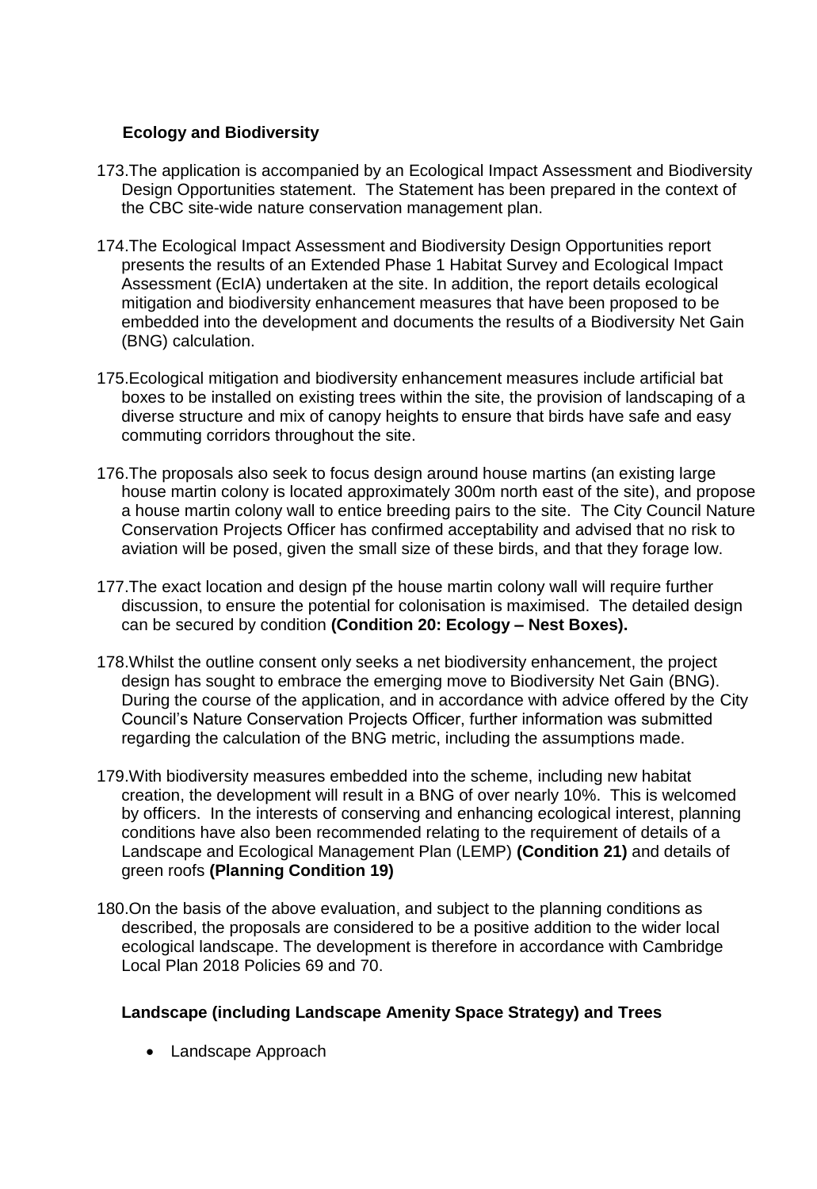### Ecology and Biodiversity

173.The application is accompanied by an Ecological Impact Assessment and Biodiversity Design Opportunities statement. The Statement has been prepared in the context of the CBC site-wide nature conservation management plan.

174.The Ecological Impact Assessment and Biodiversity Design Opportunities report presents the results of an Extended Phase 1 Habitat Survey and Ecological Impact Assessment (EcIA) undertaken at the site. In addition, the report details ecological mitigation and biodiversity enhancement measures that have been proposed to be embedded into the development and documents the results of a Biodiversity Net Gain (BNG) calculation.

175.Ecological mitigation and biodiversity enhancement measures include artificial bat boxes to be installed on existing trees within the site, the provision of landscaping of a diverse structure and mix of canopy heights to ensure that birds have safe and easy commuting corridors throughout the site.

176.The proposals also seek to focus design around house martins (an existing large house martin colony is located approximately 300m north east of the site), and propose a house martin colony wall to entice breeding pairs to the site. The City Council Nature Conservation Projects Officer has confirmed acceptability and advised that no risk to aviation will be posed, given the small size of these birds, and that they forage low.

177.The exact location and design pf the house martin colony wall will require further discussion, to ensure the potential for colonisation is maximised. The detailed design can be secured by condition **(Condition 20: Ecology – Nest Boxes).**

178.Whilst the outline consent only seeks a net biodiversity enhancement, the project design has sought to embrace the emerging move to Biodiversity Net Gain (BNG). During the course of the application, and in accordance with advice offered by the City Council's Nature Conservation Projects Officer, further information was submitted regarding the calculation of the BNG metric, including the assumptions made.

179.With biodiversity measures embedded into the scheme, including new habitat creation, the development will result in a BNG of over nearly 10%. This is welcomed by officers. In the interests of conserving and enhancing ecological interest, planning conditions have also been recommended relating to the requirement of details of a Landscape and Ecological Management Plan (LEMP) **(Condition 21)** and details of green roofs **(Planning Condition 19)**

180.On the basis of the above evaluation, and subject to the planning conditions as described, the proposals are considered to be a positive addition to the wider local ecological landscape. The development is therefore in accordance with Cambridge Local Plan 2018 Policies 69 and 70.

### Landscape (including Landscape Amenity Space Strategy) and Trees

- Landscape Approach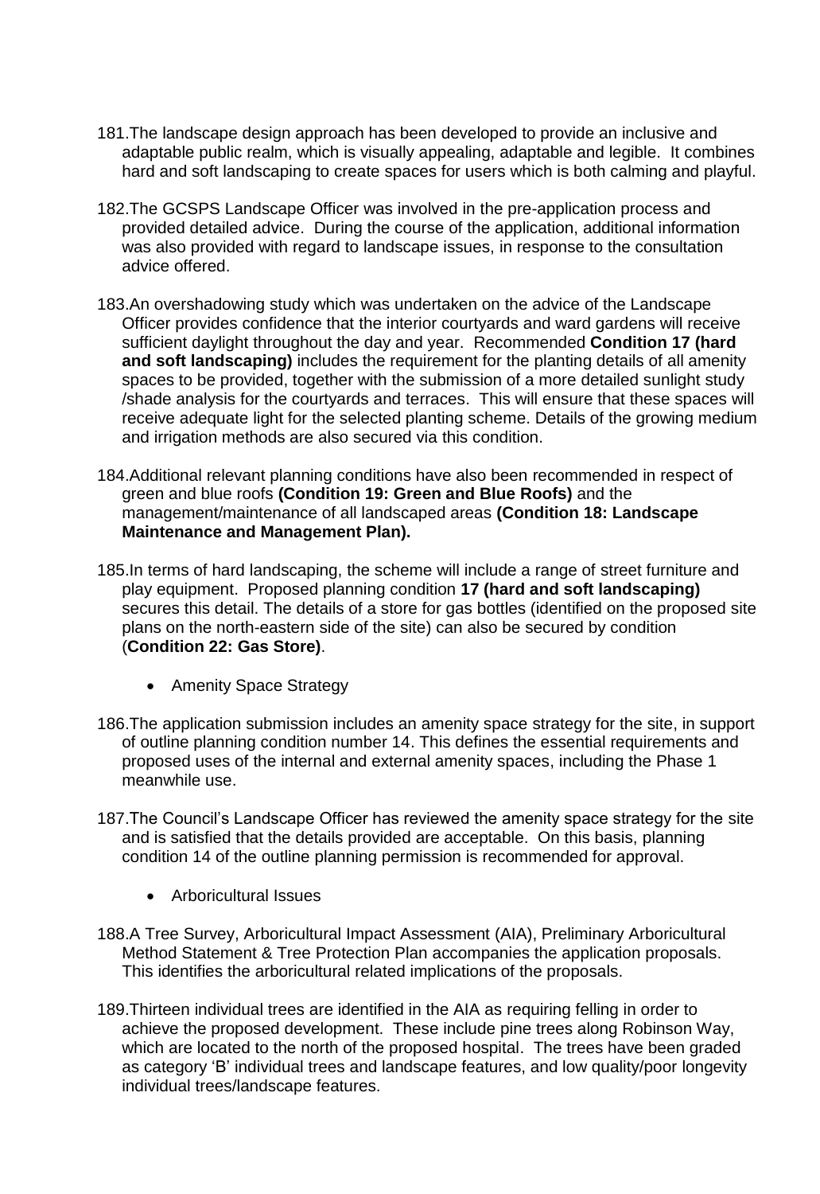181. The landscape design approach has been developed to provide an inclusive and adaptable public realm, which is visually appealing, adaptable and legible. It combines hard and soft landscaping to create spaces for users which is both calming and playful.

182. The GCSPS Landscape Officer was involved in the pre-application process and provided detailed advice. During the course of the application, additional information was also provided with regard to landscape issues, in response to the consultation advice offered.

183. An overshadowing study which was undertaken on the advice of the Landscape Officer provides confidence that the interior courtyards and ward gardens will receive sufficient daylight throughout the day and year. Recommended **Condition 17 (hard and soft landscaping)** includes the requirement for the planting details of all amenity spaces to be provided, together with the submission of a more detailed sunlight study /shade analysis for the courtyards and terraces. This will ensure that these spaces will receive adequate light for the selected planting scheme. Details of the growing medium and irrigation methods are also secured via this condition.

184. Additional relevant planning conditions have also been recommended in respect of green and blue roofs **(Condition 19: Green and Blue Roofs)** and the management/maintenance of all landscaped areas **(Condition 18: Landscape Maintenance and Management Plan).**

185. In terms of hard landscaping, the scheme will include a range of street furniture and play equipment. Proposed planning condition **17 (hard and soft landscaping)** secures this detail. The details of a store for gas bottles (identified on the proposed site plans on the north-eastern side of the site) can also be secured by condition (**Condition 22: Gas Store)**.

- Amenity Space Strategy

186. The application submission includes an amenity space strategy for the site, in support of outline planning condition number 14. This defines the essential requirements and proposed uses of the internal and external amenity spaces, including the Phase 1 meanwhile use.

187. The Council's Landscape Officer has reviewed the amenity space strategy for the site and is satisfied that the details provided are acceptable. On this basis, planning condition 14 of the outline planning permission is recommended for approval.

- Arboricultural Issues

188. A Tree Survey, Arboricultural Impact Assessment (AIA), Preliminary Arboricultural Method Statement & Tree Protection Plan accompanies the application proposals. This identifies the arboricultural related implications of the proposals.

189. Thirteen individual trees are identified in the AIA as requiring felling in order to achieve the proposed development. These include pine trees along Robinson Way, which are located to the north of the proposed hospital. The trees have been graded as category 'B' individual trees and landscape features, and low quality/poor longevity individual trees/landscape features.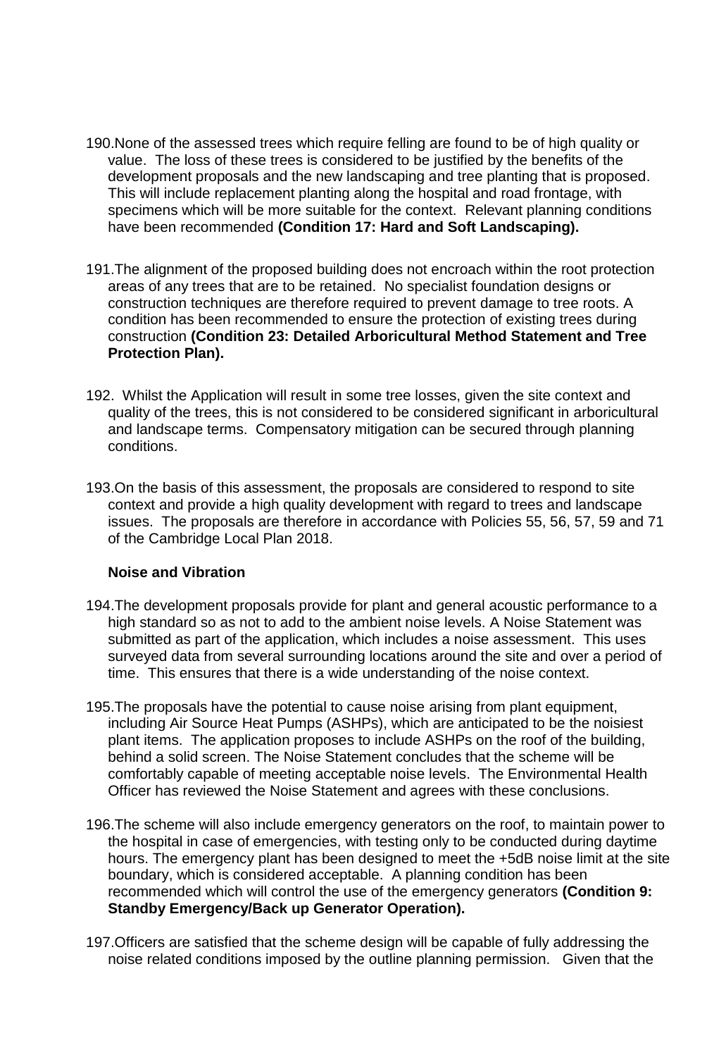190. None of the assessed trees which require felling are found to be of high quality or value. The loss of these trees is considered to be justified by the benefits of the development proposals and the new landscaping and tree planting that is proposed. This will include replacement planting along the hospital and road frontage, with specimens which will be more suitable for the context. Relevant planning conditions have been recommended **(Condition 17: Hard and Soft Landscaping).**

191. The alignment of the proposed building does not encroach within the root protection areas of any trees that are to be retained. No specialist foundation designs or construction techniques are therefore required to prevent damage to tree roots. A condition has been recommended to ensure the protection of existing trees during construction **(Condition 23: Detailed Arboricultural Method Statement and Tree Protection Plan).**

192. Whilst the Application will result in some tree losses, given the site context and quality of the trees, this is not considered to be considered significant in arboricultural and landscape terms. Compensatory mitigation can be secured through planning conditions.

193. On the basis of this assessment, the proposals are considered to respond to site context and provide a high quality development with regard to trees and landscape issues. The proposals are therefore in accordance with Policies 55, 56, 57, 59 and 71 of the Cambridge Local Plan 2018.

**Noise and Vibration**

194. The development proposals provide for plant and general acoustic performance to a high standard so as not to add to the ambient noise levels. A Noise Statement was submitted as part of the application, which includes a noise assessment. This uses surveyed data from several surrounding locations around the site and over a period of time. This ensures that there is a wide understanding of the noise context.

195. The proposals have the potential to cause noise arising from plant equipment, including Air Source Heat Pumps (ASHPs), which are anticipated to be the noisiest plant items. The application proposes to include ASHPs on the roof of the building, behind a solid screen. The Noise Statement concludes that the scheme will be comfortably capable of meeting acceptable noise levels. The Environmental Health Officer has reviewed the Noise Statement and agrees with these conclusions.

196. The scheme will also include emergency generators on the roof, to maintain power to the hospital in case of emergencies, with testing only to be conducted during daytime hours. The emergency plant has been designed to meet the +5dB noise limit at the site boundary, which is considered acceptable. A planning condition has been recommended which will control the use of the emergency generators **(Condition 9: Standby Emergency/Back up Generator Operation).**

197. Officers are satisfied that the scheme design will be capable of fully addressing the noise related conditions imposed by the outline planning permission. Given that the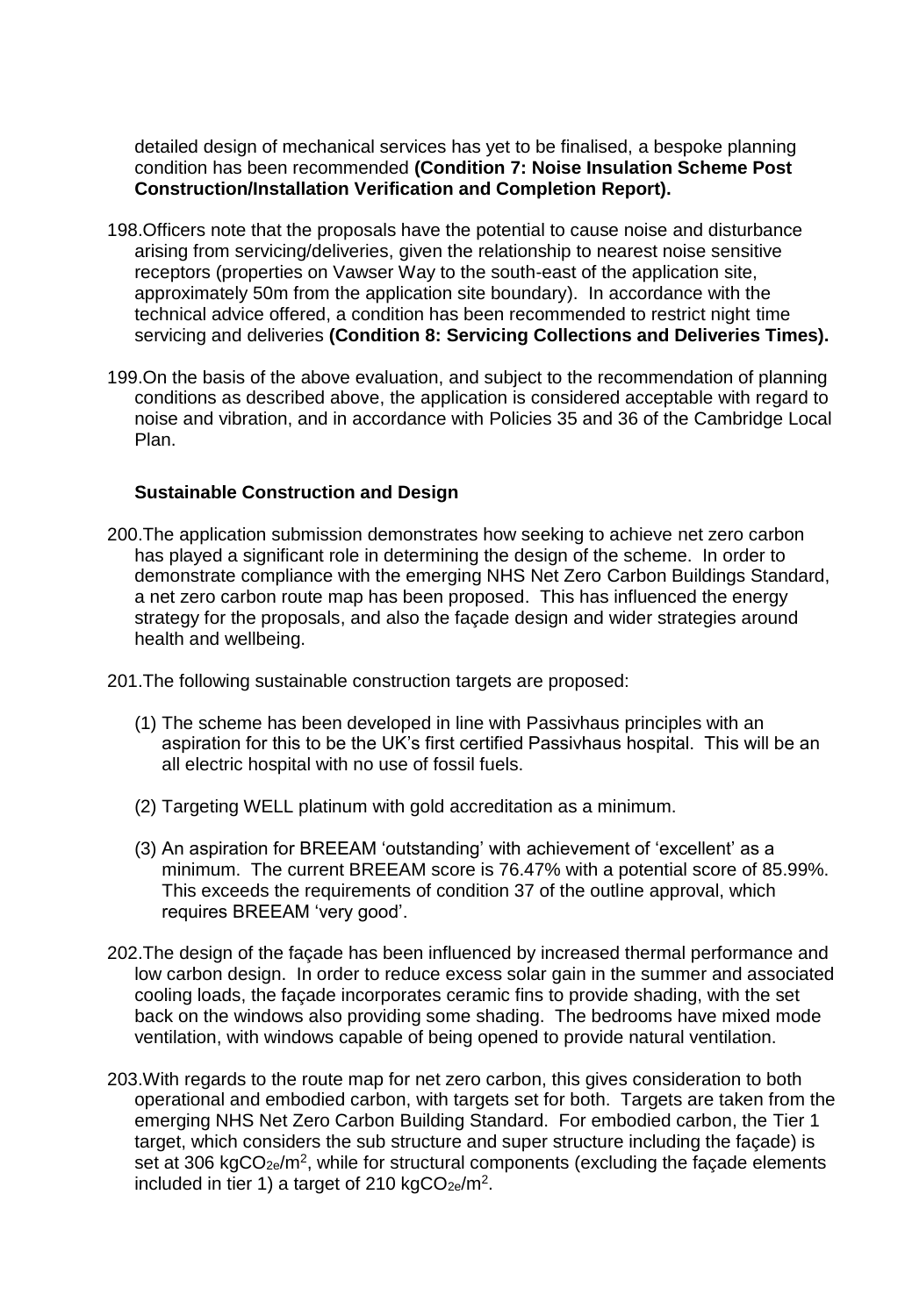detailed design of mechanical services has yet to be finalised, a bespoke planning condition has been recommended **(Condition 7: Noise Insulation Scheme Post Construction/Installation Verification and Completion Report).**

198. Officers note that the proposals have the potential to cause noise and disturbance arising from servicing/deliveries, given the relationship to nearest noise sensitive receptors (properties on Vawser Way to the south-east of the application site, approximately 50m from the application site boundary). In accordance with the technical advice offered, a condition has been recommended to restrict night time servicing and deliveries **(Condition 8: Servicing Collections and Deliveries Times).**

199. On the basis of the above evaluation, and subject to the recommendation of planning conditions as described above, the application is considered acceptable with regard to noise and vibration, and in accordance with Policies 35 and 36 of the Cambridge Local Plan.

### Sustainable Construction and Design

200. The application submission demonstrates how seeking to achieve net zero carbon has played a significant role in determining the design of the scheme. In order to demonstrate compliance with the emerging NHS Net Zero Carbon Buildings Standard, a net zero carbon route map has been proposed. This has influenced the energy strategy for the proposals, and also the façade design and wider strategies around health and wellbeing.

201. The following sustainable construction targets are proposed:

   (1) The scheme has been developed in line with Passivhaus principles with an aspiration for this to be the UK's first certified Passivhaus hospital. This will be an all electric hospital with no use of fossil fuels.

   (2) Targeting WELL platinum with gold accreditation as a minimum.

   (3) An aspiration for BREEAM 'outstanding' with achievement of 'excellent' as a minimum. The current BREEAM score is 76.47% with a potential score of 85.99%. This exceeds the requirements of condition 37 of the outline approval, which requires BREEAM 'very good'.

202. The design of the façade has been influenced by increased thermal performance and low carbon design. In order to reduce excess solar gain in the summer and associated cooling loads, the façade incorporates ceramic fins to provide shading, with the set back on the windows also providing some shading. The bedrooms have mixed mode ventilation, with windows capable of being opened to provide natural ventilation.

203. With regards to the route map for net zero carbon, this gives consideration to both operational and embodied carbon, with targets set for both. Targets are taken from the emerging NHS Net Zero Carbon Building Standard. For embodied carbon, the Tier 1 target, which considers the sub structure and super structure including the façade) is set at 306 $kgCO_{2e}/m^2$, while for structural components (excluding the façade elements included in tier 1) a target of 210 $kgCO_{2e}/m^2$.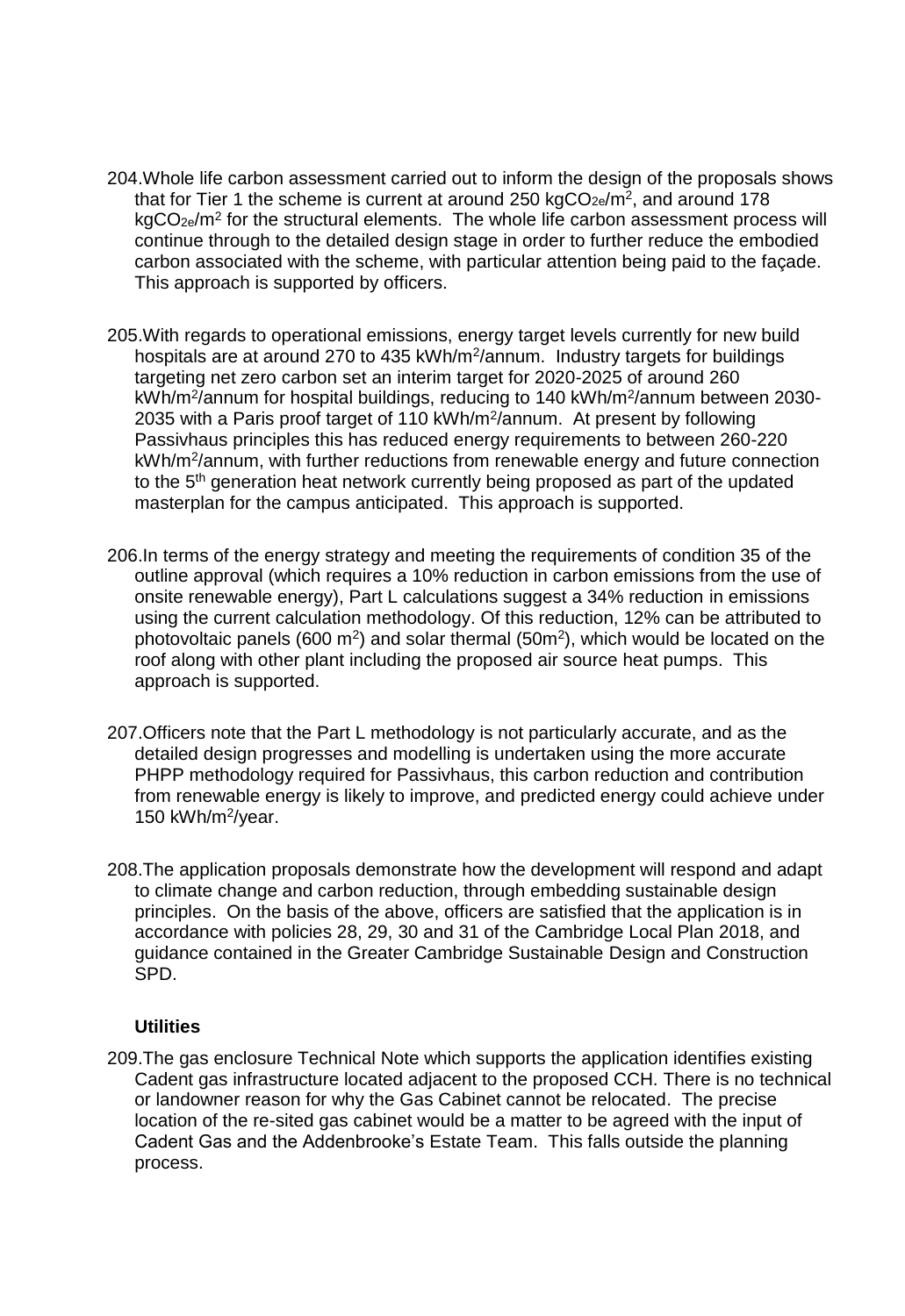204. Whole life carbon assessment carried out to inform the design of the proposals shows that for Tier 1 the scheme is current at around 250 $kgCO_{2e}/m^2$, and around 178 $kgCO_{2e}/m^2$ for the structural elements. The whole life carbon assessment process will continue through to the detailed design stage in order to further reduce the embodied carbon associated with the scheme, with particular attention being paid to the façade. This approach is supported by officers.

205. With regards to operational emissions, energy target levels currently for new build hospitals are at around 270 to 435 $kWh/m^2$/annum. Industry targets for buildings targeting net zero carbon set an interim target for 2020-2025 of around 260 $kWh/m^2$/annum for hospital buildings, reducing to 140 $kWh/m^2$/annum between 2030-2035 with a Paris proof target of 110 $kWh/m^2$/annum. At present by following Passivhaus principles this has reduced energy requirements to between 260-220 $kWh/m^2$/annum, with further reductions from renewable energy and future connection to the 5th generation heat network currently being proposed as part of the updated masterplan for the campus anticipated. This approach is supported.

206. In terms of the energy strategy and meeting the requirements of condition 35 of the outline approval (which requires a 10% reduction in carbon emissions from the use of onsite renewable energy), Part L calculations suggest a 34% reduction in emissions using the current calculation methodology. Of this reduction, 12% can be attributed to photovoltaic panels (600 $m^2$) and solar thermal (50$m^2$), which would be located on the roof along with other plant including the proposed air source heat pumps. This approach is supported.

207. Officers note that the Part L methodology is not particularly accurate, and as the detailed design progresses and modelling is undertaken using the more accurate PHPP methodology required for Passivhaus, this carbon reduction and contribution from renewable energy is likely to improve, and predicted energy could achieve under 150 $kWh/m^2$/year.

208. The application proposals demonstrate how the development will respond and adapt to climate change and carbon reduction, through embedding sustainable design principles. On the basis of the above, officers are satisfied that the application is in accordance with policies 28, 29, 30 and 31 of the Cambridge Local Plan 2018, and guidance contained in the Greater Cambridge Sustainable Design and Construction SPD.

**Utilities**

209. The gas enclosure Technical Note which supports the application identifies existing Cadent gas infrastructure located adjacent to the proposed CCH. There is no technical or landowner reason for why the Gas Cabinet cannot be relocated. The precise location of the re-sited gas cabinet would be a matter to be agreed with the input of Cadent Gas and the Addenbrooke's Estate Team. This falls outside the planning process.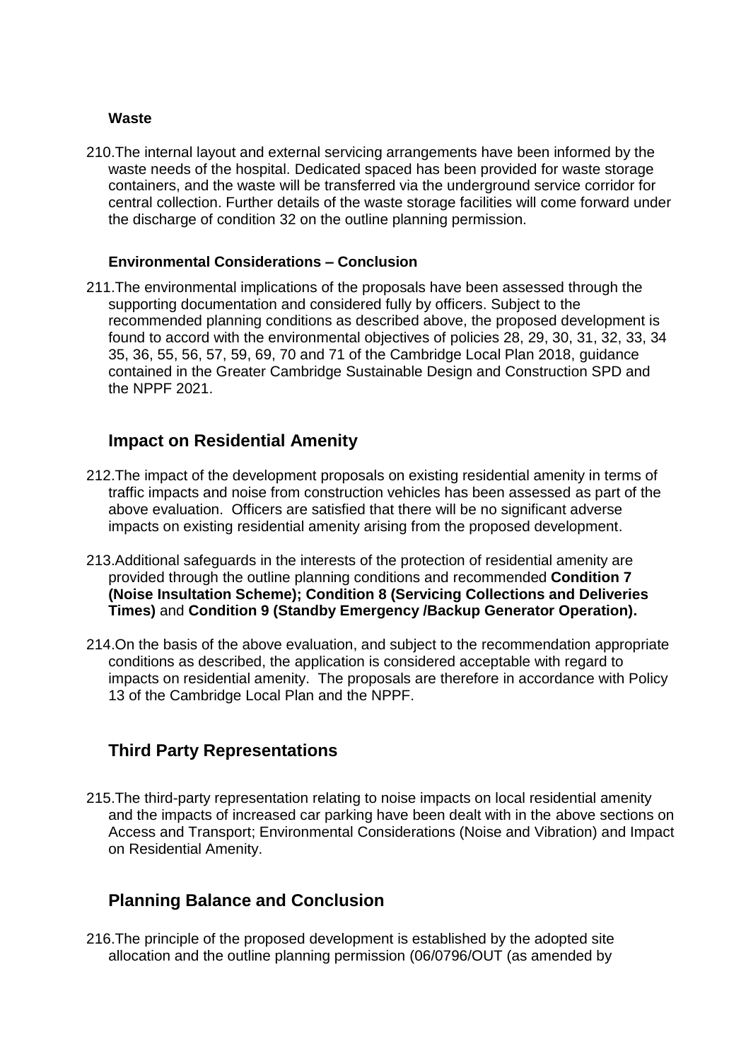### Waste

210.The internal layout and external servicing arrangements have been informed by the waste needs of the hospital. Dedicated spaced has been provided for waste storage containers, and the waste will be transferred via the underground service corridor for central collection. Further details of the waste storage facilities will come forward under the discharge of condition 32 on the outline planning permission.

### Environmental Considerations – Conclusion

211.The environmental implications of the proposals have been assessed through the supporting documentation and considered fully by officers. Subject to the recommended planning conditions as described above, the proposed development is found to accord with the environmental objectives of policies 28, 29, 30, 31, 32, 33, 34 35, 36, 55, 56, 57, 59, 69, 70 and 71 of the Cambridge Local Plan 2018, guidance contained in the Greater Cambridge Sustainable Design and Construction SPD and the NPPF 2021.

## Impact on Residential Amenity

212.The impact of the development proposals on existing residential amenity in terms of traffic impacts and noise from construction vehicles has been assessed as part of the above evaluation. Officers are satisfied that there will be no significant adverse impacts on existing residential amenity arising from the proposed development.

213.Additional safeguards in the interests of the protection of residential amenity are provided through the outline planning conditions and recommended **Condition 7 (Noise Insultation Scheme); Condition 8 (Servicing Collections and Deliveries Times)** and **Condition 9 (Standby Emergency /Backup Generator Operation).**

214.On the basis of the above evaluation, and subject to the recommendation appropriate conditions as described, the application is considered acceptable with regard to impacts on residential amenity. The proposals are therefore in accordance with Policy 13 of the Cambridge Local Plan and the NPPF.

## Third Party Representations

215.The third-party representation relating to noise impacts on local residential amenity and the impacts of increased car parking have been dealt with in the above sections on Access and Transport; Environmental Considerations (Noise and Vibration) and Impact on Residential Amenity.

## Planning Balance and Conclusion

216.The principle of the proposed development is established by the adopted site allocation and the outline planning permission (06/0796/OUT (as amended by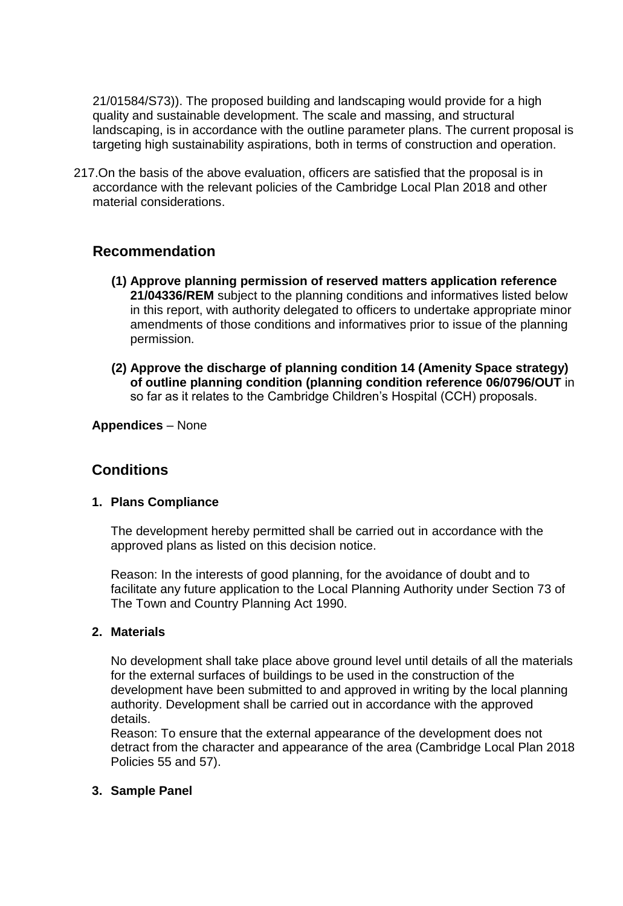21/01584/S73)). The proposed building and landscaping would provide for a high quality and sustainable development. The scale and massing, and structural landscaping, is in accordance with the outline parameter plans. The current proposal is targeting high sustainability aspirations, both in terms of construction and operation.

217. On the basis of the above evaluation, officers are satisfied that the proposal is in accordance with the relevant policies of the Cambridge Local Plan 2018 and other material considerations.

## Recommendation

**(1) Approve planning permission of reserved matters application reference 21/04336/REM** subject to the planning conditions and informatives listed below in this report, with authority delegated to officers to undertake appropriate minor amendments of those conditions and informatives prior to issue of the planning permission.

**(2) Approve the discharge of planning condition 14 (Amenity Space strategy) of outline planning condition (planning condition reference 06/0796/OUT** in so far as it relates to the Cambridge Children's Hospital (CCH) proposals.

**Appendices** – None

## Conditions

### 1. Plans Compliance

The development hereby permitted shall be carried out in accordance with the approved plans as listed on this decision notice.

Reason: In the interests of good planning, for the avoidance of doubt and to facilitate any future application to the Local Planning Authority under Section 73 of The Town and Country Planning Act 1990.

### 2. Materials

No development shall take place above ground level until details of all the materials for the external surfaces of buildings to be used in the construction of the development have been submitted to and approved in writing by the local planning authority. Development shall be carried out in accordance with the approved details.
Reason: To ensure that the external appearance of the development does not detract from the character and appearance of the area (Cambridge Local Plan 2018 Policies 55 and 57).

### 3. Sample Panel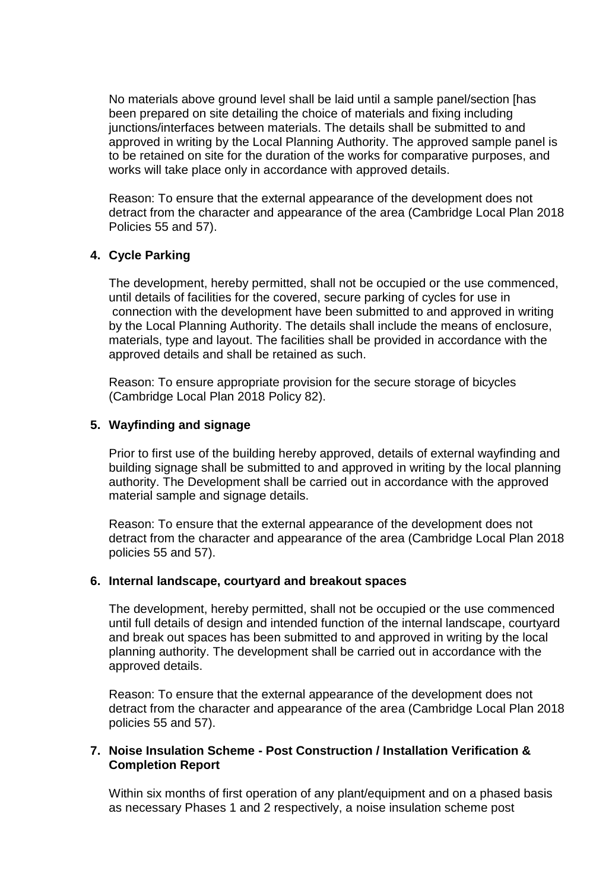No materials above ground level shall be laid until a sample panel/section [has been prepared on site detailing the choice of materials and fixing including junctions/interfaces between materials. The details shall be submitted to and approved in writing by the Local Planning Authority. The approved sample panel is to be retained on site for the duration of the works for comparative purposes, and works will take place only in accordance with approved details.

Reason: To ensure that the external appearance of the development does not detract from the character and appearance of the area (Cambridge Local Plan 2018 Policies 55 and 57).

4. **Cycle Parking**

The development, hereby permitted, shall not be occupied or the use commenced, until details of facilities for the covered, secure parking of cycles for use in connection with the development have been submitted to and approved in writing by the Local Planning Authority. The details shall include the means of enclosure, materials, type and layout. The facilities shall be provided in accordance with the approved details and shall be retained as such.

Reason: To ensure appropriate provision for the secure storage of bicycles (Cambridge Local Plan 2018 Policy 82).

5. **Wayfinding and signage**

Prior to first use of the building hereby approved, details of external wayfinding and building signage shall be submitted to and approved in writing by the local planning authority. The Development shall be carried out in accordance with the approved material sample and signage details.

Reason: To ensure that the external appearance of the development does not detract from the character and appearance of the area (Cambridge Local Plan 2018 policies 55 and 57).

6. **Internal landscape, courtyard and breakout spaces**

The development, hereby permitted, shall not be occupied or the use commenced until full details of design and intended function of the internal landscape, courtyard and break out spaces has been submitted to and approved in writing by the local planning authority. The development shall be carried out in accordance with the approved details.

Reason: To ensure that the external appearance of the development does not detract from the character and appearance of the area (Cambridge Local Plan 2018 policies 55 and 57).

7. **Noise Insulation Scheme - Post Construction / Installation Verification & Completion Report**

Within six months of first operation of any plant/equipment and on a phased basis as necessary Phases 1 and 2 respectively, a noise insulation scheme post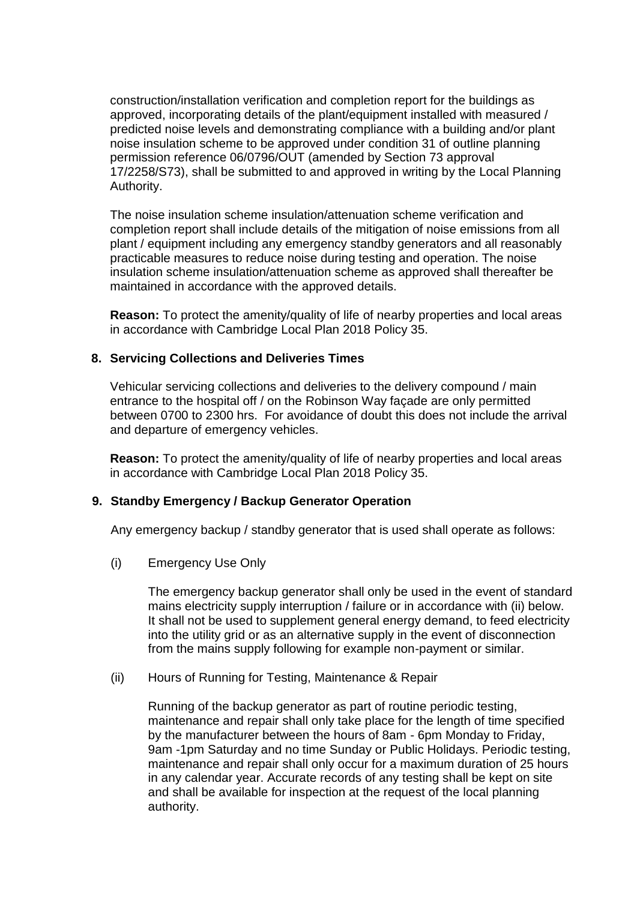construction/installation verification and completion report for the buildings as approved, incorporating details of the plant/equipment installed with measured / predicted noise levels and demonstrating compliance with a building and/or plant noise insulation scheme to be approved under condition 31 of outline planning permission reference 06/0796/OUT (amended by Section 73 approval 17/2258/S73), shall be submitted to and approved in writing by the Local Planning Authority.

The noise insulation scheme insulation/attenuation scheme verification and completion report shall include details of the mitigation of noise emissions from all plant / equipment including any emergency standby generators and all reasonably practicable measures to reduce noise during testing and operation. The noise insulation scheme insulation/attenuation scheme as approved shall thereafter be maintained in accordance with the approved details.

**Reason:** To protect the amenity/quality of life of nearby properties and local areas in accordance with Cambridge Local Plan 2018 Policy 35.

**8. Servicing Collections and Deliveries Times**

Vehicular servicing collections and deliveries to the delivery compound / main entrance to the hospital off / on the Robinson Way façade are only permitted between 0700 to 2300 hrs. For avoidance of doubt this does not include the arrival and departure of emergency vehicles.

**Reason:** To protect the amenity/quality of life of nearby properties and local areas in accordance with Cambridge Local Plan 2018 Policy 35.

**9. Standby Emergency / Backup Generator Operation**

Any emergency backup / standby generator that is used shall operate as follows:

(i) Emergency Use Only

The emergency backup generator shall only be used in the event of standard mains electricity supply interruption / failure or in accordance with (ii) below. It shall not be used to supplement general energy demand, to feed electricity into the utility grid or as an alternative supply in the event of disconnection from the mains supply following for example non-payment or similar.

(ii) Hours of Running for Testing, Maintenance & Repair

Running of the backup generator as part of routine periodic testing, maintenance and repair shall only take place for the length of time specified by the manufacturer between the hours of 8am - 6pm Monday to Friday, 9am -1pm Saturday and no time Sunday or Public Holidays. Periodic testing, maintenance and repair shall only occur for a maximum duration of 25 hours in any calendar year. Accurate records of any testing shall be kept on site and shall be available for inspection at the request of the local planning authority.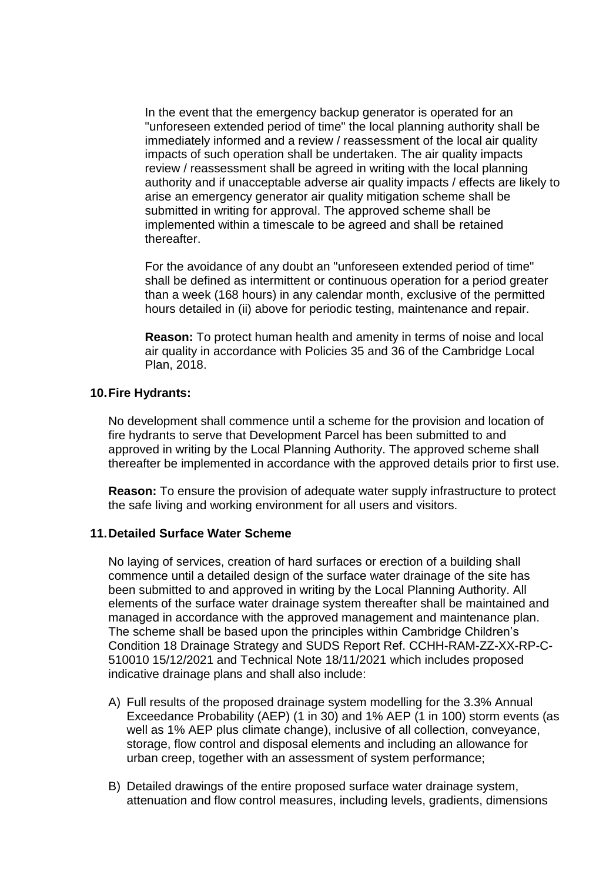In the event that the emergency backup generator is operated for an "unforeseen extended period of time" the local planning authority shall be immediately informed and a review / reassessment of the local air quality impacts of such operation shall be undertaken. The air quality impacts review / reassessment shall be agreed in writing with the local planning authority and if unacceptable adverse air quality impacts / effects are likely to arise an emergency generator air quality mitigation scheme shall be submitted in writing for approval. The approved scheme shall be implemented within a timescale to be agreed and shall be retained thereafter.

For the avoidance of any doubt an "unforeseen extended period of time" shall be defined as intermittent or continuous operation for a period greater than a week (168 hours) in any calendar month, exclusive of the permitted hours detailed in (ii) above for periodic testing, maintenance and repair.

**Reason:** To protect human health and amenity in terms of noise and local air quality in accordance with Policies 35 and 36 of the Cambridge Local Plan, 2018.

**10. Fire Hydrants:**

No development shall commence until a scheme for the provision and location of fire hydrants to serve that Development Parcel has been submitted to and approved in writing by the Local Planning Authority. The approved scheme shall thereafter be implemented in accordance with the approved details prior to first use.

**Reason:** To ensure the provision of adequate water supply infrastructure to protect the safe living and working environment for all users and visitors.

**11. Detailed Surface Water Scheme**

No laying of services, creation of hard surfaces or erection of a building shall commence until a detailed design of the surface water drainage of the site has been submitted to and approved in writing by the Local Planning Authority. All elements of the surface water drainage system thereafter shall be maintained and managed in accordance with the approved management and maintenance plan. The scheme shall be based upon the principles within Cambridge Children's Condition 18 Drainage Strategy and SUDS Report Ref. CCHH-RAM-ZZ-XX-RP-C-510010 15/12/2021 and Technical Note 18/11/2021 which includes proposed indicative drainage plans and shall also include:

A) Full results of the proposed drainage system modelling for the 3.3% Annual Exceedance Probability (AEP) (1 in 30) and 1% AEP (1 in 100) storm events (as well as 1% AEP plus climate change), inclusive of all collection, conveyance, storage, flow control and disposal elements and including an allowance for urban creep, together with an assessment of system performance;

B) Detailed drawings of the entire proposed surface water drainage system, attenuation and flow control measures, including levels, gradients, dimensions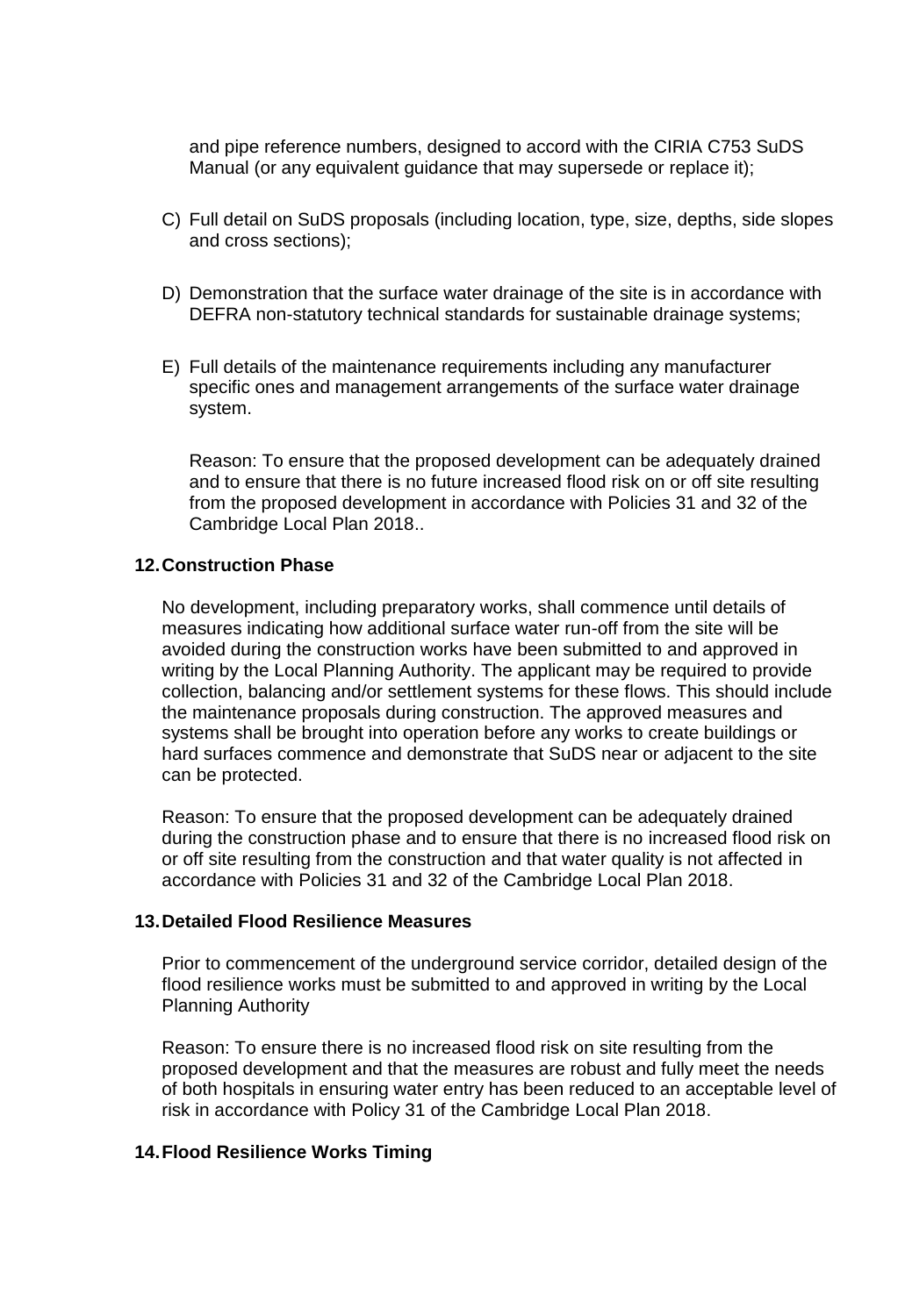and pipe reference numbers, designed to accord with the CIRIA C753 SuDS Manual (or any equivalent guidance that may supersede or replace it);

C) Full detail on SuDS proposals (including location, type, size, depths, side slopes and cross sections);

D) Demonstration that the surface water drainage of the site is in accordance with DEFRA non-statutory technical standards for sustainable drainage systems;

E) Full details of the maintenance requirements including any manufacturer specific ones and management arrangements of the surface water drainage system.

Reason: To ensure that the proposed development can be adequately drained and to ensure that there is no future increased flood risk on or off site resulting from the proposed development in accordance with Policies 31 and 32 of the Cambridge Local Plan 2018..

**12. Construction Phase**

No development, including preparatory works, shall commence until details of measures indicating how additional surface water run-off from the site will be avoided during the construction works have been submitted to and approved in writing by the Local Planning Authority. The applicant may be required to provide collection, balancing and/or settlement systems for these flows. This should include the maintenance proposals during construction. The approved measures and systems shall be brought into operation before any works to create buildings or hard surfaces commence and demonstrate that SuDS near or adjacent to the site can be protected.

Reason: To ensure that the proposed development can be adequately drained during the construction phase and to ensure that there is no increased flood risk on or off site resulting from the construction and that water quality is not affected in accordance with Policies 31 and 32 of the Cambridge Local Plan 2018.

**13. Detailed Flood Resilience Measures**

Prior to commencement of the underground service corridor, detailed design of the flood resilience works must be submitted to and approved in writing by the Local Planning Authority

Reason: To ensure there is no increased flood risk on site resulting from the proposed development and that the measures are robust and fully meet the needs of both hospitals in ensuring water entry has been reduced to an acceptable level of risk in accordance with Policy 31 of the Cambridge Local Plan 2018.

**14. Flood Resilience Works Timing**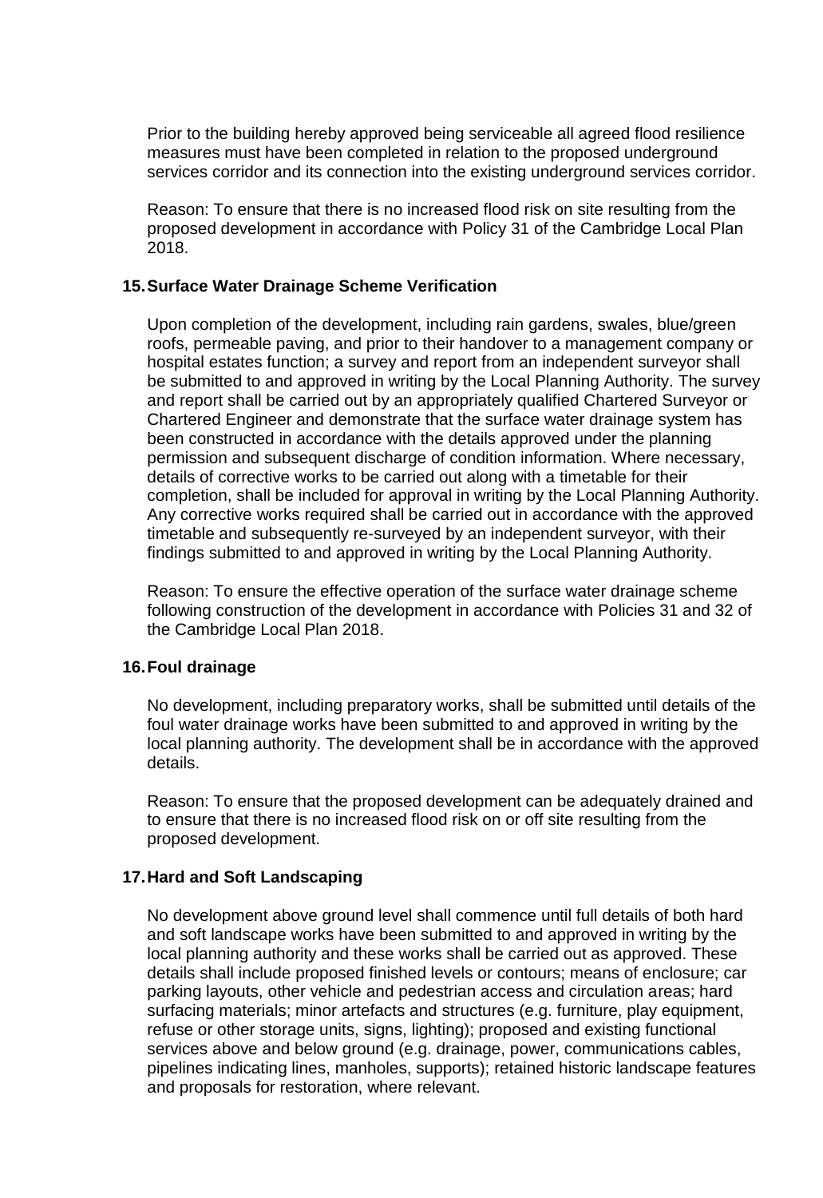Prior to the building hereby approved being serviceable all agreed flood resilience measures must have been completed in relation to the proposed underground services corridor and its connection into the existing underground services corridor.

Reason: To ensure that there is no increased flood risk on site resulting from the proposed development in accordance with Policy 31 of the Cambridge Local Plan 2018.

**15. Surface Water Drainage Scheme Verification**

Upon completion of the development, including rain gardens, swales, blue/green roofs, permeable paving, and prior to their handover to a management company or hospital estates function; a survey and report from an independent surveyor shall be submitted to and approved in writing by the Local Planning Authority. The survey and report shall be carried out by an appropriately qualified Chartered Surveyor or Chartered Engineer and demonstrate that the surface water drainage system has been constructed in accordance with the details approved under the planning permission and subsequent discharge of condition information. Where necessary, details of corrective works to be carried out along with a timetable for their completion, shall be included for approval in writing by the Local Planning Authority. Any corrective works required shall be carried out in accordance with the approved timetable and subsequently re-surveyed by an independent surveyor, with their findings submitted to and approved in writing by the Local Planning Authority.

Reason: To ensure the effective operation of the surface water drainage scheme following construction of the development in accordance with Policies 31 and 32 of the Cambridge Local Plan 2018.

**16. Foul drainage**

No development, including preparatory works, shall be submitted until details of the foul water drainage works have been submitted to and approved in writing by the local planning authority. The development shall be in accordance with the approved details.

Reason: To ensure that the proposed development can be adequately drained and to ensure that there is no increased flood risk on or off site resulting from the proposed development.

**17. Hard and Soft Landscaping**

No development above ground level shall commence until full details of both hard and soft landscape works have been submitted to and approved in writing by the local planning authority and these works shall be carried out as approved. These details shall include proposed finished levels or contours; means of enclosure; car parking layouts, other vehicle and pedestrian access and circulation areas; hard surfacing materials; minor artefacts and structures (e.g. furniture, play equipment, refuse or other storage units, signs, lighting); proposed and existing functional services above and below ground (e.g. drainage, power, communications cables, pipelines indicating lines, manholes, supports); retained historic landscape features and proposals for restoration, where relevant.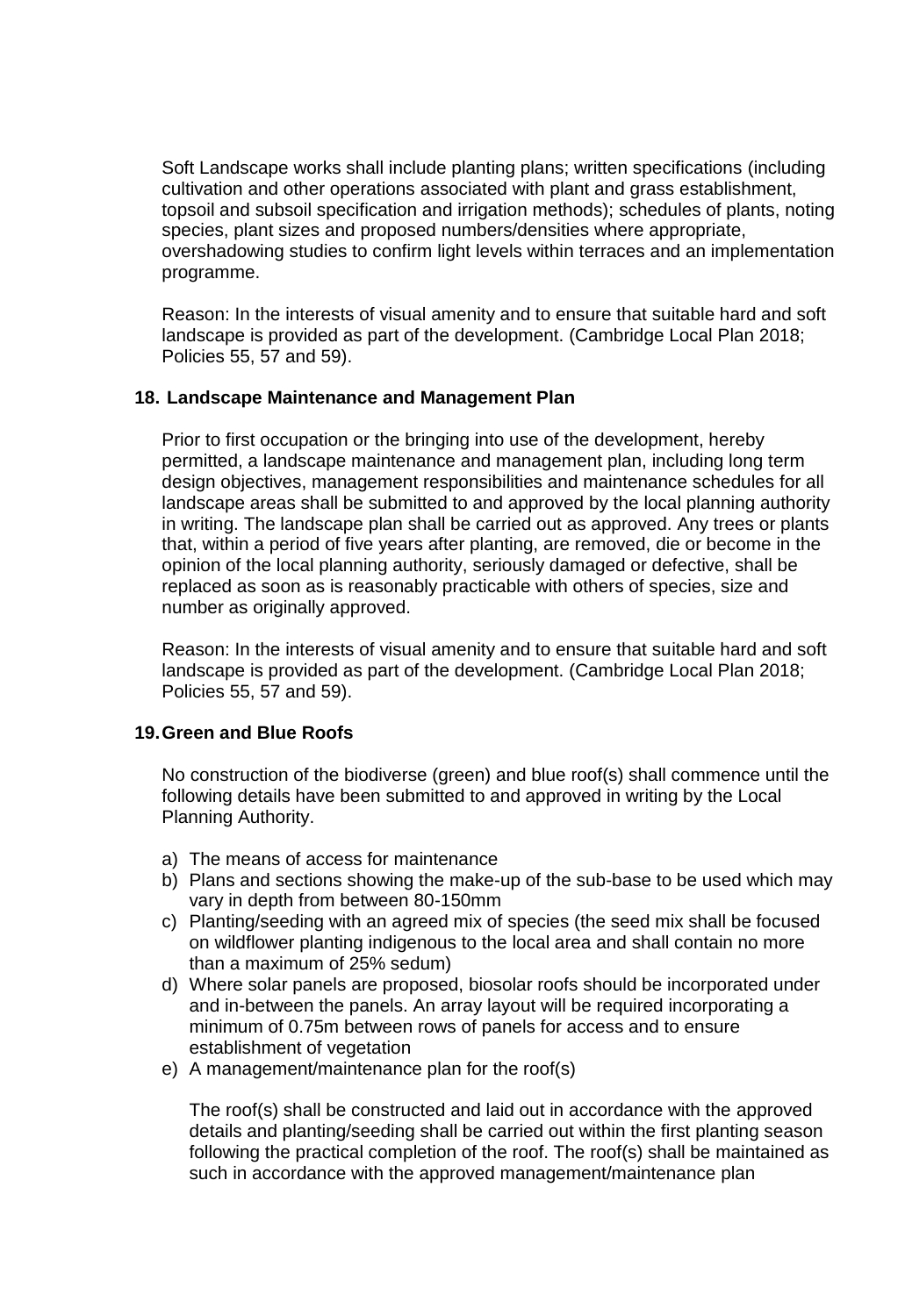Soft Landscape works shall include planting plans; written specifications (including cultivation and other operations associated with plant and grass establishment, topsoil and subsoil specification and irrigation methods); schedules of plants, noting species, plant sizes and proposed numbers/densities where appropriate, overshadowing studies to confirm light levels within terraces and an implementation programme.

Reason: In the interests of visual amenity and to ensure that suitable hard and soft landscape is provided as part of the development. (Cambridge Local Plan 2018; Policies 55, 57 and 59).

**18. Landscape Maintenance and Management Plan**

Prior to first occupation or the bringing into use of the development, hereby permitted, a landscape maintenance and management plan, including long term design objectives, management responsibilities and maintenance schedules for all landscape areas shall be submitted to and approved by the local planning authority in writing. The landscape plan shall be carried out as approved. Any trees or plants that, within a period of five years after planting, are removed, die or become in the opinion of the local planning authority, seriously damaged or defective, shall be replaced as soon as is reasonably practicable with others of species, size and number as originally approved.

Reason: In the interests of visual amenity and to ensure that suitable hard and soft landscape is provided as part of the development. (Cambridge Local Plan 2018; Policies 55, 57 and 59).

**19. Green and Blue Roofs**

No construction of the biodiverse (green) and blue roof(s) shall commence until the following details have been submitted to and approved in writing by the Local Planning Authority.

a) The means of access for maintenance
b) Plans and sections showing the make-up of the sub-base to be used which may vary in depth from between 80-150mm
c) Planting/seeding with an agreed mix of species (the seed mix shall be focused on wildflower planting indigenous to the local area and shall contain no more than a maximum of 25% sedum)
d) Where solar panels are proposed, biosolar roofs should be incorporated under and in-between the panels. An array layout will be required incorporating a minimum of 0.75m between rows of panels for access and to ensure establishment of vegetation
e) A management/maintenance plan for the roof(s)

The roof(s) shall be constructed and laid out in accordance with the approved details and planting/seeding shall be carried out within the first planting season following the practical completion of the roof. The roof(s) shall be maintained as such in accordance with the approved management/maintenance plan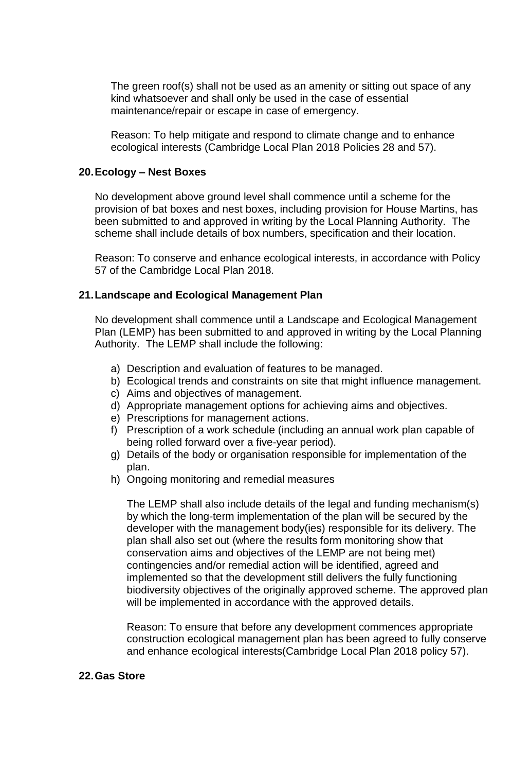The green roof(s) shall not be used as an amenity or sitting out space of any kind whatsoever and shall only be used in the case of essential maintenance/repair or escape in case of emergency.

Reason: To help mitigate and respond to climate change and to enhance ecological interests (Cambridge Local Plan 2018 Policies 28 and 57).

**20. Ecology – Nest Boxes**

No development above ground level shall commence until a scheme for the provision of bat boxes and nest boxes, including provision for House Martins, has been submitted to and approved in writing by the Local Planning Authority. The scheme shall include details of box numbers, specification and their location.

Reason: To conserve and enhance ecological interests, in accordance with Policy 57 of the Cambridge Local Plan 2018.

**21. Landscape and Ecological Management Plan**

No development shall commence until a Landscape and Ecological Management Plan (LEMP) has been submitted to and approved in writing by the Local Planning Authority. The LEMP shall include the following:

a) Description and evaluation of features to be managed.
b) Ecological trends and constraints on site that might influence management.
c) Aims and objectives of management.
d) Appropriate management options for achieving aims and objectives.
e) Prescriptions for management actions.
f) Prescription of a work schedule (including an annual work plan capable of being rolled forward over a five-year period).
g) Details of the body or organisation responsible for implementation of the plan.
h) Ongoing monitoring and remedial measures

The LEMP shall also include details of the legal and funding mechanism(s) by which the long-term implementation of the plan will be secured by the developer with the management body(ies) responsible for its delivery. The plan shall also set out (where the results form monitoring show that conservation aims and objectives of the LEMP are not being met) contingencies and/or remedial action will be identified, agreed and implemented so that the development still delivers the fully functioning biodiversity objectives of the originally approved scheme. The approved plan will be implemented in accordance with the approved details.

Reason: To ensure that before any development commences appropriate construction ecological management plan has been agreed to fully conserve and enhance ecological interests(Cambridge Local Plan 2018 policy 57).

**22. Gas Store**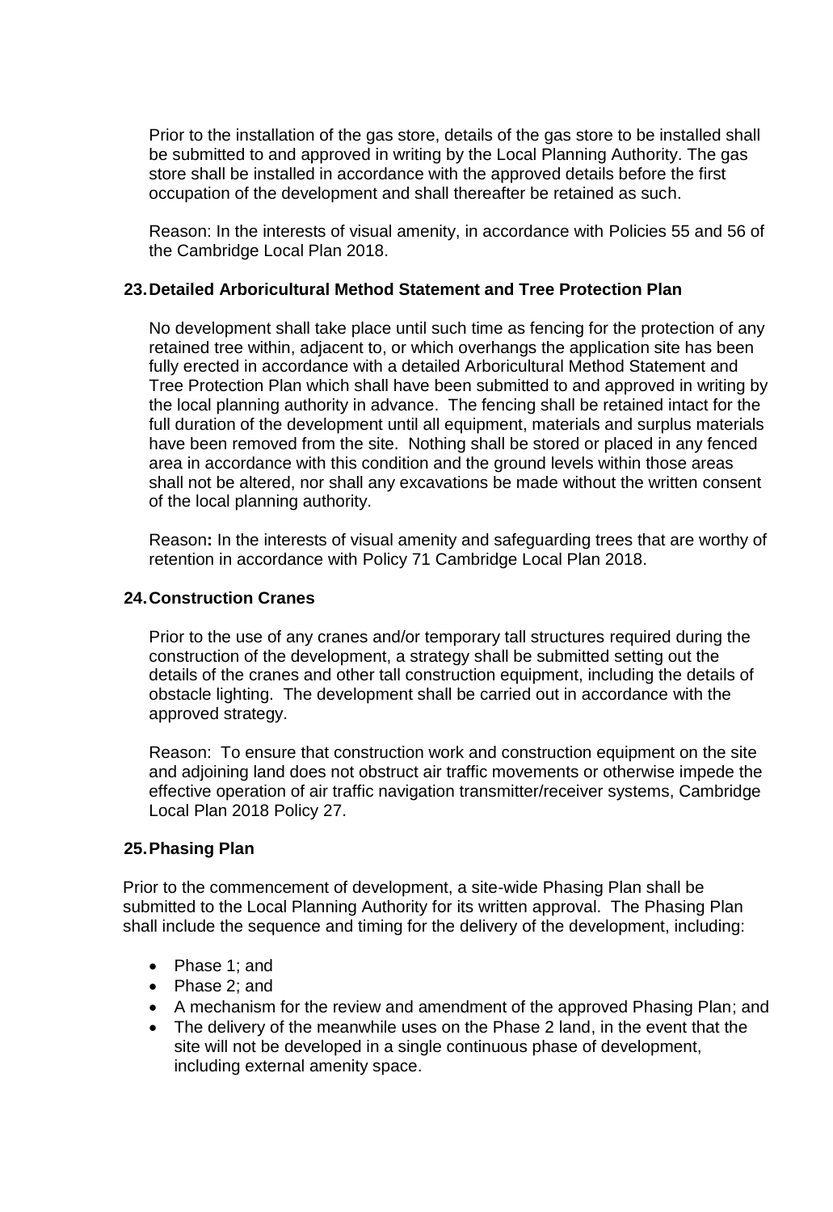Prior to the installation of the gas store, details of the gas store to be installed shall be submitted to and approved in writing by the Local Planning Authority. The gas store shall be installed in accordance with the approved details before the first occupation of the development and shall thereafter be retained as such.

Reason: In the interests of visual amenity, in accordance with Policies 55 and 56 of the Cambridge Local Plan 2018.

### 23. Detailed Arboricultural Method Statement and Tree Protection Plan

No development shall take place until such time as fencing for the protection of any retained tree within, adjacent to, or which overhangs the application site has been fully erected in accordance with a detailed Arboricultural Method Statement and Tree Protection Plan which shall have been submitted to and approved in writing by the local planning authority in advance. The fencing shall be retained intact for the full duration of the development until all equipment, materials and surplus materials have been removed from the site. Nothing shall be stored or placed in any fenced area in accordance with this condition and the ground levels within those areas shall not be altered, nor shall any excavations be made without the written consent of the local planning authority.

Reason**:** In the interests of visual amenity and safeguarding trees that are worthy of retention in accordance with Policy 71 Cambridge Local Plan 2018.

### 24. Construction Cranes

Prior to the use of any cranes and/or temporary tall structures required during the construction of the development, a strategy shall be submitted setting out the details of the cranes and other tall construction equipment, including the details of obstacle lighting. The development shall be carried out in accordance with the approved strategy.

Reason: To ensure that construction work and construction equipment on the site and adjoining land does not obstruct air traffic movements or otherwise impede the effective operation of air traffic navigation transmitter/receiver systems, Cambridge Local Plan 2018 Policy 27.

### 25. Phasing Plan

Prior to the commencement of development, a site-wide Phasing Plan shall be submitted to the Local Planning Authority for its written approval. The Phasing Plan shall include the sequence and timing for the delivery of the development, including:

- Phase 1; and
- Phase 2; and
- A mechanism for the review and amendment of the approved Phasing Plan; and
- The delivery of the meanwhile uses on the Phase 2 land, in the event that the site will not be developed in a single continuous phase of development, including external amenity space.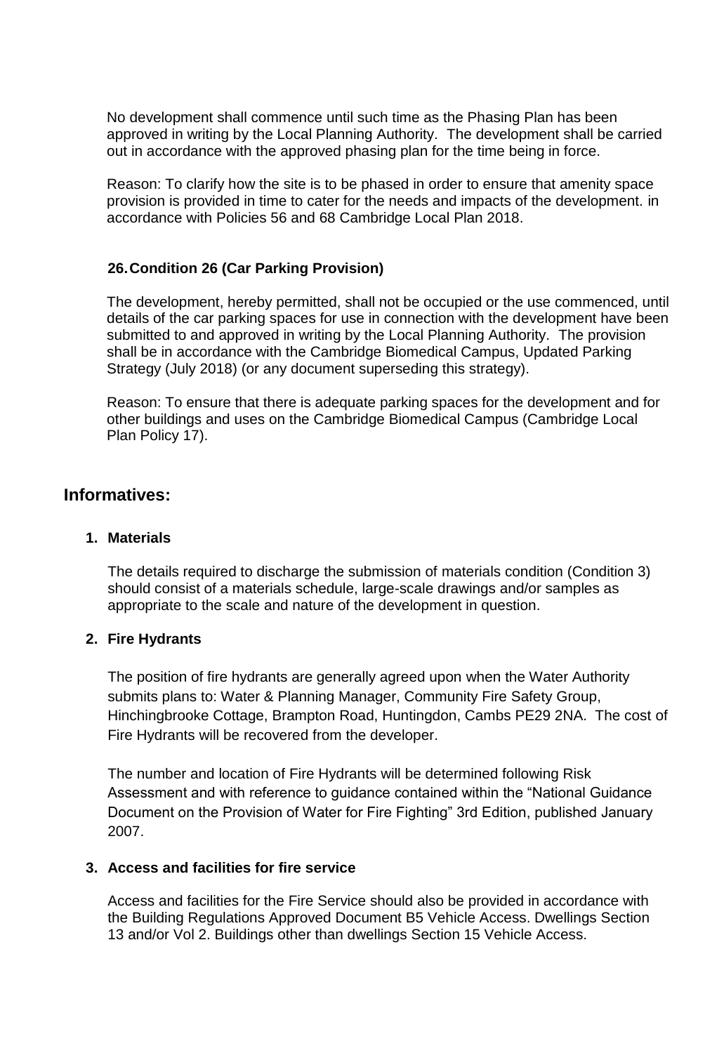No development shall commence until such time as the Phasing Plan has been approved in writing by the Local Planning Authority. The development shall be carried out in accordance with the approved phasing plan for the time being in force.

Reason: To clarify how the site is to be phased in order to ensure that amenity space provision is provided in time to cater for the needs and impacts of the development. in accordance with Policies 56 and 68 Cambridge Local Plan 2018.

### 26. Condition 26 (Car Parking Provision)

The development, hereby permitted, shall not be occupied or the use commenced, until details of the car parking spaces for use in connection with the development have been submitted to and approved in writing by the Local Planning Authority. The provision shall be in accordance with the Cambridge Biomedical Campus, Updated Parking Strategy (July 2018) (or any document superseding this strategy).

Reason: To ensure that there is adequate parking spaces for the development and for other buildings and uses on the Cambridge Biomedical Campus (Cambridge Local Plan Policy 17).

## Informatives:

### 1. Materials

The details required to discharge the submission of materials condition (Condition 3) should consist of a materials schedule, large-scale drawings and/or samples as appropriate to the scale and nature of the development in question.

### 2. Fire Hydrants

The position of fire hydrants are generally agreed upon when the Water Authority submits plans to: Water & Planning Manager, Community Fire Safety Group, Hinchingbrooke Cottage, Brampton Road, Huntingdon, Cambs PE29 2NA. The cost of Fire Hydrants will be recovered from the developer.

The number and location of Fire Hydrants will be determined following Risk Assessment and with reference to guidance contained within the "National Guidance Document on the Provision of Water for Fire Fighting" 3rd Edition, published January 2007.

### 3. Access and facilities for fire service

Access and facilities for the Fire Service should also be provided in accordance with the Building Regulations Approved Document B5 Vehicle Access. Dwellings Section 13 and/or Vol 2. Buildings other than dwellings Section 15 Vehicle Access.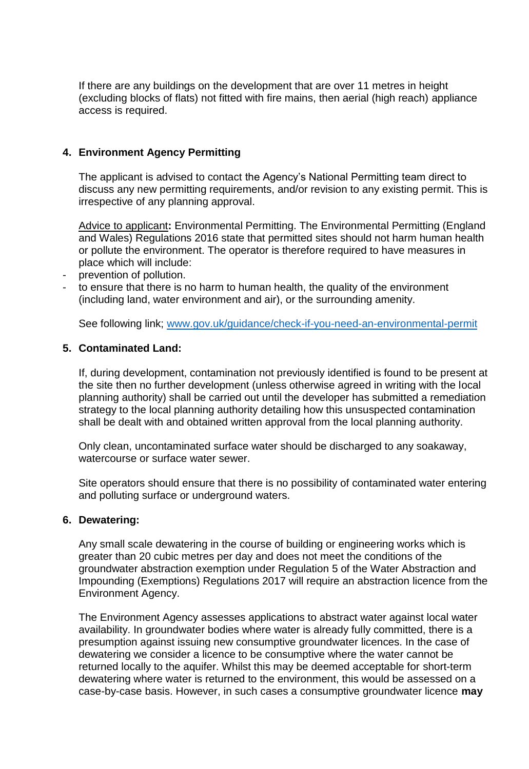If there are any buildings on the development that are over 11 metres in height (excluding blocks of flats) not fitted with fire mains, then aerial (high reach) appliance access is required.

**4. Environment Agency Permitting**

The applicant is advised to contact the Agency's National Permitting team direct to discuss any new permitting requirements, and/or revision to any existing permit. This is irrespective of any planning approval.

Advice to applicant**:** Environmental Permitting. The Environmental Permitting (England and Wales) Regulations 2016 state that permitted sites should not harm human health or pollute the environment. The operator is therefore required to have measures in place which will include:

- prevention of pollution.
- to ensure that there is no harm to human health, the quality of the environment (including land, water environment and air), or the surrounding amenity.

See following link; [www.gov.uk/guidance/check-if-you-need-an-environmental-permit](http://www.gov.uk/guidance/check-if-you-need-an-environmental-permit)

**5. Contaminated Land:**

If, during development, contamination not previously identified is found to be present at the site then no further development (unless otherwise agreed in writing with the local planning authority) shall be carried out until the developer has submitted a remediation strategy to the local planning authority detailing how this unsuspected contamination shall be dealt with and obtained written approval from the local planning authority.

Only clean, uncontaminated surface water should be discharged to any soakaway, watercourse or surface water sewer.

Site operators should ensure that there is no possibility of contaminated water entering and polluting surface or underground waters.

**6. Dewatering:**

Any small scale dewatering in the course of building or engineering works which is greater than 20 cubic metres per day and does not meet the conditions of the groundwater abstraction exemption under Regulation 5 of the Water Abstraction and Impounding (Exemptions) Regulations 2017 will require an abstraction licence from the Environment Agency.

The Environment Agency assesses applications to abstract water against local water availability. In groundwater bodies where water is already fully committed, there is a presumption against issuing new consumptive groundwater licences. In the case of dewatering we consider a licence to be consumptive where the water cannot be returned locally to the aquifer. Whilst this may be deemed acceptable for short-term dewatering where water is returned to the environment, this would be assessed on a case-by-case basis. However, in such cases a consumptive groundwater licence **may**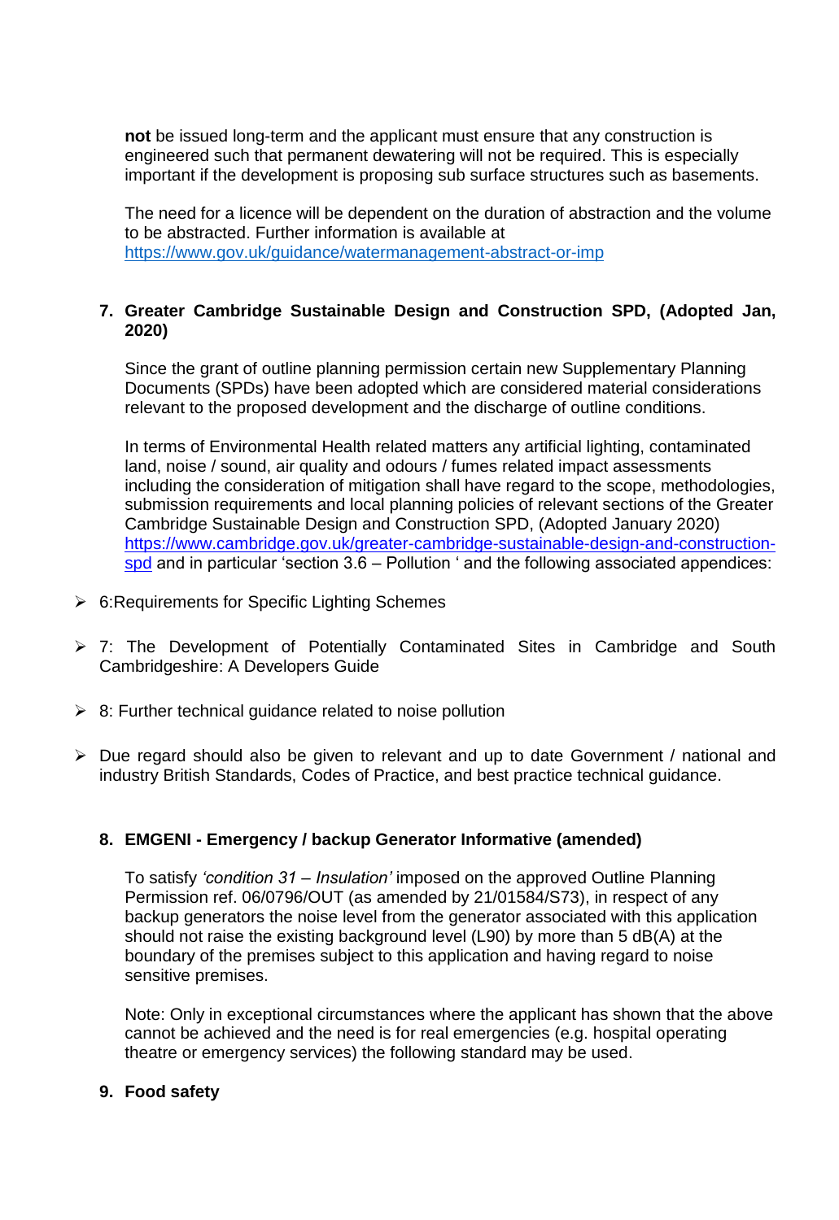**not** be issued long-term and the applicant must ensure that any construction is engineered such that permanent dewatering will not be required. This is especially important if the development is proposing sub surface structures such as basements.

The need for a licence will be dependent on the duration of abstraction and the volume to be abstracted. Further information is available at https://www.gov.uk/guidance/watermanagement-abstract-or-imp

7. **Greater Cambridge Sustainable Design and Construction SPD, (Adopted Jan, 2020)**

   Since the grant of outline planning permission certain new Supplementary Planning Documents (SPDs) have been adopted which are considered material considerations relevant to the proposed development and the discharge of outline conditions.

   In terms of Environmental Health related matters any artificial lighting, contaminated land, noise / sound, air quality and odours / fumes related impact assessments including the consideration of mitigation shall have regard to the scope, methodologies, submission requirements and local planning policies of relevant sections of the Greater Cambridge Sustainable Design and Construction SPD, (Adopted January 2020) https://www.cambridge.gov.uk/greater-cambridge-sustainable-design-and-construction-spd and in particular 'section 3.6 – Pollution ' and the following associated appendices:

- 6:Requirements for Specific Lighting Schemes
- 7: The Development of Potentially Contaminated Sites in Cambridge and South Cambridgeshire: A Developers Guide
- 8: Further technical guidance related to noise pollution
- Due regard should also be given to relevant and up to date Government / national and industry British Standards, Codes of Practice, and best practice technical guidance.

8. **EMGENI - Emergency / backup Generator Informative (amended)**

   To satisfy *'condition 31 – Insulation'* imposed on the approved Outline Planning Permission ref. 06/0796/OUT (as amended by 21/01584/S73), in respect of any backup generators the noise level from the generator associated with this application should not raise the existing background level (L90) by more than 5 dB(A) at the boundary of the premises subject to this application and having regard to noise sensitive premises.

   Note: Only in exceptional circumstances where the applicant has shown that the above cannot be achieved and the need is for real emergencies (e.g. hospital operating theatre or emergency services) the following standard may be used.

9. **Food safety**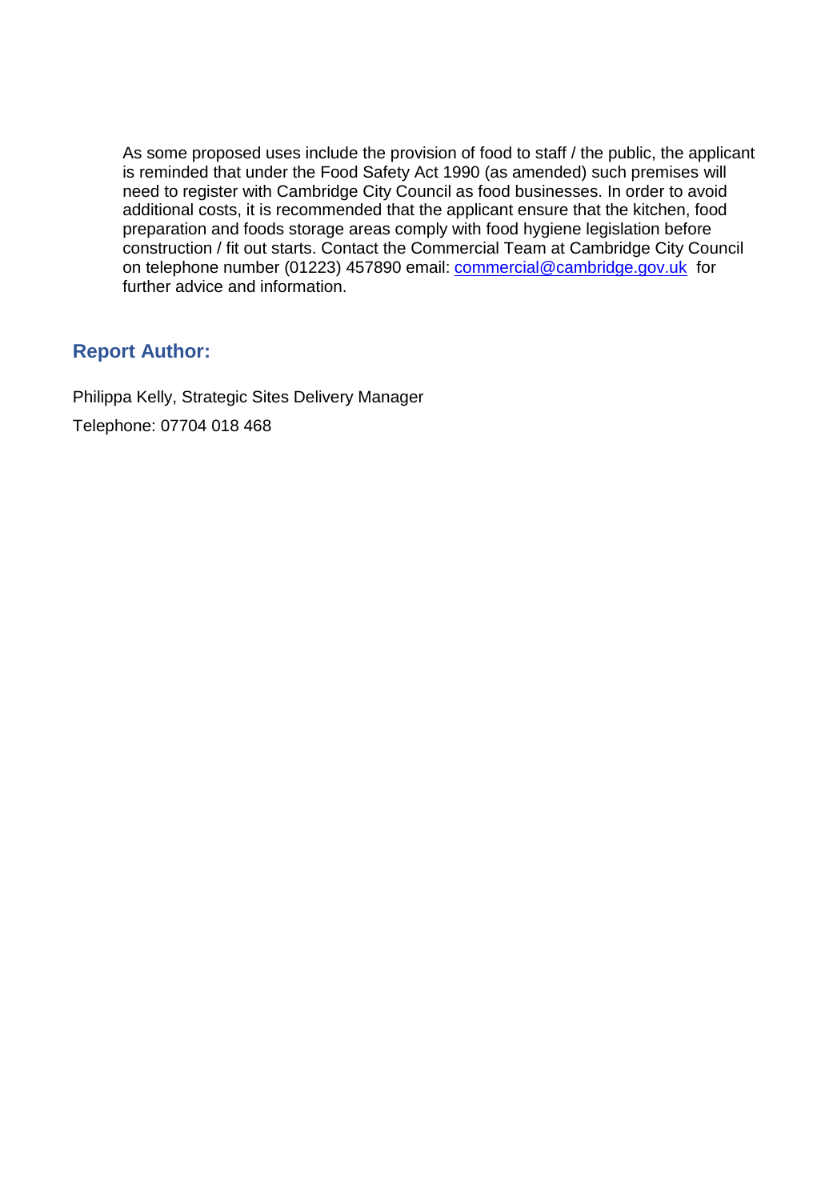As some proposed uses include the provision of food to staff / the public, the applicant is reminded that under the Food Safety Act 1990 (as amended) such premises will need to register with Cambridge City Council as food businesses. In order to avoid additional costs, it is recommended that the applicant ensure that the kitchen, food preparation and foods storage areas comply with food hygiene legislation before construction / fit out starts. Contact the Commercial Team at Cambridge City Council on telephone number (01223) 457890 email: commercial@cambridge.gov.uk for further advice and information.

## Report Author:

Philippa Kelly, Strategic Sites Delivery Manager

Telephone: 07704 018 468